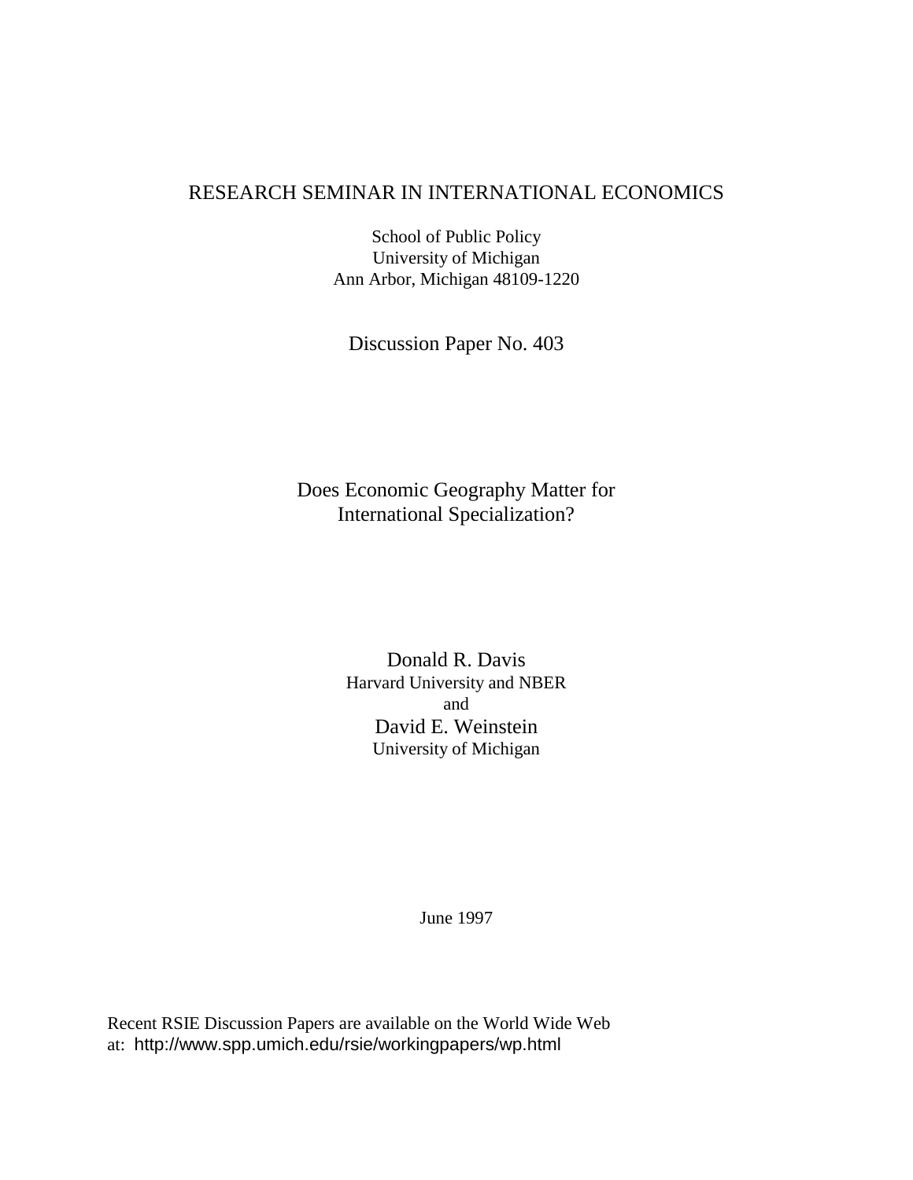RESEARCH SEMINAR IN INTERNATIONAL ECONOMICS

School of Public Policy
University of Michigan
Ann Arbor, Michigan 48109-1220

Discussion Paper No. 403

# Does Economic Geography Matter for International Specialization?

Donald R. Davis
Harvard University and NBER
and
David E. Weinstein
University of Michigan

June 1997

Recent RSIE Discussion Papers are available on the World Wide Web at: http://www.spp.umich.edu/rsie/workingpapers/wp.html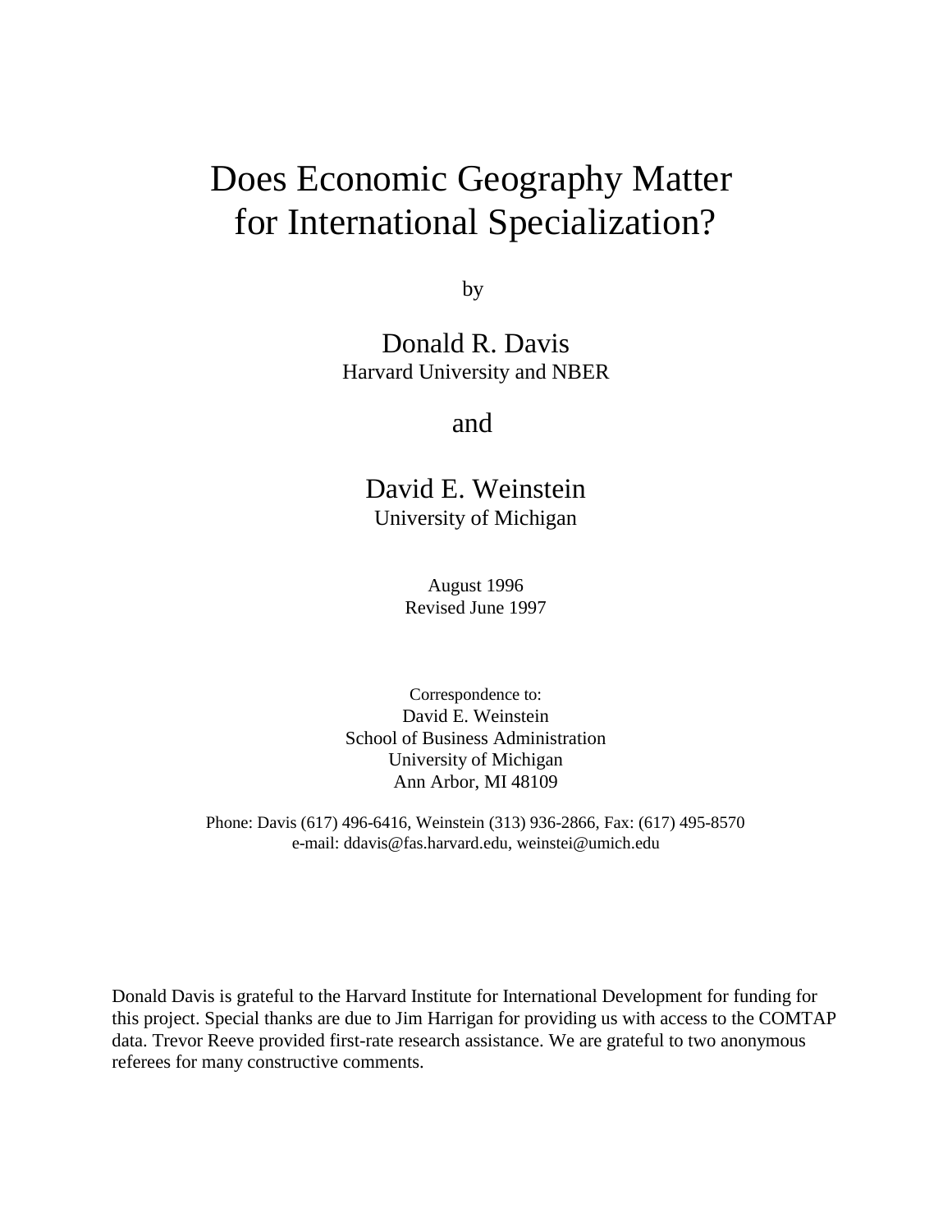# Does Economic Geography Matter for International Specialization?

by

Donald R. Davis
Harvard University and NBER

and

David E. Weinstein
University of Michigan

August 1996
Revised June 1997

Correspondence to:
David E. Weinstein
School of Business Administration
University of Michigan
Ann Arbor, MI 48109

Phone: Davis (617) 496-6416, Weinstein (313) 936-2866, Fax: (617) 495-8570
e-mail: ddavis@fas.harvard.edu, weinstei@umich.edu

Donald Davis is grateful to the Harvard Institute for International Development for funding for this project. Special thanks are due to Jim Harrigan for providing us with access to the COMTAP data. Trevor Reeve provided first-rate research assistance. We are grateful to two anonymous referees for many constructive comments.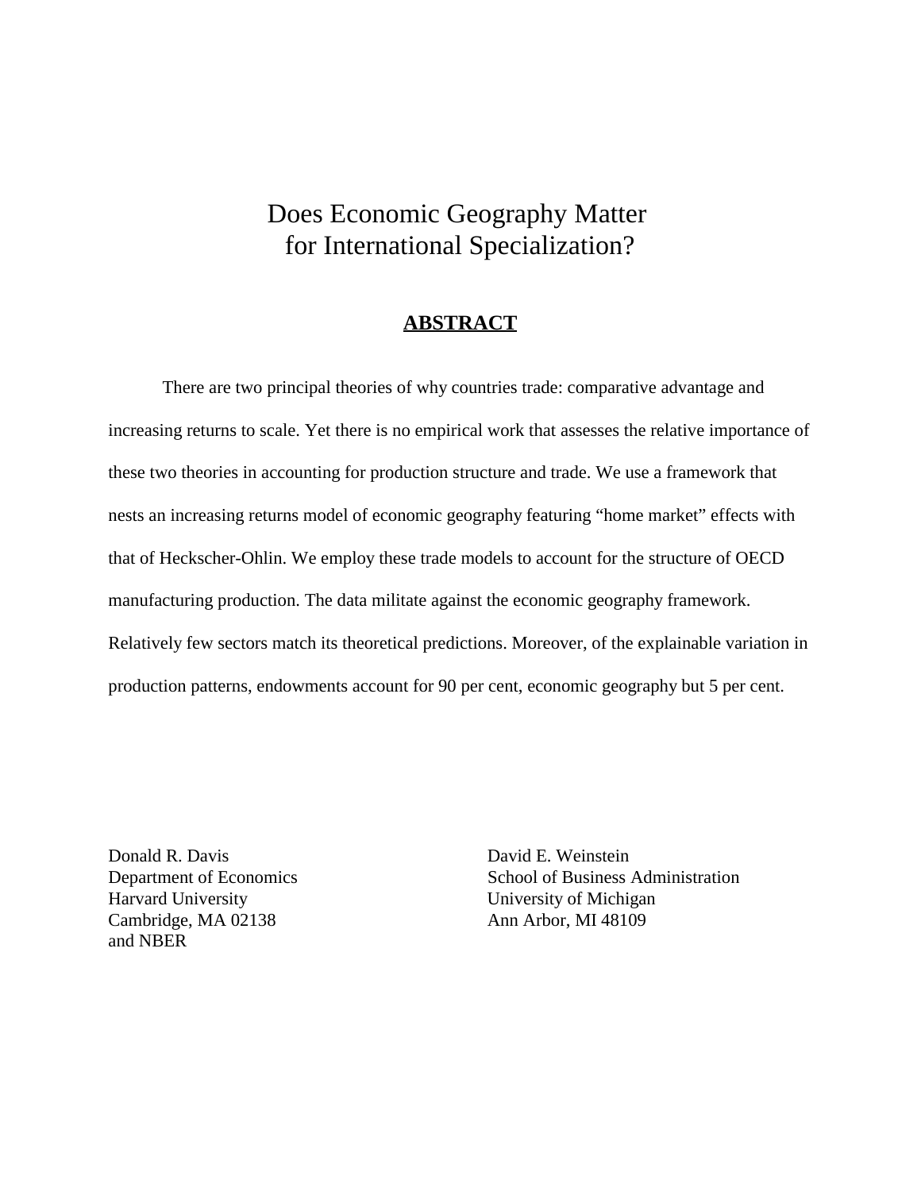# Does Economic Geography Matter for International Specialization?

## ABSTRACT

There are two principal theories of why countries trade: comparative advantage and increasing returns to scale. Yet there is no empirical work that assesses the relative importance of these two theories in accounting for production structure and trade. We use a framework that nests an increasing returns model of economic geography featuring "home market" effects with that of Heckscher-Ohlin. We employ these trade models to account for the structure of OECD manufacturing production. The data militate against the economic geography framework. Relatively few sectors match its theoretical predictions. Moreover, of the explainable variation in production patterns, endowments account for 90 per cent, economic geography but 5 per cent.

Donald R. Davis
Department of Economics
Harvard University
Cambridge, MA 02138
and NBER

David E. Weinstein
School of Business Administration
University of Michigan
Ann Arbor, MI 48109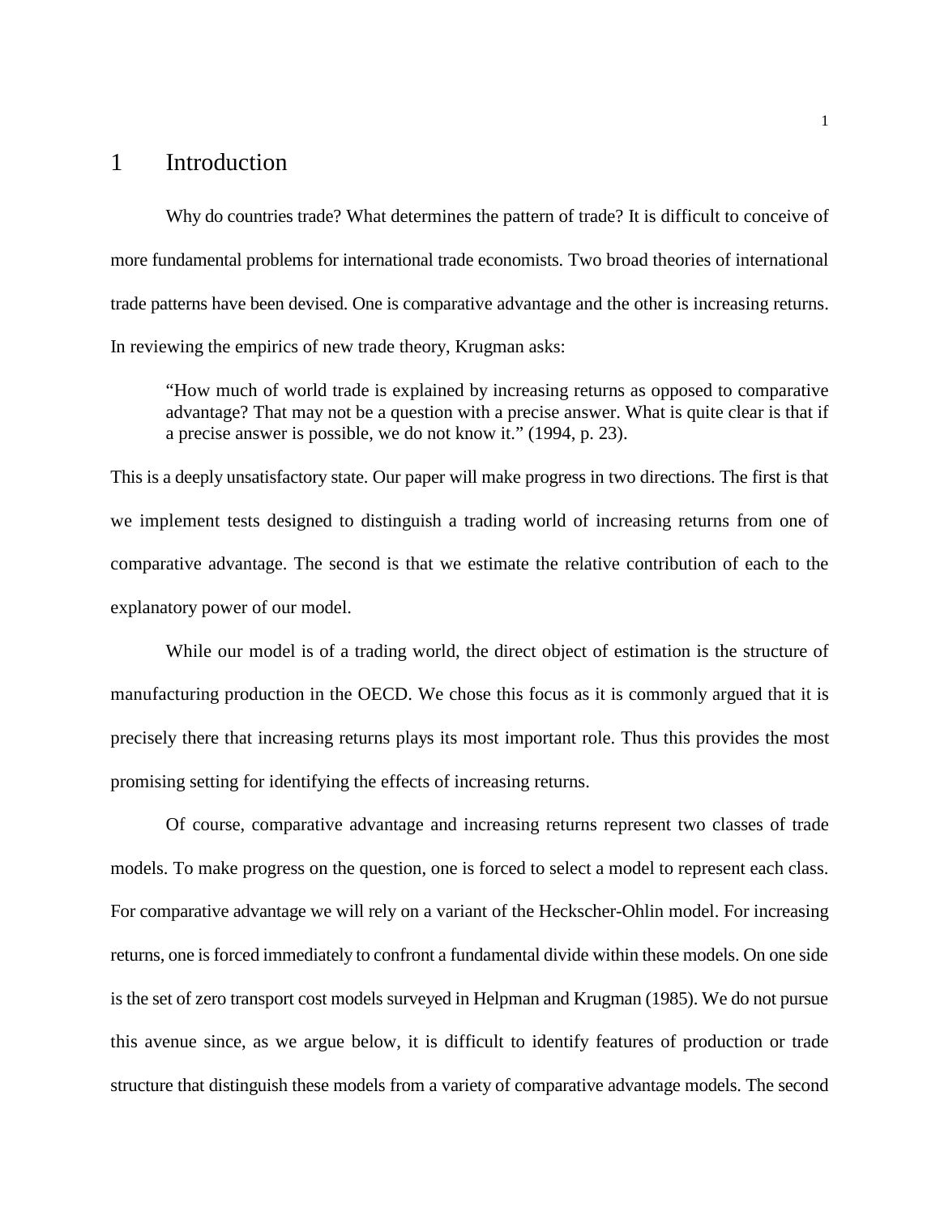# 1 Introduction

Why do countries trade? What determines the pattern of trade? It is difficult to conceive of more fundamental problems for international trade economists. Two broad theories of international trade patterns have been devised. One is comparative advantage and the other is increasing returns. In reviewing the empirics of new trade theory, Krugman asks:

> "How much of world trade is explained by increasing returns as opposed to comparative advantage? That may not be a question with a precise answer. What is quite clear is that if a precise answer is possible, we do not know it." (1994, p. 23).

This is a deeply unsatisfactory state. Our paper will make progress in two directions. The first is that we implement tests designed to distinguish a trading world of increasing returns from one of comparative advantage. The second is that we estimate the relative contribution of each to the explanatory power of our model.

While our model is of a trading world, the direct object of estimation is the structure of manufacturing production in the OECD. We chose this focus as it is commonly argued that it is precisely there that increasing returns plays its most important role. Thus this provides the most promising setting for identifying the effects of increasing returns.

Of course, comparative advantage and increasing returns represent two classes of trade models. To make progress on the question, one is forced to select a model to represent each class. For comparative advantage we will rely on a variant of the Heckscher-Ohlin model. For increasing returns, one is forced immediately to confront a fundamental divide within these models. On one side is the set of zero transport cost models surveyed in Helpman and Krugman (1985). We do not pursue this avenue since, as we argue below, it is difficult to identify features of production or trade structure that distinguish these models from a variety of comparative advantage models. The second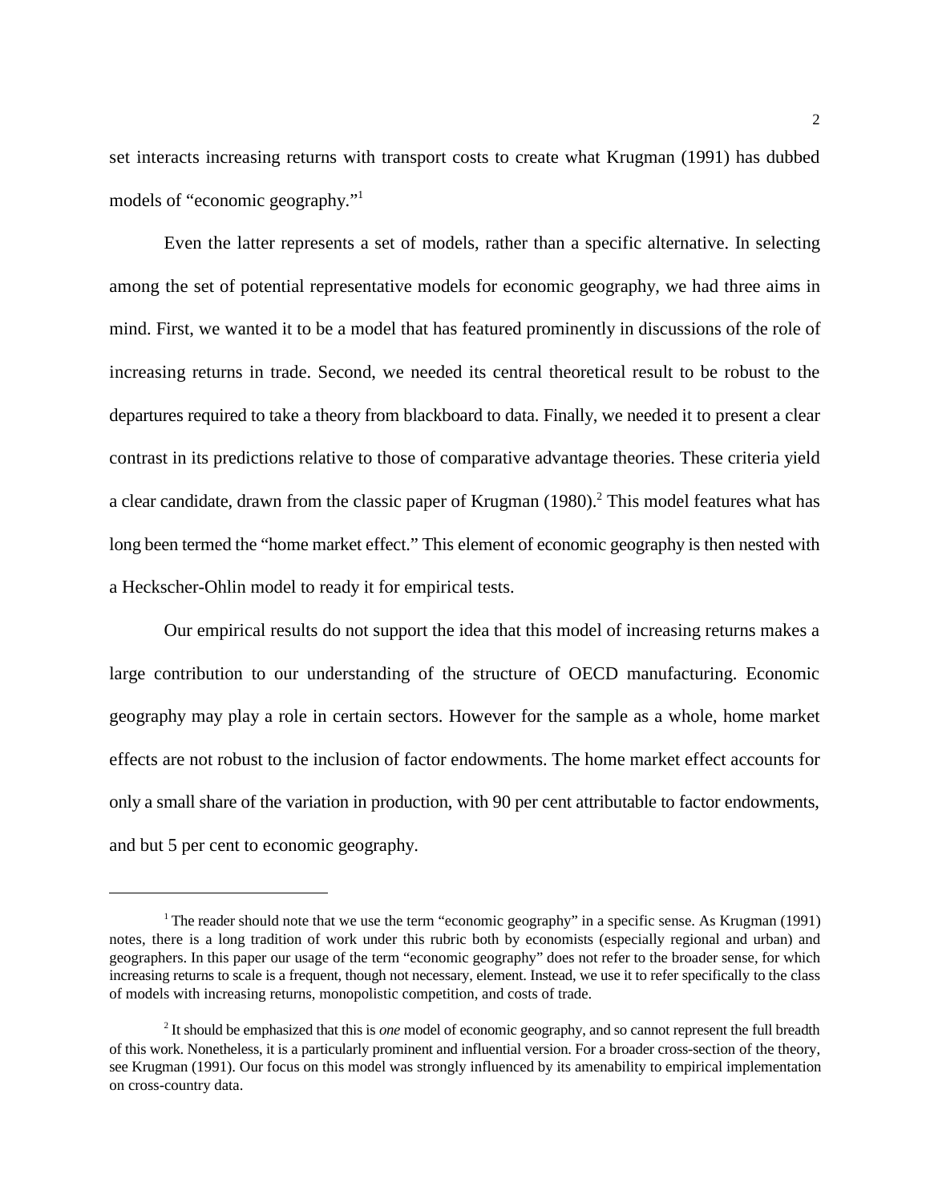set interacts increasing returns with transport costs to create what Krugman (1991) has dubbed models of "economic geography."[1]

Even the latter represents a set of models, rather than a specific alternative. In selecting among the set of potential representative models for economic geography, we had three aims in mind. First, we wanted it to be a model that has featured prominently in discussions of the role of increasing returns in trade. Second, we needed its central theoretical result to be robust to the departures required to take a theory from blackboard to data. Finally, we needed it to present a clear contrast in its predictions relative to those of comparative advantage theories. These criteria yield a clear candidate, drawn from the classic paper of Krugman (1980).[2] This model features what has long been termed the "home market effect." This element of economic geography is then nested with a Heckscher-Ohlin model to ready it for empirical tests.

Our empirical results do not support the idea that this model of increasing returns makes a large contribution to our understanding of the structure of OECD manufacturing. Economic geography may play a role in certain sectors. However for the sample as a whole, home market effects are not robust to the inclusion of factor endowments. The home market effect accounts for only a small share of the variation in production, with 90 per cent attributable to factor endowments, and but 5 per cent to economic geography.

---

[1] The reader should note that we use the term "economic geography" in a specific sense. As Krugman (1991) notes, there is a long tradition of work under this rubric both by economists (especially regional and urban) and geographers. In this paper our usage of the term "economic geography" does not refer to the broader sense, for which increasing returns to scale is a frequent, though not necessary, element. Instead, we use it to refer specifically to the class of models with increasing returns, monopolistic competition, and costs of trade.

[2] It should be emphasized that this is *one* model of economic geography, and so cannot represent the full breadth of this work. Nonetheless, it is a particularly prominent and influential version. For a broader cross-section of the theory, see Krugman (1991). Our focus on this model was strongly influenced by its amenability to empirical implementation on cross-country data.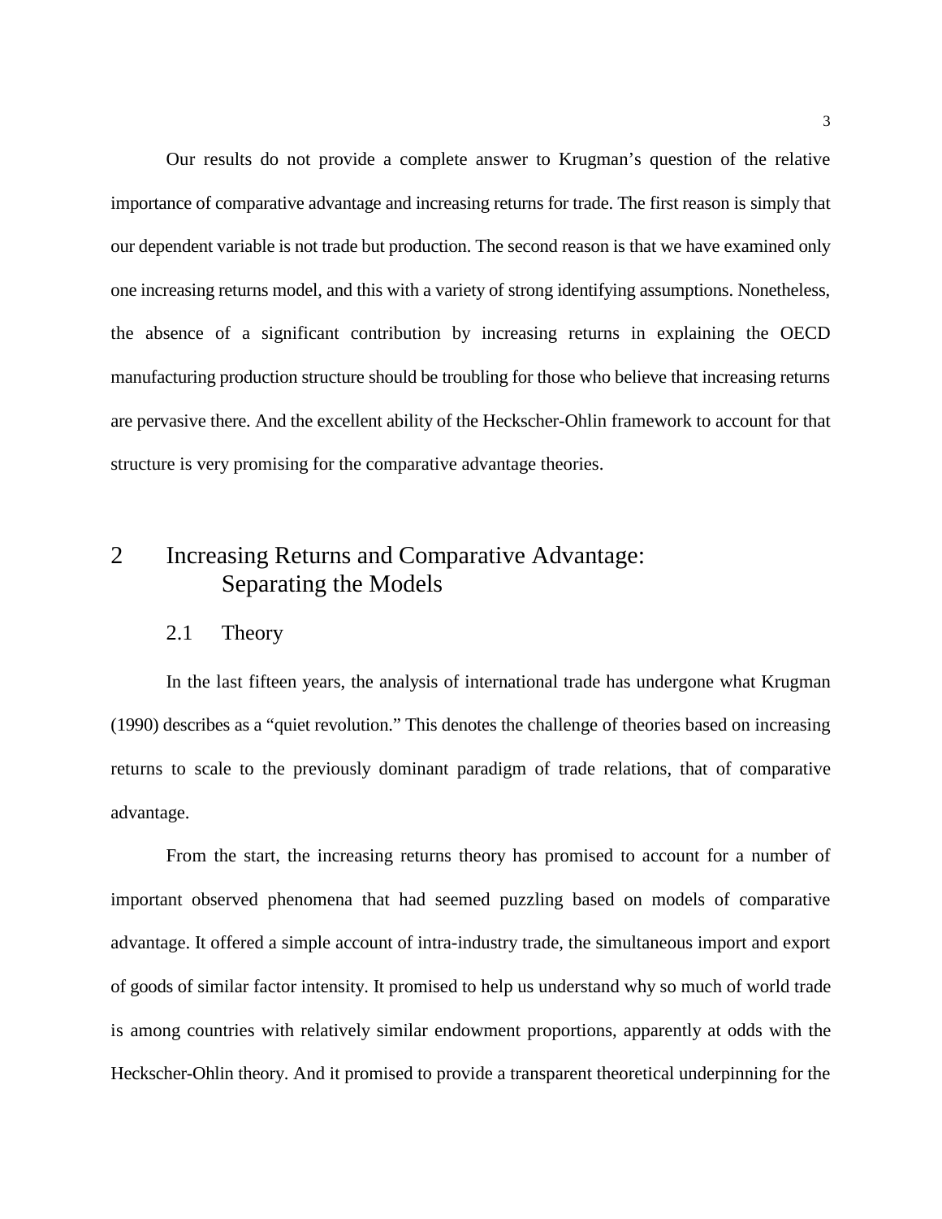Our results do not provide a complete answer to Krugman's question of the relative importance of comparative advantage and increasing returns for trade. The first reason is simply that our dependent variable is not trade but production. The second reason is that we have examined only one increasing returns model, and this with a variety of strong identifying assumptions. Nonetheless, the absence of a significant contribution by increasing returns in explaining the OECD manufacturing production structure should be troubling for those who believe that increasing returns are pervasive there. And the excellent ability of the Heckscher-Ohlin framework to account for that structure is very promising for the comparative advantage theories.

# 2 Increasing Returns and Comparative Advantage: Separating the Models

## 2.1 Theory

In the last fifteen years, the analysis of international trade has undergone what Krugman (1990) describes as a "quiet revolution." This denotes the challenge of theories based on increasing returns to scale to the previously dominant paradigm of trade relations, that of comparative advantage.

From the start, the increasing returns theory has promised to account for a number of important observed phenomena that had seemed puzzling based on models of comparative advantage. It offered a simple account of intra-industry trade, the simultaneous import and export of goods of similar factor intensity. It promised to help us understand why so much of world trade is among countries with relatively similar endowment proportions, apparently at odds with the Heckscher-Ohlin theory. And it promised to provide a transparent theoretical underpinning for the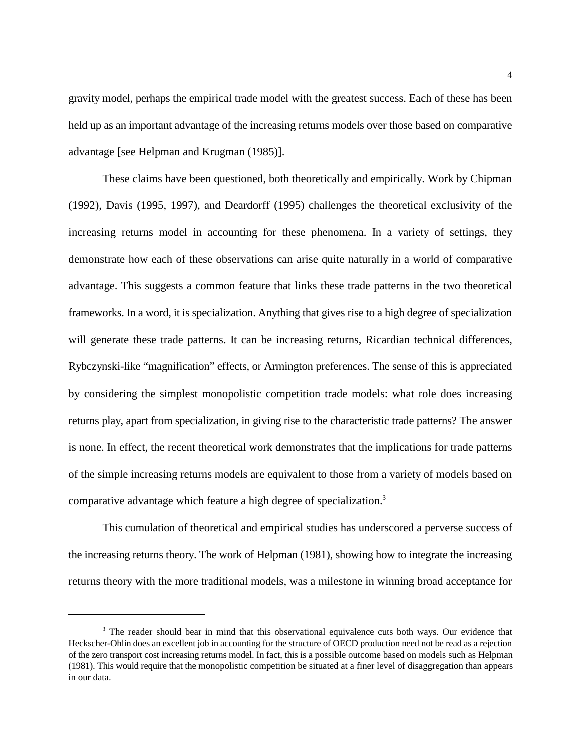gravity model, perhaps the empirical trade model with the greatest success. Each of these has been held up as an important advantage of the increasing returns models over those based on comparative advantage [see Helpman and Krugman (1985)].

These claims have been questioned, both theoretically and empirically. Work by Chipman (1992), Davis (1995, 1997), and Deardorff (1995) challenges the theoretical exclusivity of the increasing returns model in accounting for these phenomena. In a variety of settings, they demonstrate how each of these observations can arise quite naturally in a world of comparative advantage. This suggests a common feature that links these trade patterns in the two theoretical frameworks. In a word, it is specialization. Anything that gives rise to a high degree of specialization will generate these trade patterns. It can be increasing returns, Ricardian technical differences, Rybczynski-like "magnification" effects, or Armington preferences. The sense of this is appreciated by considering the simplest monopolistic competition trade models: what role does increasing returns play, apart from specialization, in giving rise to the characteristic trade patterns? The answer is none. In effect, the recent theoretical work demonstrates that the implications for trade patterns of the simple increasing returns models are equivalent to those from a variety of models based on comparative advantage which feature a high degree of specialization.[3]

This cumulation of theoretical and empirical studies has underscored a perverse success of the increasing returns theory. The work of Helpman (1981), showing how to integrate the increasing returns theory with the more traditional models, was a milestone in winning broad acceptance for

[3] The reader should bear in mind that this observational equivalence cuts both ways. Our evidence that Heckscher-Ohlin does an excellent job in accounting for the structure of OECD production need not be read as a rejection of the zero transport cost increasing returns model. In fact, this is a possible outcome based on models such as Helpman (1981). This would require that the monopolistic competition be situated at a finer level of disaggregation than appears in our data.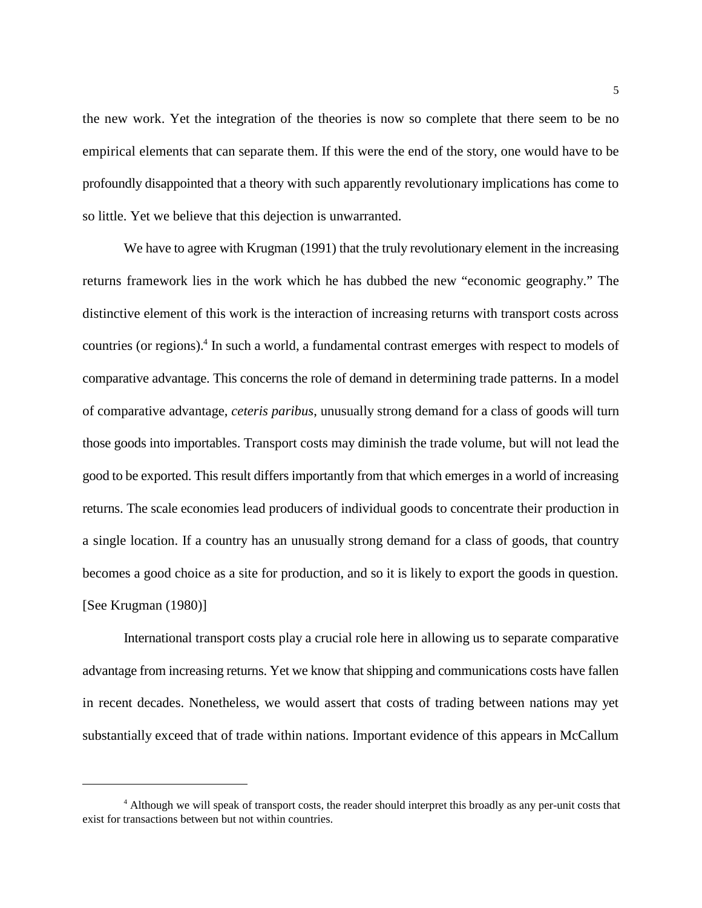the new work. Yet the integration of the theories is now so complete that there seem to be no empirical elements that can separate them. If this were the end of the story, one would have to be profoundly disappointed that a theory with such apparently revolutionary implications has come to so little. Yet we believe that this dejection is unwarranted.

We have to agree with Krugman (1991) that the truly revolutionary element in the increasing returns framework lies in the work which he has dubbed the new "economic geography." The distinctive element of this work is the interaction of increasing returns with transport costs across countries (or regions).[4] In such a world, a fundamental contrast emerges with respect to models of comparative advantage. This concerns the role of demand in determining trade patterns. In a model of comparative advantage, *ceteris paribus*, unusually strong demand for a class of goods will turn those goods into importables. Transport costs may diminish the trade volume, but will not lead the good to be exported. This result differs importantly from that which emerges in a world of increasing returns. The scale economies lead producers of individual goods to concentrate their production in a single location. If a country has an unusually strong demand for a class of goods, that country becomes a good choice as a site for production, and so it is likely to export the goods in question. [See Krugman (1980)]

International transport costs play a crucial role here in allowing us to separate comparative advantage from increasing returns. Yet we know that shipping and communications costs have fallen in recent decades. Nonetheless, we would assert that costs of trading between nations may yet substantially exceed that of trade within nations. Important evidence of this appears in McCallum

---

[4] Although we will speak of transport costs, the reader should interpret this broadly as any per-unit costs that exist for transactions between but not within countries.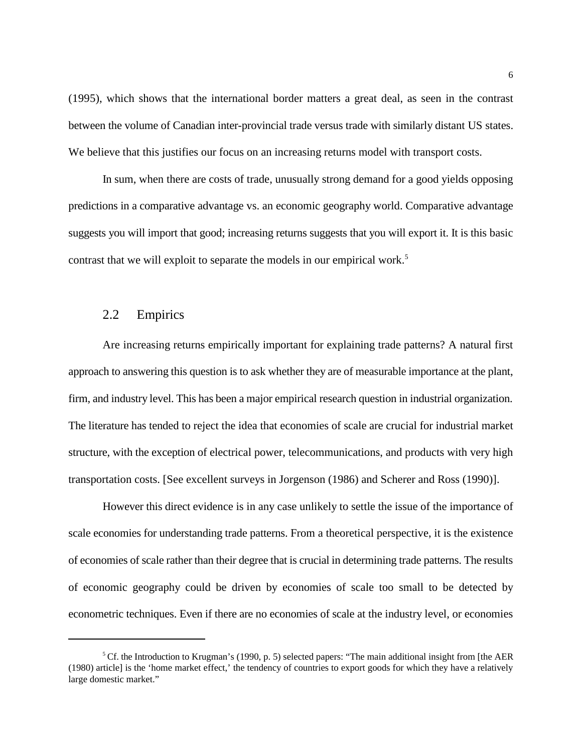(1995), which shows that the international border matters a great deal, as seen in the contrast between the volume of Canadian inter-provincial trade versus trade with similarly distant US states. We believe that this justifies our focus on an increasing returns model with transport costs.

In sum, when there are costs of trade, unusually strong demand for a good yields opposing predictions in a comparative advantage vs. an economic geography world. Comparative advantage suggests you will import that good; increasing returns suggests that you will export it. It is this basic contrast that we will exploit to separate the models in our empirical work.[5]

## 2.2 Empirics

Are increasing returns empirically important for explaining trade patterns? A natural first approach to answering this question is to ask whether they are of measurable importance at the plant, firm, and industry level. This has been a major empirical research question in industrial organization. The literature has tended to reject the idea that economies of scale are crucial for industrial market structure, with the exception of electrical power, telecommunications, and products with very high transportation costs. [See excellent surveys in Jorgenson (1986) and Scherer and Ross (1990)].

However this direct evidence is in any case unlikely to settle the issue of the importance of scale economies for understanding trade patterns. From a theoretical perspective, it is the existence of economies of scale rather than their degree that is crucial in determining trade patterns. The results of economic geography could be driven by economies of scale too small to be detected by econometric techniques. Even if there are no economies of scale at the industry level, or economies

---

[5] Cf. the Introduction to Krugman's (1990, p. 5) selected papers: "The main additional insight from [the AER (1980) article] is the 'home market effect,' the tendency of countries to export goods for which they have a relatively large domestic market."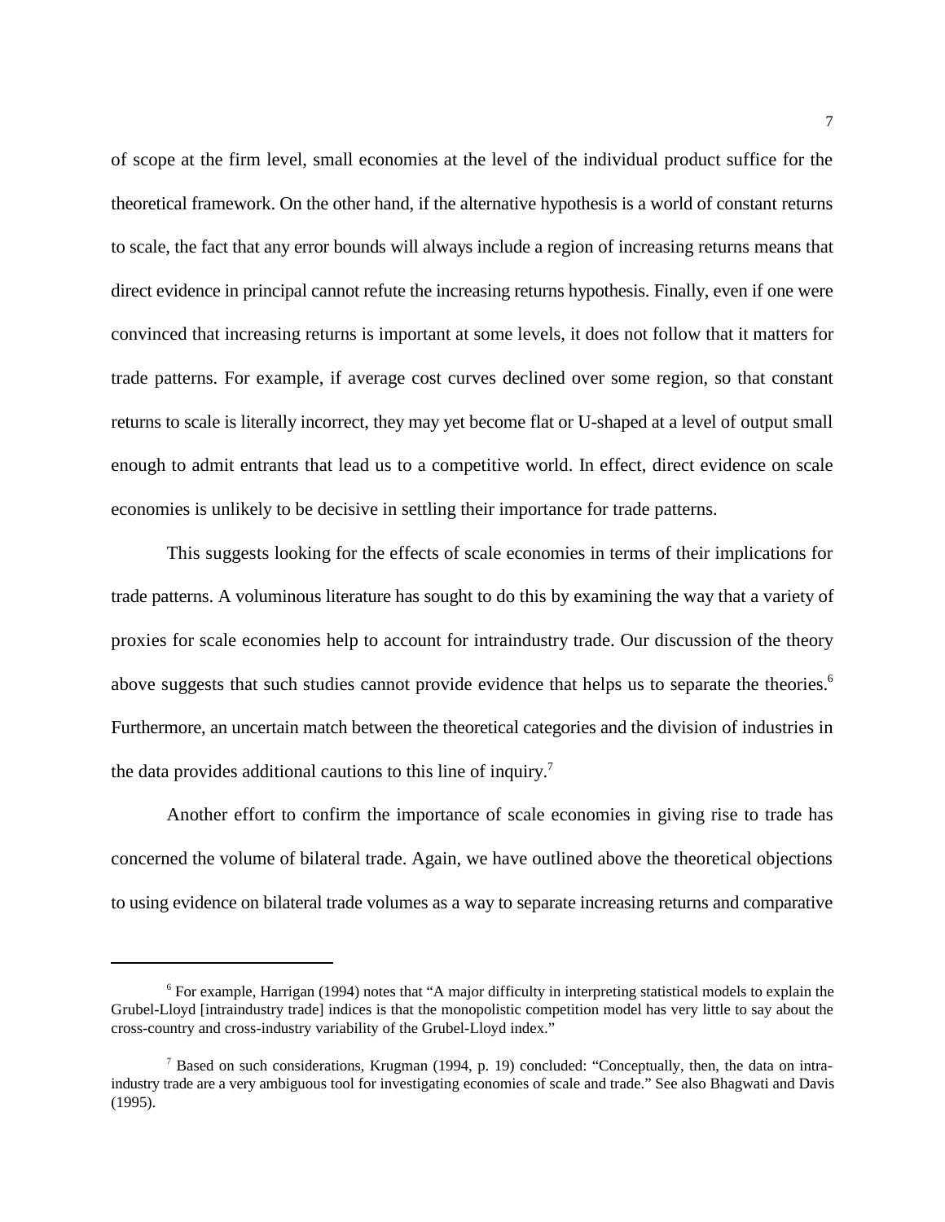of scope at the firm level, small economies at the level of the individual product suffice for the theoretical framework. On the other hand, if the alternative hypothesis is a world of constant returns to scale, the fact that any error bounds will always include a region of increasing returns means that direct evidence in principal cannot refute the increasing returns hypothesis. Finally, even if one were convinced that increasing returns is important at some levels, it does not follow that it matters for trade patterns. For example, if average cost curves declined over some region, so that constant returns to scale is literally incorrect, they may yet become flat or U-shaped at a level of output small enough to admit entrants that lead us to a competitive world. In effect, direct evidence on scale economies is unlikely to be decisive in settling their importance for trade patterns.

This suggests looking for the effects of scale economies in terms of their implications for trade patterns. A voluminous literature has sought to do this by examining the way that a variety of proxies for scale economies help to account for intraindustry trade. Our discussion of the theory above suggests that such studies cannot provide evidence that helps us to separate the theories.[6] Furthermore, an uncertain match between the theoretical categories and the division of industries in the data provides additional cautions to this line of inquiry.[7]

Another effort to confirm the importance of scale economies in giving rise to trade has concerned the volume of bilateral trade. Again, we have outlined above the theoretical objections to using evidence on bilateral trade volumes as a way to separate increasing returns and comparative

---

[6] For example, Harrigan (1994) notes that "A major difficulty in interpreting statistical models to explain the Grubel-Lloyd [intraindustry trade] indices is that the monopolistic competition model has very little to say about the cross-country and cross-industry variability of the Grubel-Lloyd index."

[7] Based on such considerations, Krugman (1994, p. 19) concluded: "Conceptually, then, the data on intra-industry trade are a very ambiguous tool for investigating economies of scale and trade." See also Bhagwati and Davis (1995).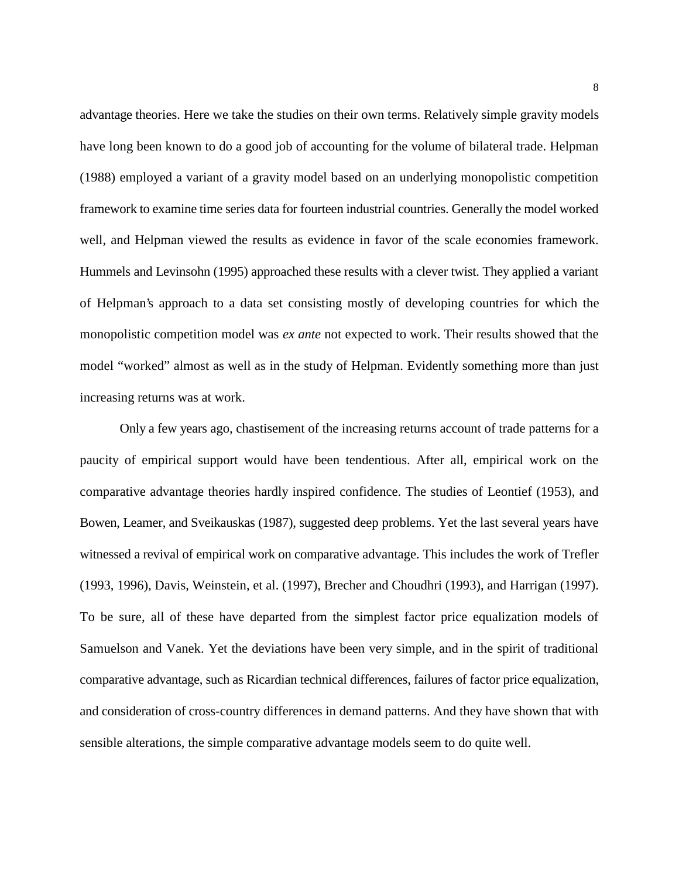advantage theories. Here we take the studies on their own terms. Relatively simple gravity models have long been known to do a good job of accounting for the volume of bilateral trade. Helpman (1988) employed a variant of a gravity model based on an underlying monopolistic competition framework to examine time series data for fourteen industrial countries. Generally the model worked well, and Helpman viewed the results as evidence in favor of the scale economies framework. Hummels and Levinsohn (1995) approached these results with a clever twist. They applied a variant of Helpman's approach to a data set consisting mostly of developing countries for which the monopolistic competition model was *ex ante* not expected to work. Their results showed that the model "worked" almost as well as in the study of Helpman. Evidently something more than just increasing returns was at work.

Only a few years ago, chastisement of the increasing returns account of trade patterns for a paucity of empirical support would have been tendentious. After all, empirical work on the comparative advantage theories hardly inspired confidence. The studies of Leontief (1953), and Bowen, Leamer, and Sveikauskas (1987), suggested deep problems. Yet the last several years have witnessed a revival of empirical work on comparative advantage. This includes the work of Trefler (1993, 1996), Davis, Weinstein, et al. (1997), Brecher and Choudhri (1993), and Harrigan (1997). To be sure, all of these have departed from the simplest factor price equalization models of Samuelson and Vanek. Yet the deviations have been very simple, and in the spirit of traditional comparative advantage, such as Ricardian technical differences, failures of factor price equalization, and consideration of cross-country differences in demand patterns. And they have shown that with sensible alterations, the simple comparative advantage models seem to do quite well.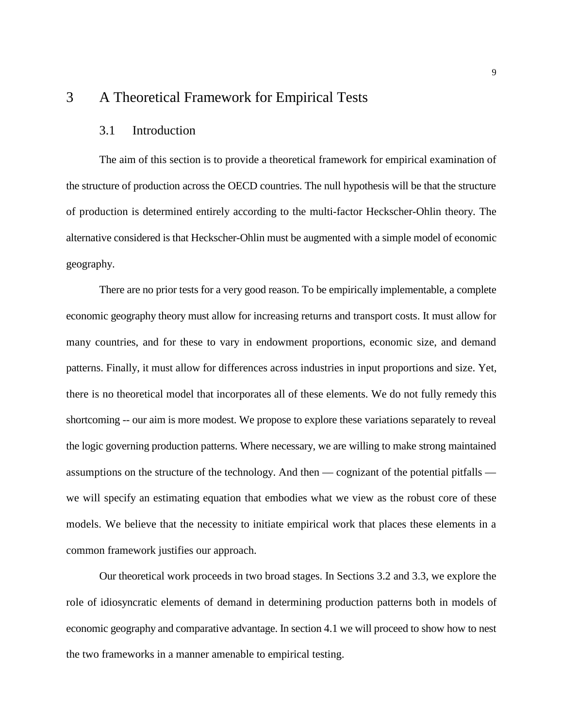# 3 A Theoretical Framework for Empirical Tests

## 3.1 Introduction

The aim of this section is to provide a theoretical framework for empirical examination of the structure of production across the OECD countries. The null hypothesis will be that the structure of production is determined entirely according to the multi-factor Heckscher-Ohlin theory. The alternative considered is that Heckscher-Ohlin must be augmented with a simple model of economic geography.

There are no prior tests for a very good reason. To be empirically implementable, a complete economic geography theory must allow for increasing returns and transport costs. It must allow for many countries, and for these to vary in endowment proportions, economic size, and demand patterns. Finally, it must allow for differences across industries in input proportions and size. Yet, there is no theoretical model that incorporates all of these elements. We do not fully remedy this shortcoming -- our aim is more modest. We propose to explore these variations separately to reveal the logic governing production patterns. Where necessary, we are willing to make strong maintained assumptions on the structure of the technology. And then — cognizant of the potential pitfalls — we will specify an estimating equation that embodies what we view as the robust core of these models. We believe that the necessity to initiate empirical work that places these elements in a common framework justifies our approach.

Our theoretical work proceeds in two broad stages. In Sections 3.2 and 3.3, we explore the role of idiosyncratic elements of demand in determining production patterns both in models of economic geography and comparative advantage. In section 4.1 we will proceed to show how to nest the two frameworks in a manner amenable to empirical testing.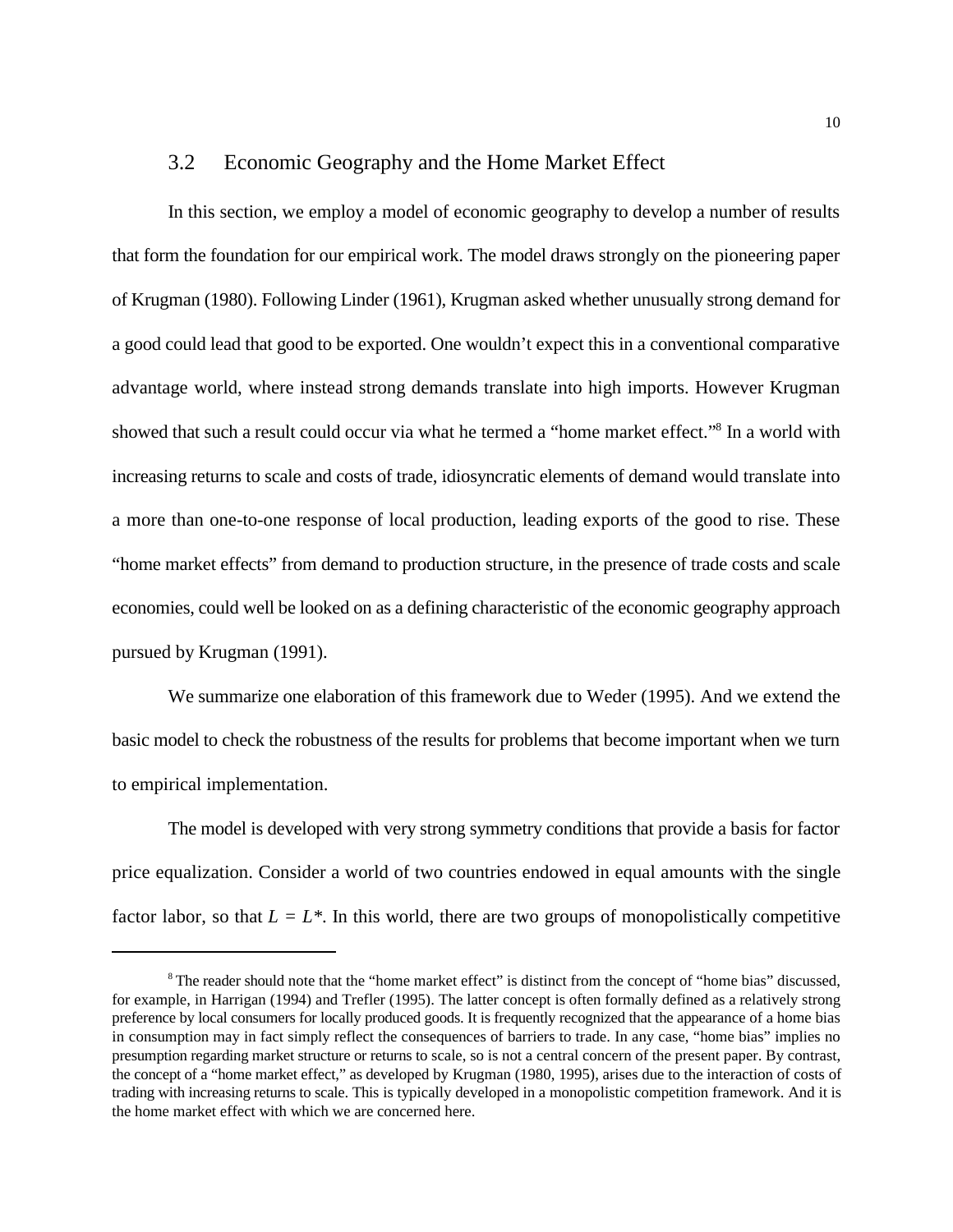## 3.2 Economic Geography and the Home Market Effect

In this section, we employ a model of economic geography to develop a number of results that form the foundation for our empirical work. The model draws strongly on the pioneering paper of Krugman (1980). Following Linder (1961), Krugman asked whether unusually strong demand for a good could lead that good to be exported. One wouldn't expect this in a conventional comparative advantage world, where instead strong demands translate into high imports. However Krugman showed that such a result could occur via what he termed a "home market effect."[8] In a world with increasing returns to scale and costs of trade, idiosyncratic elements of demand would translate into a more than one-to-one response of local production, leading exports of the good to rise. These "home market effects" from demand to production structure, in the presence of trade costs and scale economies, could well be looked on as a defining characteristic of the economic geography approach pursued by Krugman (1991).

We summarize one elaboration of this framework due to Weder (1995). And we extend the basic model to check the robustness of the results for problems that become important when we turn to empirical implementation.

The model is developed with very strong symmetry conditions that provide a basis for factor price equalization. Consider a world of two countries endowed in equal amounts with the single factor labor, so that $L = L^*$. In this world, there are two groups of monopolistically competitive

---

[8] The reader should note that the "home market effect" is distinct from the concept of "home bias" discussed, for example, in Harrigan (1994) and Trefler (1995). The latter concept is often formally defined as a relatively strong preference by local consumers for locally produced goods. It is frequently recognized that the appearance of a home bias in consumption may in fact simply reflect the consequences of barriers to trade. In any case, "home bias" implies no presumption regarding market structure or returns to scale, so is not a central concern of the present paper. By contrast, the concept of a "home market effect," as developed by Krugman (1980, 1995), arises due to the interaction of costs of trading with increasing returns to scale. This is typically developed in a monopolistic competition framework. And it is the home market effect with which we are concerned here.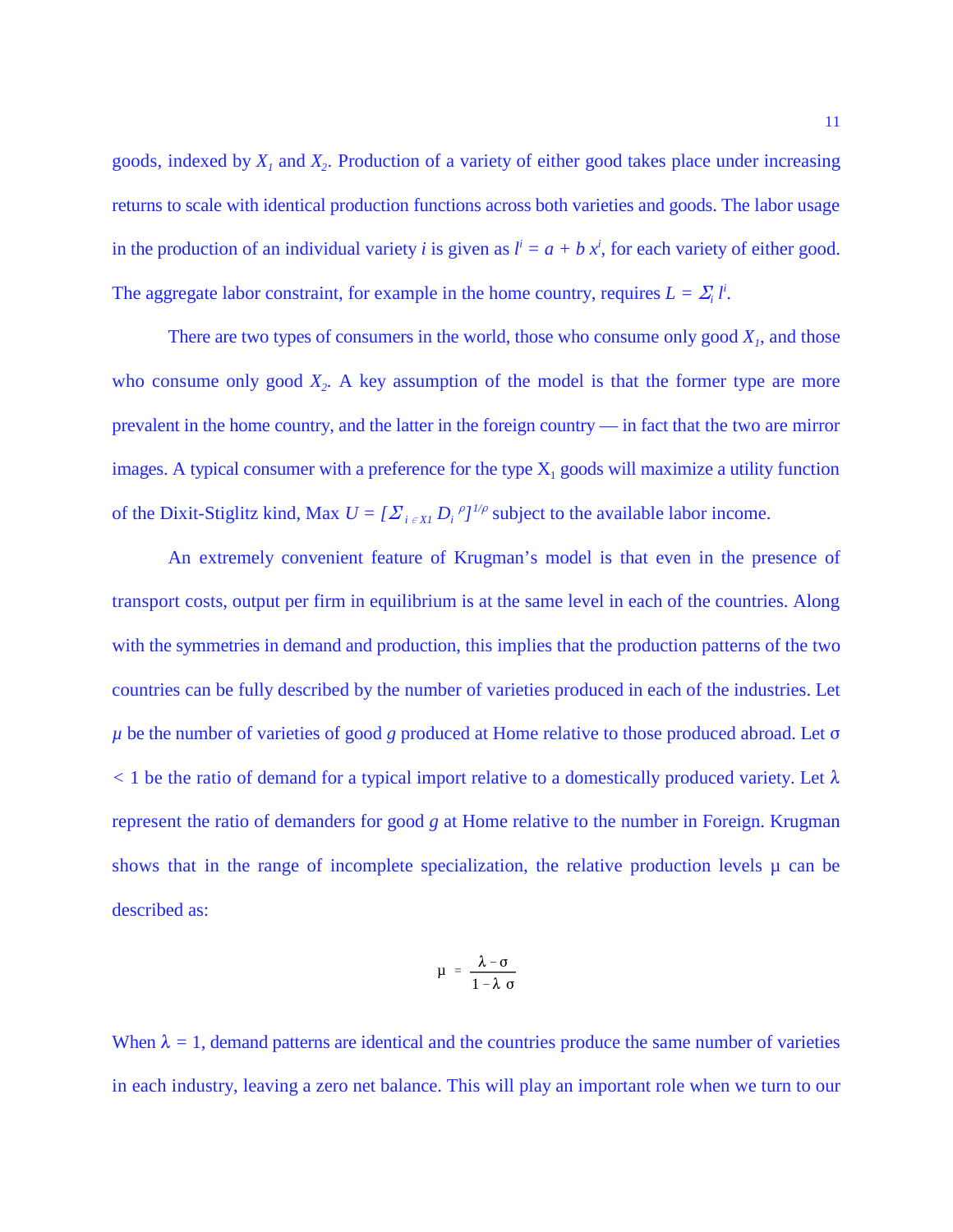goods, indexed by $X_1$ and $X_2$. Production of a variety of either good takes place under increasing returns to scale with identical production functions across both varieties and goods. The labor usage in the production of an individual variety $i$ is given as $l^i = a + b\,x^i$, for each variety of either good. The aggregate labor constraint, for example in the home country, requires $L = \Sigma_i\, l^i$.

There are two types of consumers in the world, those who consume only good $X_1$, and those who consume only good $X_2$. A key assumption of the model is that the former type are more prevalent in the home country, and the latter in the foreign country — in fact that the two are mirror images. A typical consumer with a preference for the type $X_1$ goods will maximize a utility function of the Dixit-Stiglitz kind, Max $U = [\Sigma_{i \in X1} D_i^{\,\rho}]^{1/\rho}$ subject to the available labor income.

An extremely convenient feature of Krugman's model is that even in the presence of transport costs, output per firm in equilibrium is at the same level in each of the countries. Along with the symmetries in demand and production, this implies that the production patterns of the two countries can be fully described by the number of varieties produced in each of the industries. Let $\mu$ be the number of varieties of good $g$ produced at Home relative to those produced abroad. Let $\sigma < 1$ be the ratio of demand for a typical import relative to a domestically produced variety. Let $\lambda$ represent the ratio of demanders for good $g$ at Home relative to the number in Foreign. Krugman shows that in the range of incomplete specialization, the relative production levels $\mu$ can be described as:

$$\mu = \frac{\lambda - \sigma}{1 - \lambda\,\sigma}$$

When $\lambda = 1$, demand patterns are identical and the countries produce the same number of varieties in each industry, leaving a zero net balance. This will play an important role when we turn to our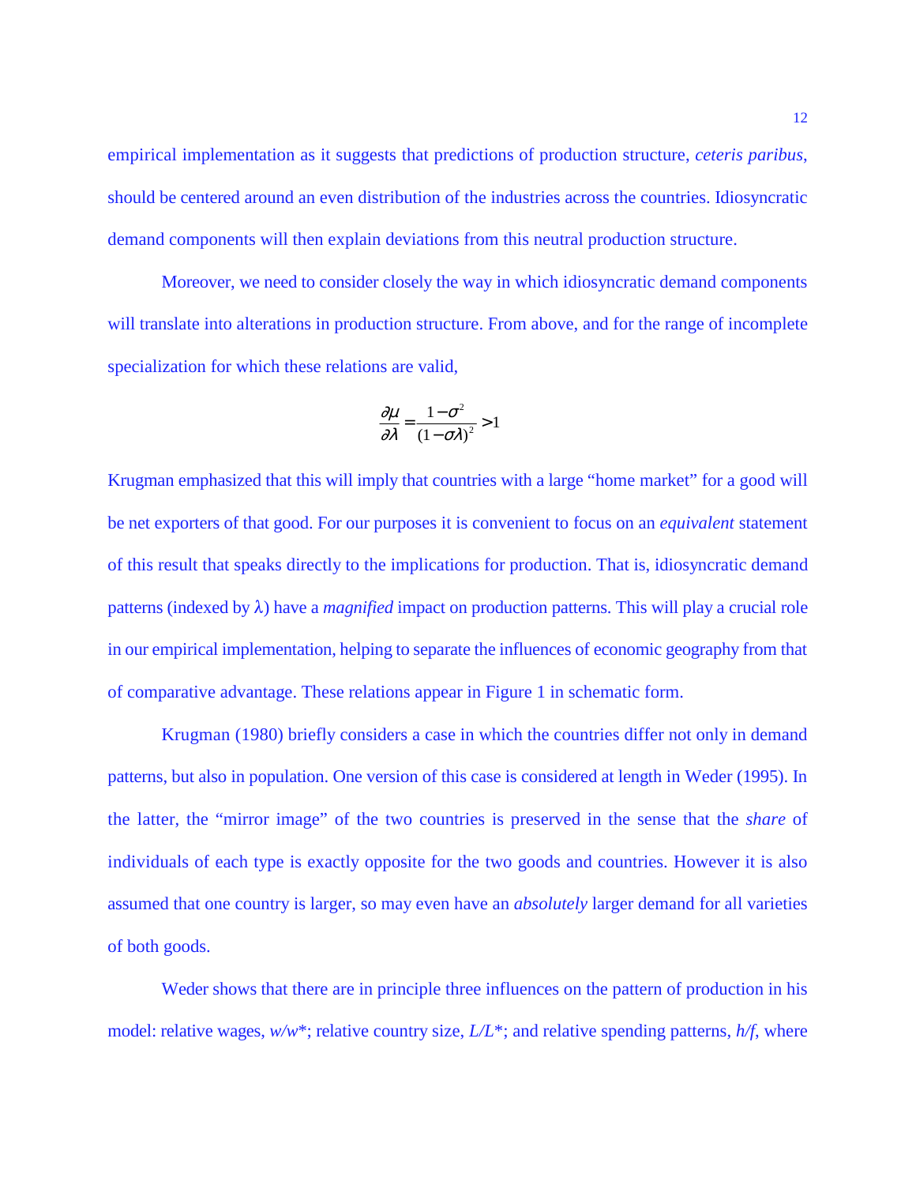empirical implementation as it suggests that predictions of production structure, *ceteris paribus*, should be centered around an even distribution of the industries across the countries. Idiosyncratic demand components will then explain deviations from this neutral production structure.

Moreover, we need to consider closely the way in which idiosyncratic demand components will translate into alterations in production structure. From above, and for the range of incomplete specialization for which these relations are valid,

$$\frac{\partial \mu}{\partial \lambda} = \frac{1-\sigma^2}{(1-\sigma\lambda)^2} > 1$$

Krugman emphasized that this will imply that countries with a large "home market" for a good will be net exporters of that good. For our purposes it is convenient to focus on an *equivalent* statement of this result that speaks directly to the implications for production. That is, idiosyncratic demand patterns (indexed by $\lambda$) have a *magnified* impact on production patterns. This will play a crucial role in our empirical implementation, helping to separate the influences of economic geography from that of comparative advantage. These relations appear in Figure 1 in schematic form.

Krugman (1980) briefly considers a case in which the countries differ not only in demand patterns, but also in population. One version of this case is considered at length in Weder (1995). In the latter, the "mirror image" of the two countries is preserved in the sense that the *share* of individuals of each type is exactly opposite for the two goods and countries. However it is also assumed that one country is larger, so may even have an *absolutely* larger demand for all varieties of both goods.

Weder shows that there are in principle three influences on the pattern of production in his model: relative wages, $w/w^*$; relative country size, $L/L^*$; and relative spending patterns, $h/f$, where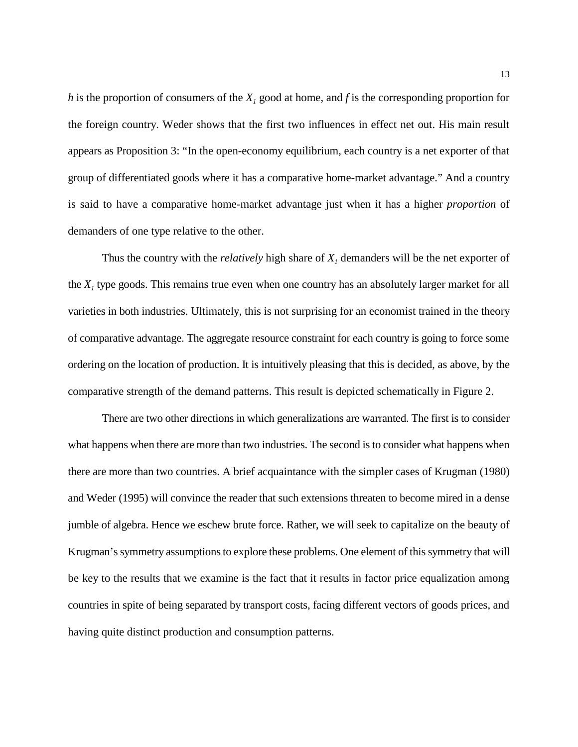*h* is the proportion of consumers of the $X_1$ good at home, and *f* is the corresponding proportion for the foreign country. Weder shows that the first two influences in effect net out. His main result appears as Proposition 3: "In the open-economy equilibrium, each country is a net exporter of that group of differentiated goods where it has a comparative home-market advantage." And a country is said to have a comparative home-market advantage just when it has a higher *proportion* of demanders of one type relative to the other.

Thus the country with the *relatively* high share of $X_1$ demanders will be the net exporter of the $X_1$ type goods. This remains true even when one country has an absolutely larger market for all varieties in both industries. Ultimately, this is not surprising for an economist trained in the theory of comparative advantage. The aggregate resource constraint for each country is going to force some ordering on the location of production. It is intuitively pleasing that this is decided, as above, by the comparative strength of the demand patterns. This result is depicted schematically in Figure 2.

There are two other directions in which generalizations are warranted. The first is to consider what happens when there are more than two industries. The second is to consider what happens when there are more than two countries. A brief acquaintance with the simpler cases of Krugman (1980) and Weder (1995) will convince the reader that such extensions threaten to become mired in a dense jumble of algebra. Hence we eschew brute force. Rather, we will seek to capitalize on the beauty of Krugman's symmetry assumptions to explore these problems. One element of this symmetry that will be key to the results that we examine is the fact that it results in factor price equalization among countries in spite of being separated by transport costs, facing different vectors of goods prices, and having quite distinct production and consumption patterns.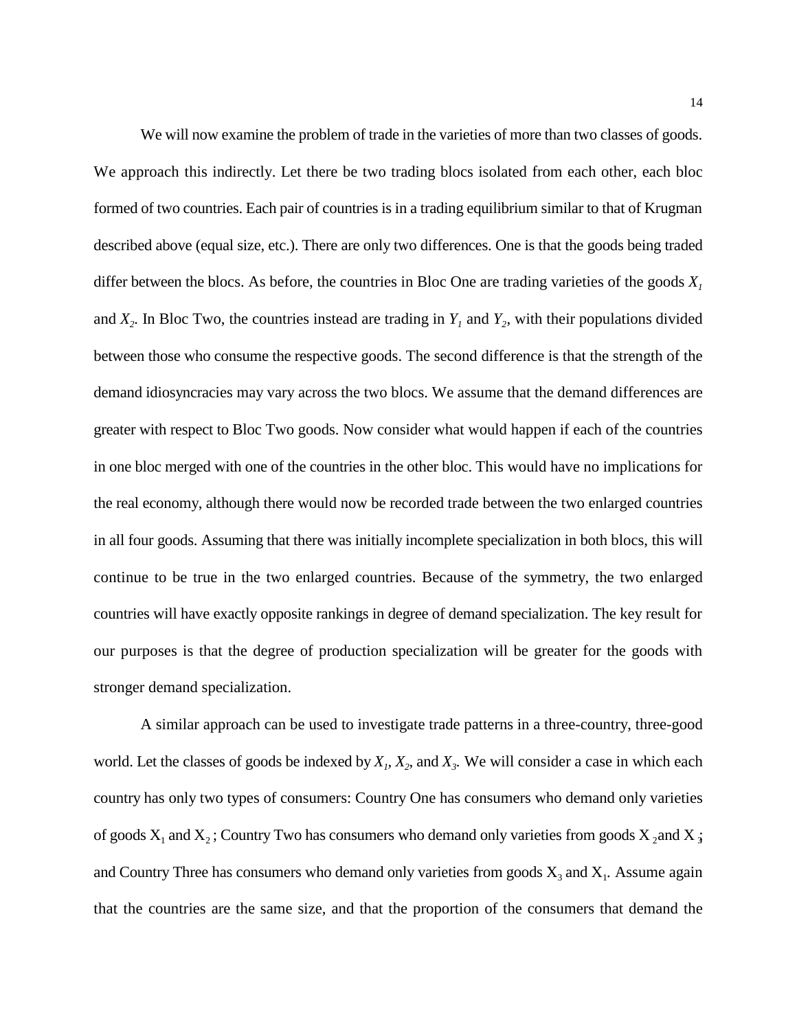We will now examine the problem of trade in the varieties of more than two classes of goods. We approach this indirectly. Let there be two trading blocs isolated from each other, each bloc formed of two countries. Each pair of countries is in a trading equilibrium similar to that of Krugman described above (equal size, etc.). There are only two differences. One is that the goods being traded differ between the blocs. As before, the countries in Bloc One are trading varieties of the goods $X_1$ and $X_2$. In Bloc Two, the countries instead are trading in $Y_1$ and $Y_2$, with their populations divided between those who consume the respective goods. The second difference is that the strength of the demand idiosyncracies may vary across the two blocs. We assume that the demand differences are greater with respect to Bloc Two goods. Now consider what would happen if each of the countries in one bloc merged with one of the countries in the other bloc. This would have no implications for the real economy, although there would now be recorded trade between the two enlarged countries in all four goods. Assuming that there was initially incomplete specialization in both blocs, this will continue to be true in the two enlarged countries. Because of the symmetry, the two enlarged countries will have exactly opposite rankings in degree of demand specialization. The key result for our purposes is that the degree of production specialization will be greater for the goods with stronger demand specialization.

A similar approach can be used to investigate trade patterns in a three-country, three-good world. Let the classes of goods be indexed by $X_1$, $X_2$, and $X_3$. We will consider a case in which each country has only two types of consumers: Country One has consumers who demand only varieties of goods $X_1$ and $X_2$; Country Two has consumers who demand only varieties from goods $X_2$ and $X_3$; and Country Three has consumers who demand only varieties from goods $X_3$ and $X_1$. Assume again that the countries are the same size, and that the proportion of the consumers that demand the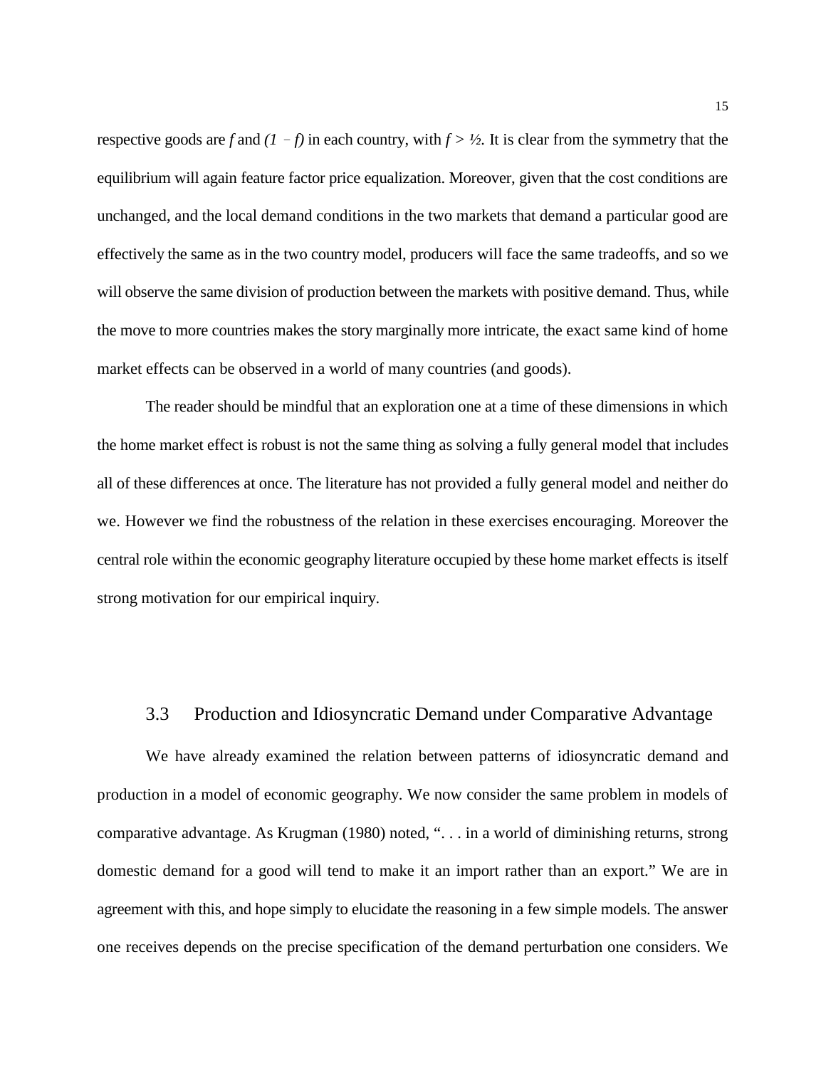respective goods are $f$ and $(1 - f)$ in each country, with $f > ½$. It is clear from the symmetry that the equilibrium will again feature factor price equalization. Moreover, given that the cost conditions are unchanged, and the local demand conditions in the two markets that demand a particular good are effectively the same as in the two country model, producers will face the same tradeoffs, and so we will observe the same division of production between the markets with positive demand. Thus, while the move to more countries makes the story marginally more intricate, the exact same kind of home market effects can be observed in a world of many countries (and goods).

The reader should be mindful that an exploration one at a time of these dimensions in which the home market effect is robust is not the same thing as solving a fully general model that includes all of these differences at once. The literature has not provided a fully general model and neither do we. However we find the robustness of the relation in these exercises encouraging. Moreover the central role within the economic geography literature occupied by these home market effects is itself strong motivation for our empirical inquiry.

### 3.3 Production and Idiosyncratic Demand under Comparative Advantage

We have already examined the relation between patterns of idiosyncratic demand and production in a model of economic geography. We now consider the same problem in models of comparative advantage. As Krugman (1980) noted, ". . . in a world of diminishing returns, strong domestic demand for a good will tend to make it an import rather than an export." We are in agreement with this, and hope simply to elucidate the reasoning in a few simple models. The answer one receives depends on the precise specification of the demand perturbation one considers. We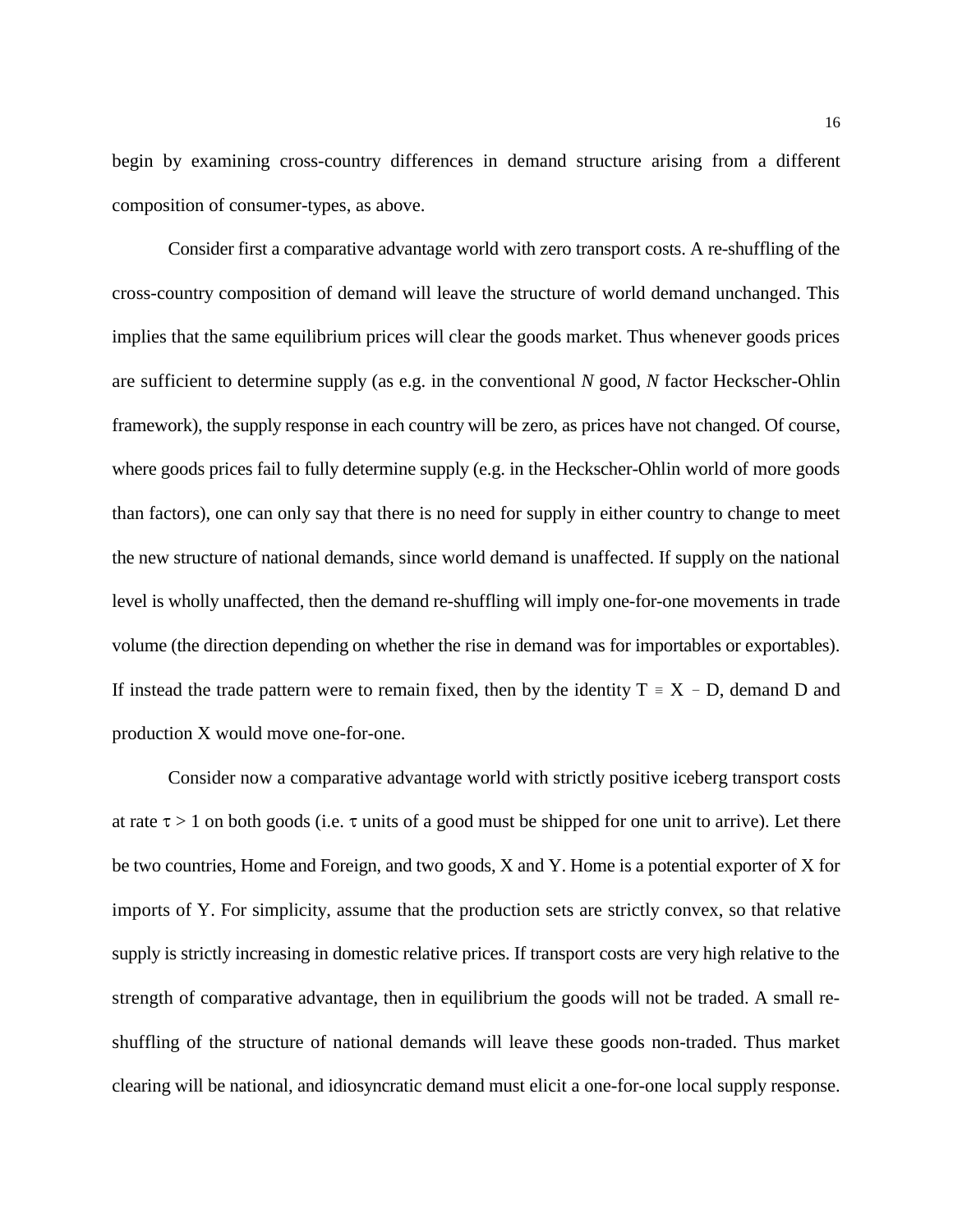begin by examining cross-country differences in demand structure arising from a different composition of consumer-types, as above.

Consider first a comparative advantage world with zero transport costs. A re-shuffling of the cross-country composition of demand will leave the structure of world demand unchanged. This implies that the same equilibrium prices will clear the goods market. Thus whenever goods prices are sufficient to determine supply (as e.g. in the conventional *N* good, *N* factor Heckscher-Ohlin framework), the supply response in each country will be zero, as prices have not changed. Of course, where goods prices fail to fully determine supply (e.g. in the Heckscher-Ohlin world of more goods than factors), one can only say that there is no need for supply in either country to change to meet the new structure of national demands, since world demand is unaffected. If supply on the national level is wholly unaffected, then the demand re-shuffling will imply one-for-one movements in trade volume (the direction depending on whether the rise in demand was for importables or exportables). If instead the trade pattern were to remain fixed, then by the identity $T \equiv X - D$, demand D and production X would move one-for-one.

Consider now a comparative advantage world with strictly positive iceberg transport costs at rate $\tau > 1$ on both goods (i.e. $\tau$ units of a good must be shipped for one unit to arrive). Let there be two countries, Home and Foreign, and two goods, X and Y. Home is a potential exporter of X for imports of Y. For simplicity, assume that the production sets are strictly convex, so that relative supply is strictly increasing in domestic relative prices. If transport costs are very high relative to the strength of comparative advantage, then in equilibrium the goods will not be traded. A small re-shuffling of the structure of national demands will leave these goods non-traded. Thus market clearing will be national, and idiosyncratic demand must elicit a one-for-one local supply response.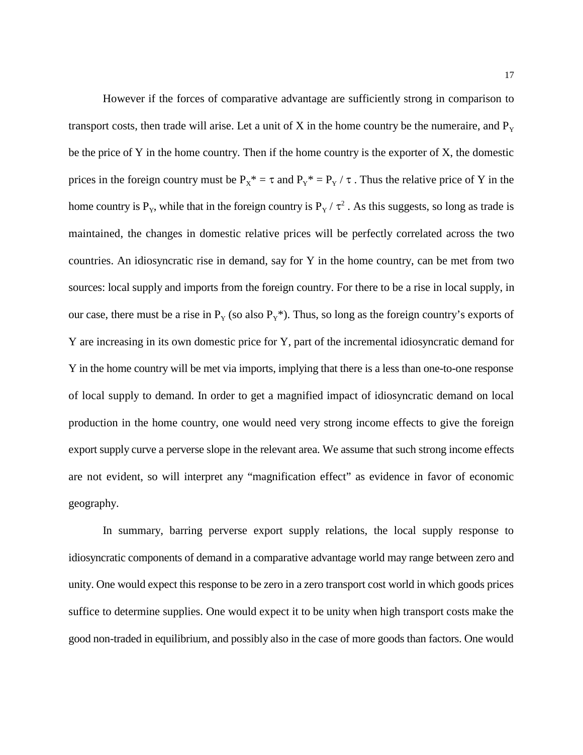However if the forces of comparative advantage are sufficiently strong in comparison to transport costs, then trade will arise. Let a unit of X in the home country be the numeraire, and $P_Y$ be the price of Y in the home country. Then if the home country is the exporter of X, the domestic prices in the foreign country must be $P_X^* = \tau$ and $P_Y^* = P_Y / \tau$ . Thus the relative price of Y in the home country is $P_Y$, while that in the foreign country is $P_Y / \tau^2$ . As this suggests, so long as trade is maintained, the changes in domestic relative prices will be perfectly correlated across the two countries. An idiosyncratic rise in demand, say for Y in the home country, can be met from two sources: local supply and imports from the foreign country. For there to be a rise in local supply, in our case, there must be a rise in $P_Y$ (so also $P_Y^*$). Thus, so long as the foreign country's exports of Y are increasing in its own domestic price for Y, part of the incremental idiosyncratic demand for Y in the home country will be met via imports, implying that there is a less than one-to-one response of local supply to demand. In order to get a magnified impact of idiosyncratic demand on local production in the home country, one would need very strong income effects to give the foreign export supply curve a perverse slope in the relevant area. We assume that such strong income effects are not evident, so will interpret any "magnification effect" as evidence in favor of economic geography.

In summary, barring perverse export supply relations, the local supply response to idiosyncratic components of demand in a comparative advantage world may range between zero and unity. One would expect this response to be zero in a zero transport cost world in which goods prices suffice to determine supplies. One would expect it to be unity when high transport costs make the good non-traded in equilibrium, and possibly also in the case of more goods than factors. One would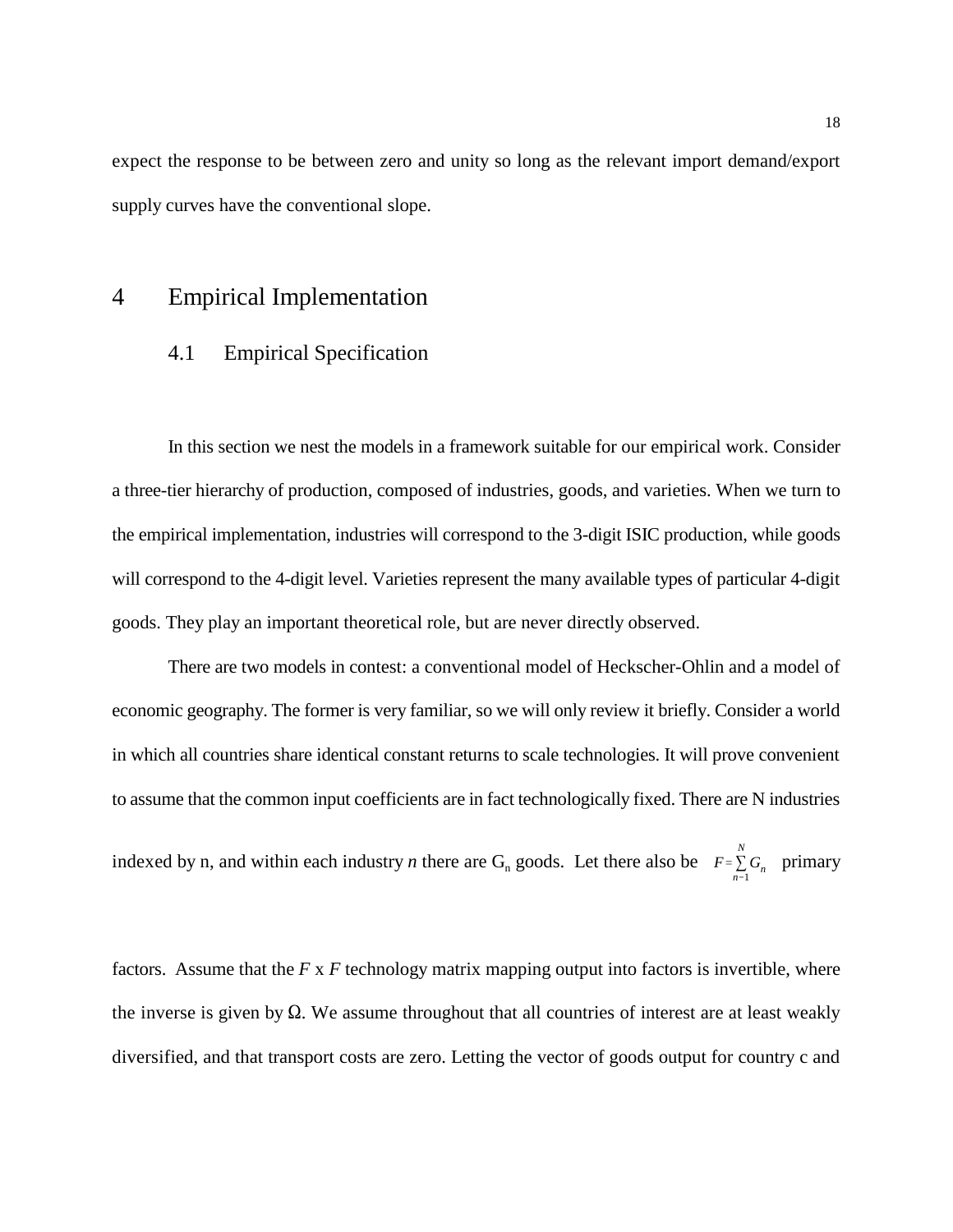expect the response to be between zero and unity so long as the relevant import demand/export supply curves have the conventional slope.

# 4 Empirical Implementation

## 4.1 Empirical Specification

In this section we nest the models in a framework suitable for our empirical work. Consider a three-tier hierarchy of production, composed of industries, goods, and varieties. When we turn to the empirical implementation, industries will correspond to the 3-digit ISIC production, while goods will correspond to the 4-digit level. Varieties represent the many available types of particular 4-digit goods. They play an important theoretical role, but are never directly observed.

There are two models in contest: a conventional model of Heckscher-Ohlin and a model of economic geography. The former is very familiar, so we will only review it briefly. Consider a world in which all countries share identical constant returns to scale technologies. It will prove convenient to assume that the common input coefficients are in fact technologically fixed. There are N industries indexed by n, and within each industry *n* there are $G_n$ goods. Let there also be $F = \sum_{n=1}^{N} G_n$ primary factors. Assume that the *F* x *F* technology matrix mapping output into factors is invertible, where the inverse is given by Ω. We assume throughout that all countries of interest are at least weakly diversified, and that transport costs are zero. Letting the vector of goods output for country c and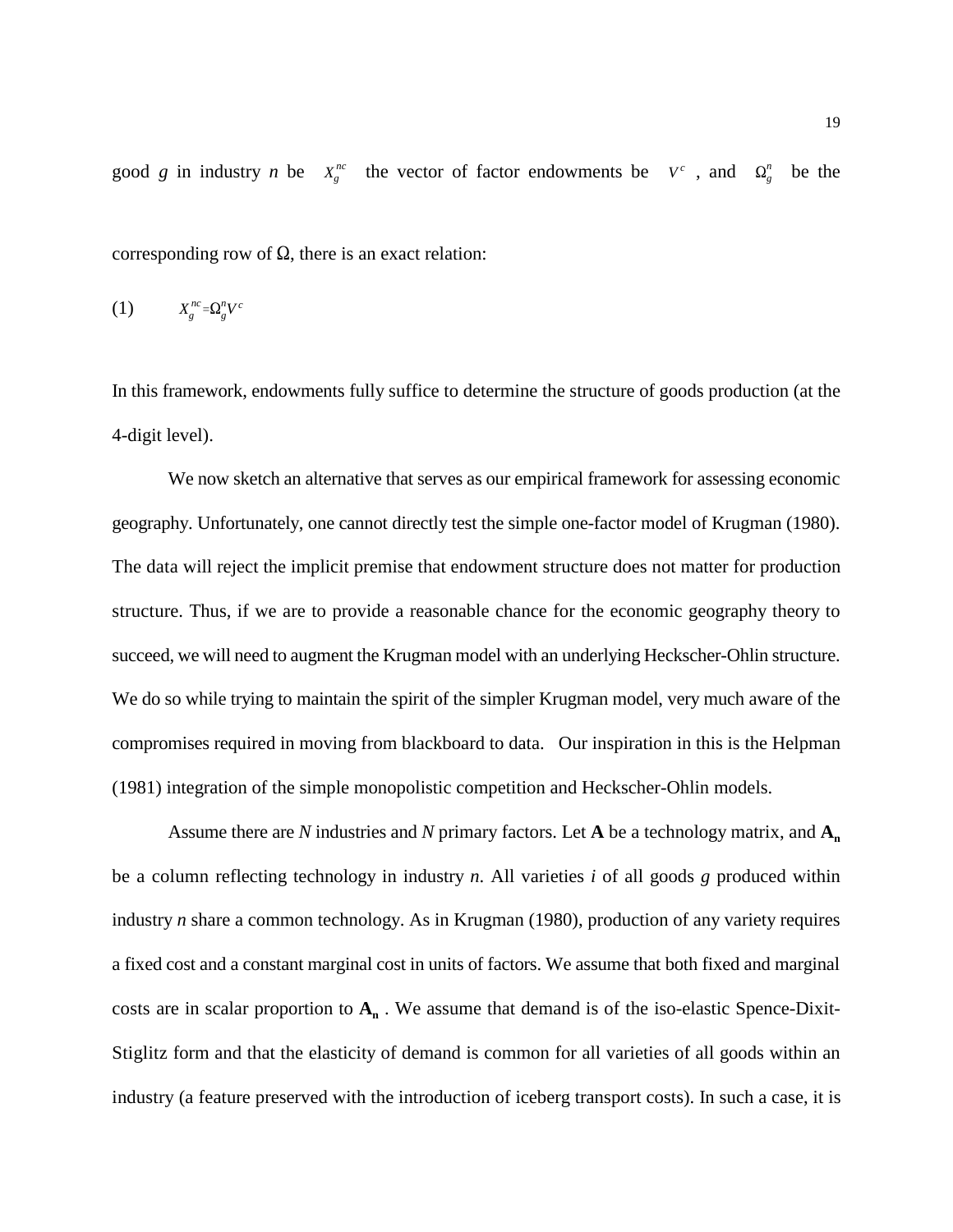good $g$ in industry $n$ be $X_g^{nc}$ the vector of factor endowments be $V^c$, and $\Omega_g^n$ be the corresponding row of Ω, there is an exact relation:

$$(1) \qquad X_g^{nc} = \Omega_g^n V^c$$

In this framework, endowments fully suffice to determine the structure of goods production (at the 4-digit level).

We now sketch an alternative that serves as our empirical framework for assessing economic geography. Unfortunately, one cannot directly test the simple one-factor model of Krugman (1980). The data will reject the implicit premise that endowment structure does not matter for production structure. Thus, if we are to provide a reasonable chance for the economic geography theory to succeed, we will need to augment the Krugman model with an underlying Heckscher-Ohlin structure. We do so while trying to maintain the spirit of the simpler Krugman model, very much aware of the compromises required in moving from blackboard to data. Our inspiration in this is the Helpman (1981) integration of the simple monopolistic competition and Heckscher-Ohlin models.

Assume there are $N$ industries and $N$ primary factors. Let $\mathbf{A}$ be a technology matrix, and $\mathbf{A_n}$ be a column reflecting technology in industry $n$. All varieties $i$ of all goods $g$ produced within industry $n$ share a common technology. As in Krugman (1980), production of any variety requires a fixed cost and a constant marginal cost in units of factors. We assume that both fixed and marginal costs are in scalar proportion to $\mathbf{A_n}$. We assume that demand is of the iso-elastic Spence-Dixit-Stiglitz form and that the elasticity of demand is common for all varieties of all goods within an industry (a feature preserved with the introduction of iceberg transport costs). In such a case, it is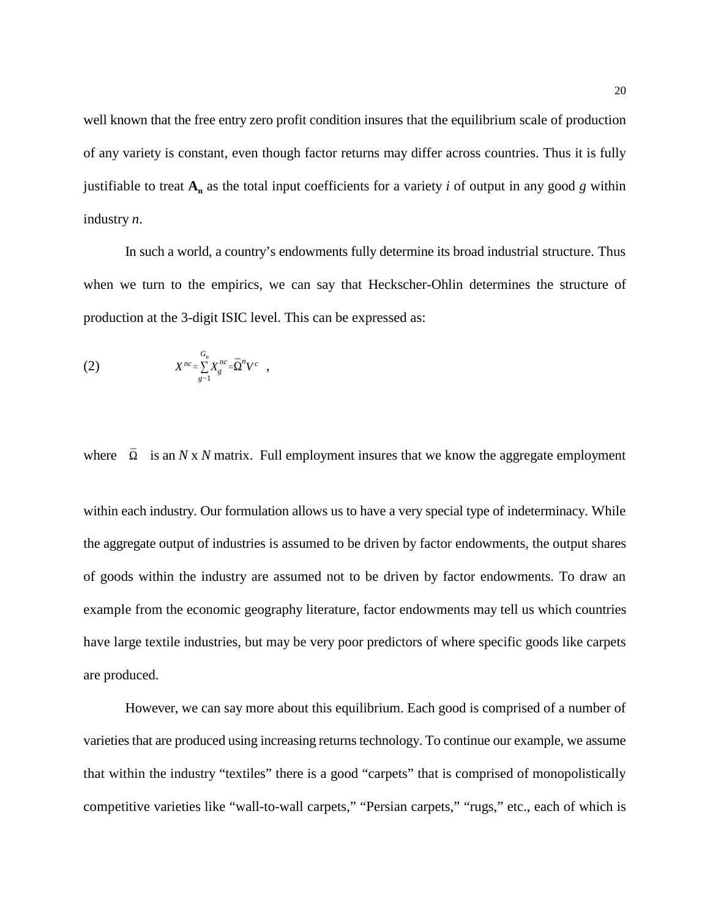well known that the free entry zero profit condition insures that the equilibrium scale of production of any variety is constant, even though factor returns may differ across countries. Thus it is fully justifiable to treat $\mathbf{A_n}$ as the total input coefficients for a variety *i* of output in any good *g* within industry *n*.

In such a world, a country's endowments fully determine its broad industrial structure. Thus when we turn to the empirics, we can say that Heckscher-Ohlin determines the structure of production at the 3-digit ISIC level. This can be expressed as:

$$X^{nc} = \sum_{g=1}^{G_n} X_g^{nc} = \bar{\Omega}^n V^c \quad , \tag{2}$$

where $\bar{\Omega}$ is an *N* x *N* matrix. Full employment insures that we know the aggregate employment within each industry. Our formulation allows us to have a very special type of indeterminacy. While the aggregate output of industries is assumed to be driven by factor endowments, the output shares of goods within the industry are assumed not to be driven by factor endowments. To draw an example from the economic geography literature, factor endowments may tell us which countries have large textile industries, but may be very poor predictors of where specific goods like carpets are produced.

However, we can say more about this equilibrium. Each good is comprised of a number of varieties that are produced using increasing returns technology. To continue our example, we assume that within the industry "textiles" there is a good "carpets" that is comprised of monopolistically competitive varieties like "wall-to-wall carpets," "Persian carpets," "rugs," etc., each of which is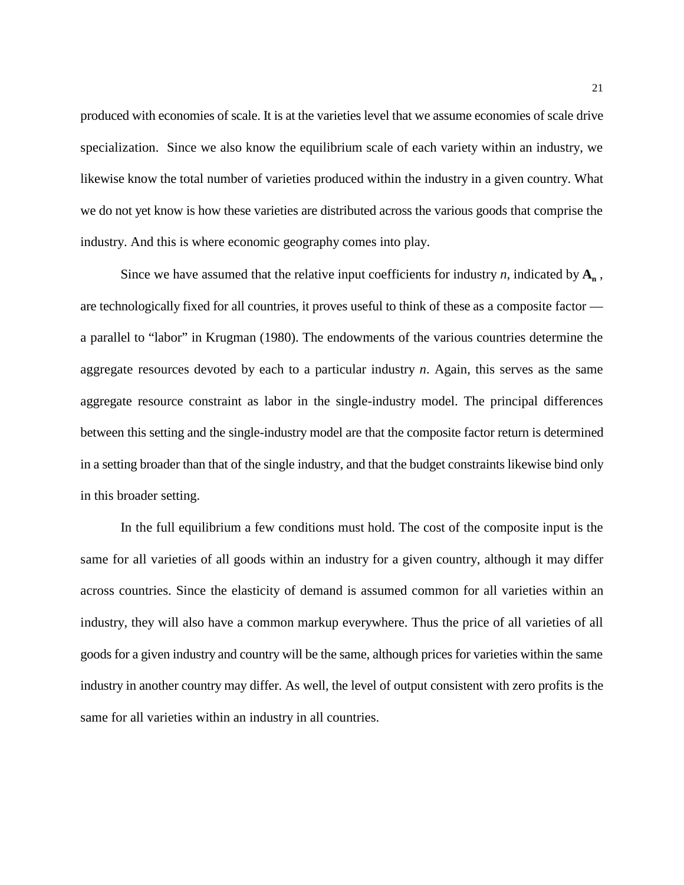produced with economies of scale. It is at the varieties level that we assume economies of scale drive specialization. Since we also know the equilibrium scale of each variety within an industry, we likewise know the total number of varieties produced within the industry in a given country. What we do not yet know is how these varieties are distributed across the various goods that comprise the industry. And this is where economic geography comes into play.

Since we have assumed that the relative input coefficients for industry *n*, indicated by $\mathbf{A_n}$ , are technologically fixed for all countries, it proves useful to think of these as a composite factor — a parallel to "labor" in Krugman (1980). The endowments of the various countries determine the aggregate resources devoted by each to a particular industry *n*. Again, this serves as the same aggregate resource constraint as labor in the single-industry model. The principal differences between this setting and the single-industry model are that the composite factor return is determined in a setting broader than that of the single industry, and that the budget constraints likewise bind only in this broader setting.

In the full equilibrium a few conditions must hold. The cost of the composite input is the same for all varieties of all goods within an industry for a given country, although it may differ across countries. Since the elasticity of demand is assumed common for all varieties within an industry, they will also have a common markup everywhere. Thus the price of all varieties of all goods for a given industry and country will be the same, although prices for varieties within the same industry in another country may differ. As well, the level of output consistent with zero profits is the same for all varieties within an industry in all countries.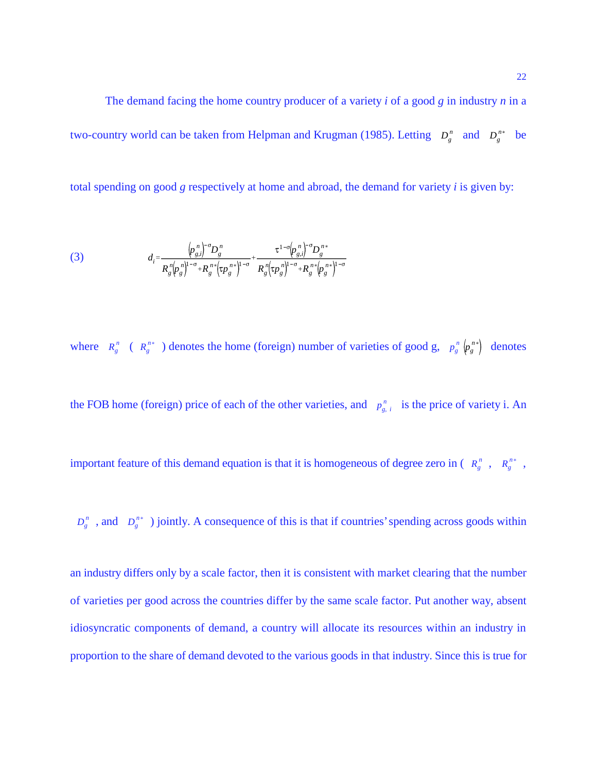The demand facing the home country producer of a variety *i* of a good *g* in industry *n* in a two-country world can be taken from Helpman and Krugman (1985). Letting $D_g^n$ and $D_g^{n*}$ be total spending on good *g* respectively at home and abroad, the demand for variety *i* is given by:

$$
(3) \qquad d_i = \frac{\left(p_{g,i}^n\right)^{-\sigma} D_g^n}{R_g^n \left(p_g^n\right)^{1-\sigma} + R_g^{n*}\left(\tau p_g^{n*}\right)^{1-\sigma}} + \frac{\tau^{1-\sigma}\left(p_{g,i}^n\right)^{-\sigma} D_g^{n*}}{R_g^n \left(\tau p_g^n\right)^{1-\sigma} + R_g^{n*}\left(p_g^{n*}\right)^{1-\sigma}}
$$

where $R_g^n$ ($R_g^{n*}$) denotes the home (foreign) number of varieties of good g, $p_g^n$ $\left(p_g^{n*}\right)$ denotes the FOB home (foreign) price of each of the other varieties, and $p_{g,\,i}^n$ is the price of variety i. An important feature of this demand equation is that it is homogeneous of degree zero in ( $R_g^n$ , $R_g^{n*}$ , $D_g^n$ , and $D_g^{n*}$ ) jointly. A consequence of this is that if countries' spending across goods within an industry differs only by a scale factor, then it is consistent with market clearing that the number of varieties per good across the countries differ by the same scale factor. Put another way, absent idiosyncratic components of demand, a country will allocate its resources within an industry in proportion to the share of demand devoted to the various goods in that industry. Since this is true for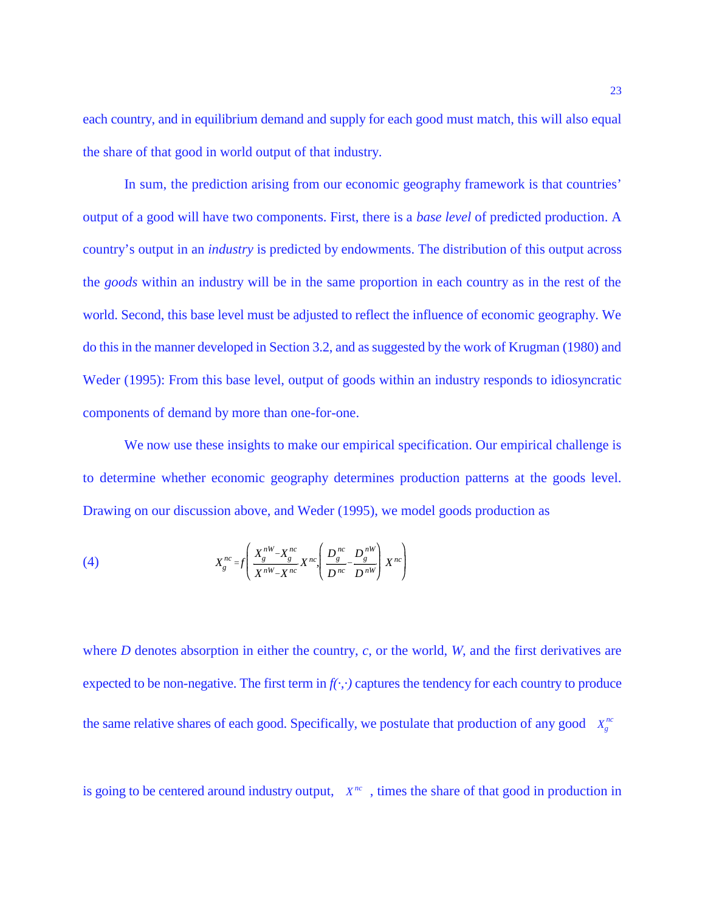each country, and in equilibrium demand and supply for each good must match, this will also equal the share of that good in world output of that industry.

In sum, the prediction arising from our economic geography framework is that countries' output of a good will have two components. First, there is a *base level* of predicted production. A country's output in an *industry* is predicted by endowments. The distribution of this output across the *goods* within an industry will be in the same proportion in each country as in the rest of the world. Second, this base level must be adjusted to reflect the influence of economic geography. We do this in the manner developed in Section 3.2, and as suggested by the work of Krugman (1980) and Weder (1995): From this base level, output of goods within an industry responds to idiosyncratic components of demand by more than one-for-one.

We now use these insights to make our empirical specification. Our empirical challenge is to determine whether economic geography determines production patterns at the goods level. Drawing on our discussion above, and Weder (1995), we model goods production as

$$X_g^{nc} = f\left( \frac{X_g^{nW} - X_g^{nc}}{X^{nW} - X^{nc}} X^{nc}, \left( \frac{D_g^{nc}}{D^{nc}} - \frac{D_g^{nW}}{D^{nW}} \right) X^{nc} \right) \tag{4}$$

where $D$ denotes absorption in either the country, $c$, or the world, $W$, and the first derivatives are expected to be non-negative. The first term in $f(\cdot,\cdot)$ captures the tendency for each country to produce the same relative shares of each good. Specifically, we postulate that production of any good $X_g^{nc}$ is going to be centered around industry output, $X^{nc}$, times the share of that good in production in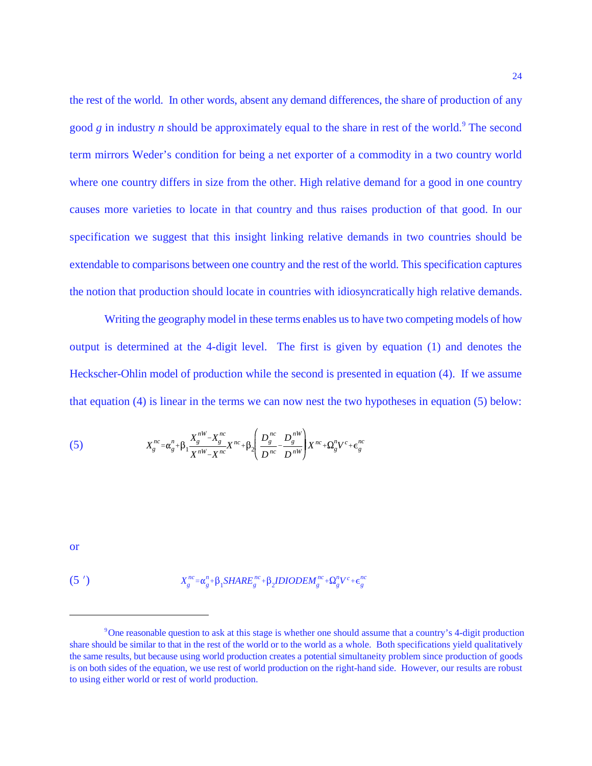the rest of the world. In other words, absent any demand differences, the share of production of any good *g* in industry *n* should be approximately equal to the share in rest of the world.[9] The second term mirrors Weder's condition for being a net exporter of a commodity in a two country world where one country differs in size from the other. High relative demand for a good in one country causes more varieties to locate in that country and thus raises production of that good. In our specification we suggest that this insight linking relative demands in two countries should be extendable to comparisons between one country and the rest of the world. This specification captures the notion that production should locate in countries with idiosyncratically high relative demands.

Writing the geography model in these terms enables us to have two competing models of how output is determined at the 4-digit level. The first is given by equation (1) and denotes the Heckscher-Ohlin model of production while the second is presented in equation (4). If we assume that equation (4) is linear in the terms we can now nest the two hypotheses in equation (5) below:

$$X_g^{nc} = \alpha_g^n + \beta_1 \frac{X_g^{nW} - X_g^{nc}}{X^{nW} - X^{nc}} X^{nc} + \beta_2 \left( \frac{D_g^{nc}}{D^{nc}} - \frac{D_g^{nW}}{D^{nW}} \right) X^{nc} + \Omega_g^n V^c + \epsilon_g^{nc} \tag{5}$$

or

$$X_g^{nc} = \alpha_g^n + \beta_1 SHARE_g^{nc} + \beta_2 IDIODEM_g^{nc} + \Omega_g^n V^c + \epsilon_g^{nc} \tag{5 ′}$$

---

[9] One reasonable question to ask at this stage is whether one should assume that a country's 4-digit production share should be similar to that in the rest of the world or to the world as a whole. Both specifications yield qualitatively the same results, but because using world production creates a potential simultaneity problem since production of goods is on both sides of the equation, we use rest of world production on the right-hand side. However, our results are robust to using either world or rest of world production.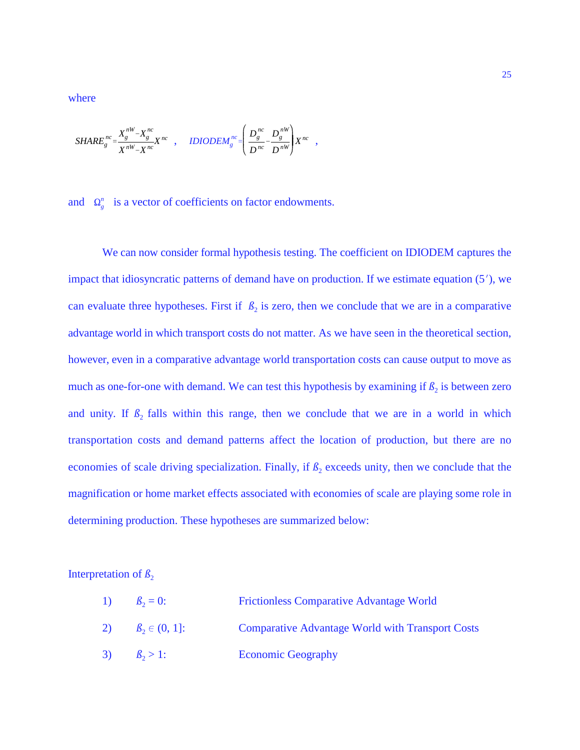where

$$SHARE_g^{nc} = \frac{X_g^{nW} - X_g^{nc}}{X^{nW} - X^{nc}} X^{nc} \quad , \qquad IDIODEM_g^{nc} = \left( \frac{D_g^{nc}}{D^{nc}} - \frac{D_g^{nW}}{D^{nW}} \right) X^{nc} \quad ,$$

and $\Omega_g^n$ is a vector of coefficients on factor endowments.

We can now consider formal hypothesis testing. The coefficient on IDIODEM captures the impact that idiosyncratic patterns of demand have on production. If we estimate equation (5′), we can evaluate three hypotheses. First if $\beta_2$ is zero, then we conclude that we are in a comparative advantage world in which transport costs do not matter. As we have seen in the theoretical section, however, even in a comparative advantage world transportation costs can cause output to move as much as one-for-one with demand. We can test this hypothesis by examining if $\beta_2$ is between zero and unity. If $\beta_2$ falls within this range, then we conclude that we are in a world in which transportation costs and demand patterns affect the location of production, but there are no economies of scale driving specialization. Finally, if $\beta_2$ exceeds unity, then we conclude that the magnification or home market effects associated with economies of scale are playing some role in determining production. These hypotheses are summarized below:

Interpretation of $\beta_2$

1) $\beta_2 = 0$: Frictionless Comparative Advantage World
2) $\beta_2 \in (0, 1]$: Comparative Advantage World with Transport Costs
3) $\beta_2 > 1$: Economic Geography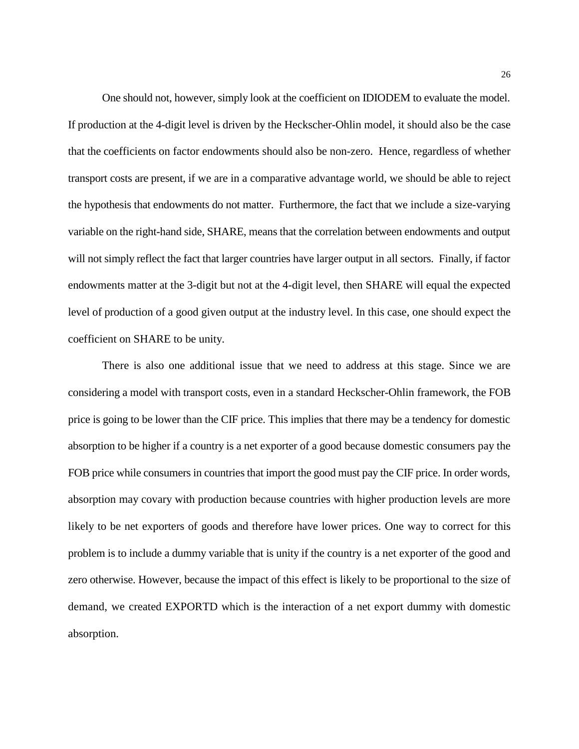One should not, however, simply look at the coefficient on IDIODEM to evaluate the model. If production at the 4-digit level is driven by the Heckscher-Ohlin model, it should also be the case that the coefficients on factor endowments should also be non-zero. Hence, regardless of whether transport costs are present, if we are in a comparative advantage world, we should be able to reject the hypothesis that endowments do not matter. Furthermore, the fact that we include a size-varying variable on the right-hand side, SHARE, means that the correlation between endowments and output will not simply reflect the fact that larger countries have larger output in all sectors. Finally, if factor endowments matter at the 3-digit but not at the 4-digit level, then SHARE will equal the expected level of production of a good given output at the industry level. In this case, one should expect the coefficient on SHARE to be unity.

There is also one additional issue that we need to address at this stage. Since we are considering a model with transport costs, even in a standard Heckscher-Ohlin framework, the FOB price is going to be lower than the CIF price. This implies that there may be a tendency for domestic absorption to be higher if a country is a net exporter of a good because domestic consumers pay the FOB price while consumers in countries that import the good must pay the CIF price. In order words, absorption may covary with production because countries with higher production levels are more likely to be net exporters of goods and therefore have lower prices. One way to correct for this problem is to include a dummy variable that is unity if the country is a net exporter of the good and zero otherwise. However, because the impact of this effect is likely to be proportional to the size of demand, we created EXPORTD which is the interaction of a net export dummy with domestic absorption.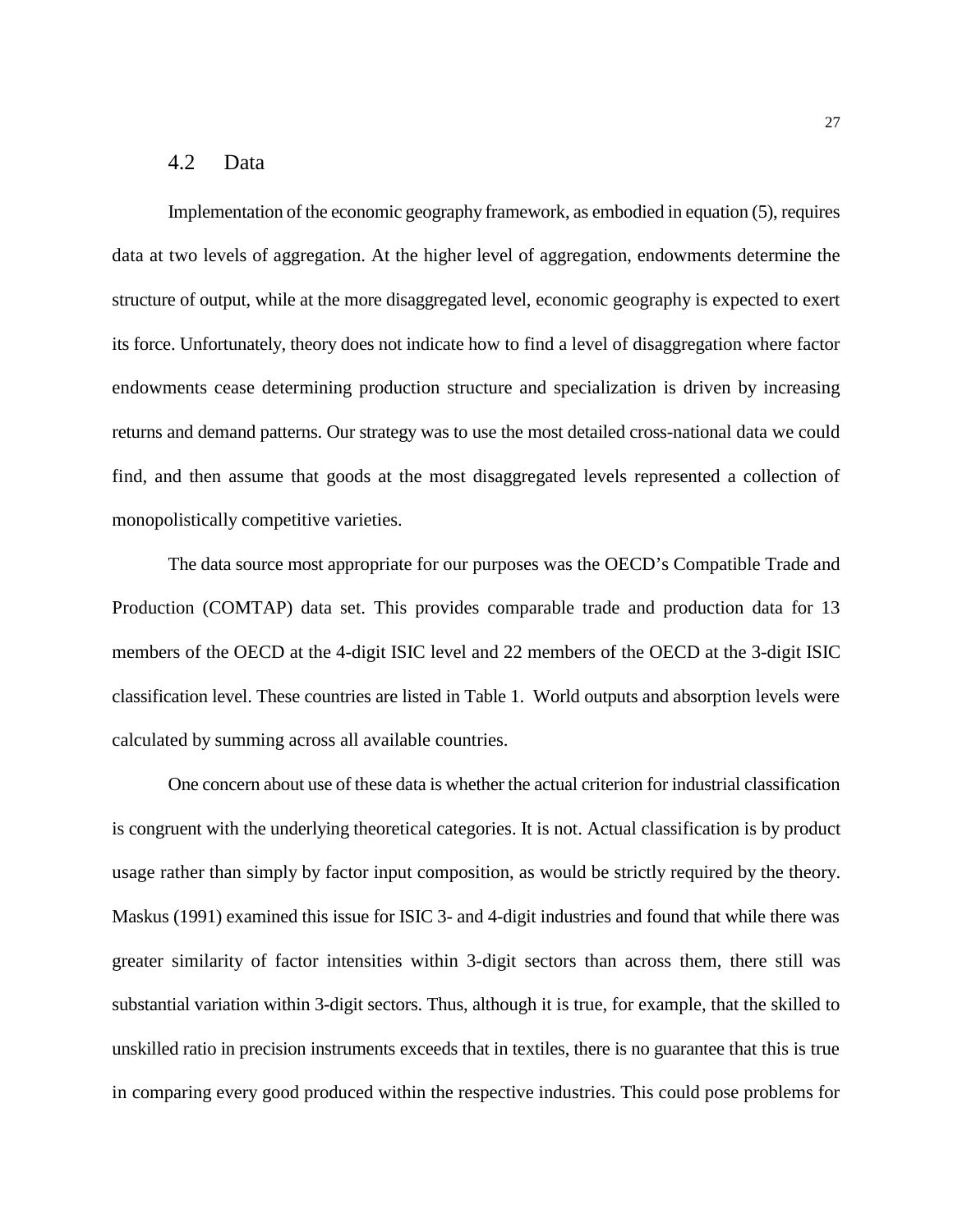## 4.2 Data

Implementation of the economic geography framework, as embodied in equation (5), requires data at two levels of aggregation. At the higher level of aggregation, endowments determine the structure of output, while at the more disaggregated level, economic geography is expected to exert its force. Unfortunately, theory does not indicate how to find a level of disaggregation where factor endowments cease determining production structure and specialization is driven by increasing returns and demand patterns. Our strategy was to use the most detailed cross-national data we could find, and then assume that goods at the most disaggregated levels represented a collection of monopolistically competitive varieties.

The data source most appropriate for our purposes was the OECD's Compatible Trade and Production (COMTAP) data set. This provides comparable trade and production data for 13 members of the OECD at the 4-digit ISIC level and 22 members of the OECD at the 3-digit ISIC classification level. These countries are listed in Table 1. World outputs and absorption levels were calculated by summing across all available countries.

One concern about use of these data is whether the actual criterion for industrial classification is congruent with the underlying theoretical categories. It is not. Actual classification is by product usage rather than simply by factor input composition, as would be strictly required by the theory. Maskus (1991) examined this issue for ISIC 3- and 4-digit industries and found that while there was greater similarity of factor intensities within 3-digit sectors than across them, there still was substantial variation within 3-digit sectors. Thus, although it is true, for example, that the skilled to unskilled ratio in precision instruments exceeds that in textiles, there is no guarantee that this is true in comparing every good produced within the respective industries. This could pose problems for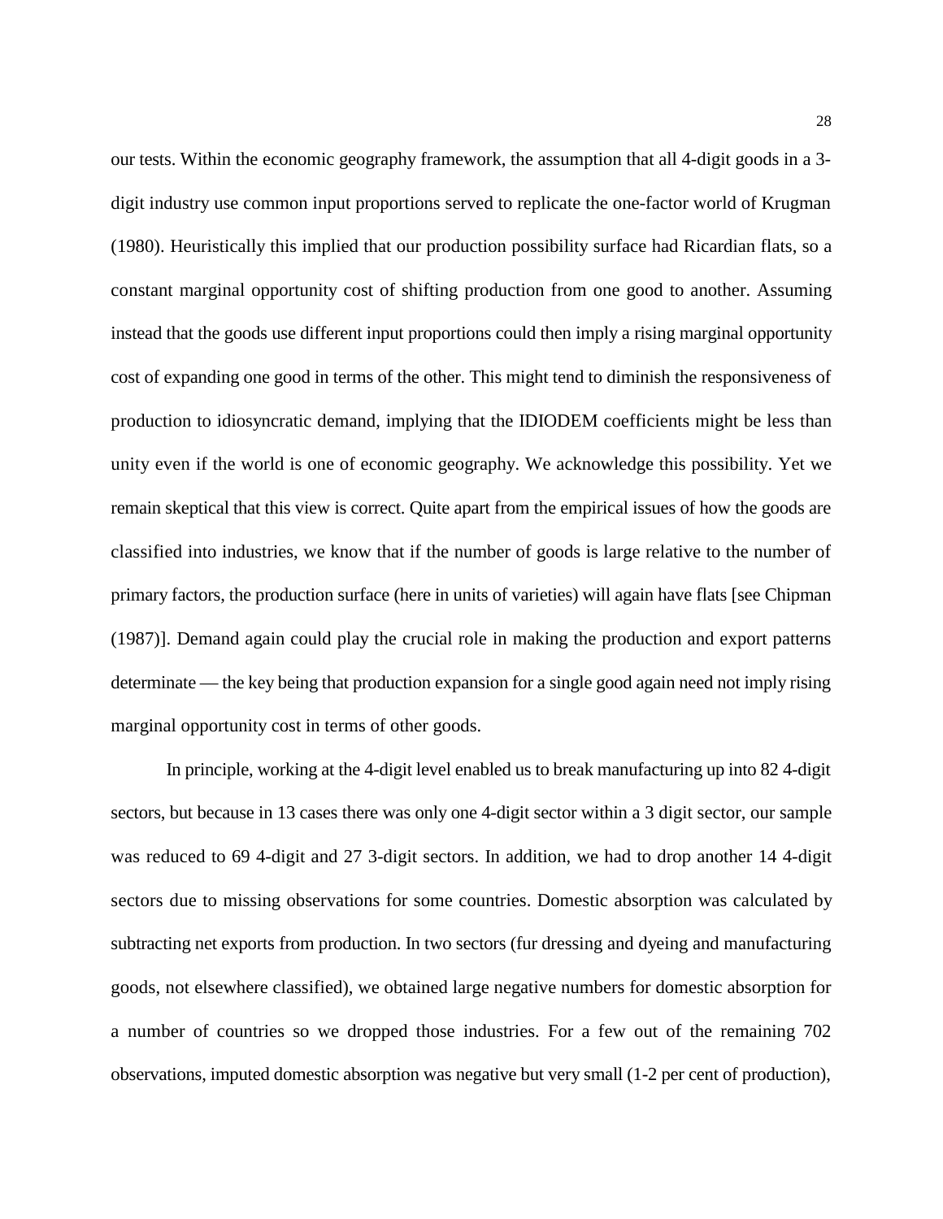our tests. Within the economic geography framework, the assumption that all 4-digit goods in a 3-digit industry use common input proportions served to replicate the one-factor world of Krugman (1980). Heuristically this implied that our production possibility surface had Ricardian flats, so a constant marginal opportunity cost of shifting production from one good to another. Assuming instead that the goods use different input proportions could then imply a rising marginal opportunity cost of expanding one good in terms of the other. This might tend to diminish the responsiveness of production to idiosyncratic demand, implying that the IDIODEM coefficients might be less than unity even if the world is one of economic geography. We acknowledge this possibility. Yet we remain skeptical that this view is correct. Quite apart from the empirical issues of how the goods are classified into industries, we know that if the number of goods is large relative to the number of primary factors, the production surface (here in units of varieties) will again have flats [see Chipman (1987)]. Demand again could play the crucial role in making the production and export patterns determinate — the key being that production expansion for a single good again need not imply rising marginal opportunity cost in terms of other goods.

In principle, working at the 4-digit level enabled us to break manufacturing up into 82 4-digit sectors, but because in 13 cases there was only one 4-digit sector within a 3 digit sector, our sample was reduced to 69 4-digit and 27 3-digit sectors. In addition, we had to drop another 14 4-digit sectors due to missing observations for some countries. Domestic absorption was calculated by subtracting net exports from production. In two sectors (fur dressing and dyeing and manufacturing goods, not elsewhere classified), we obtained large negative numbers for domestic absorption for a number of countries so we dropped those industries. For a few out of the remaining 702 observations, imputed domestic absorption was negative but very small (1-2 per cent of production),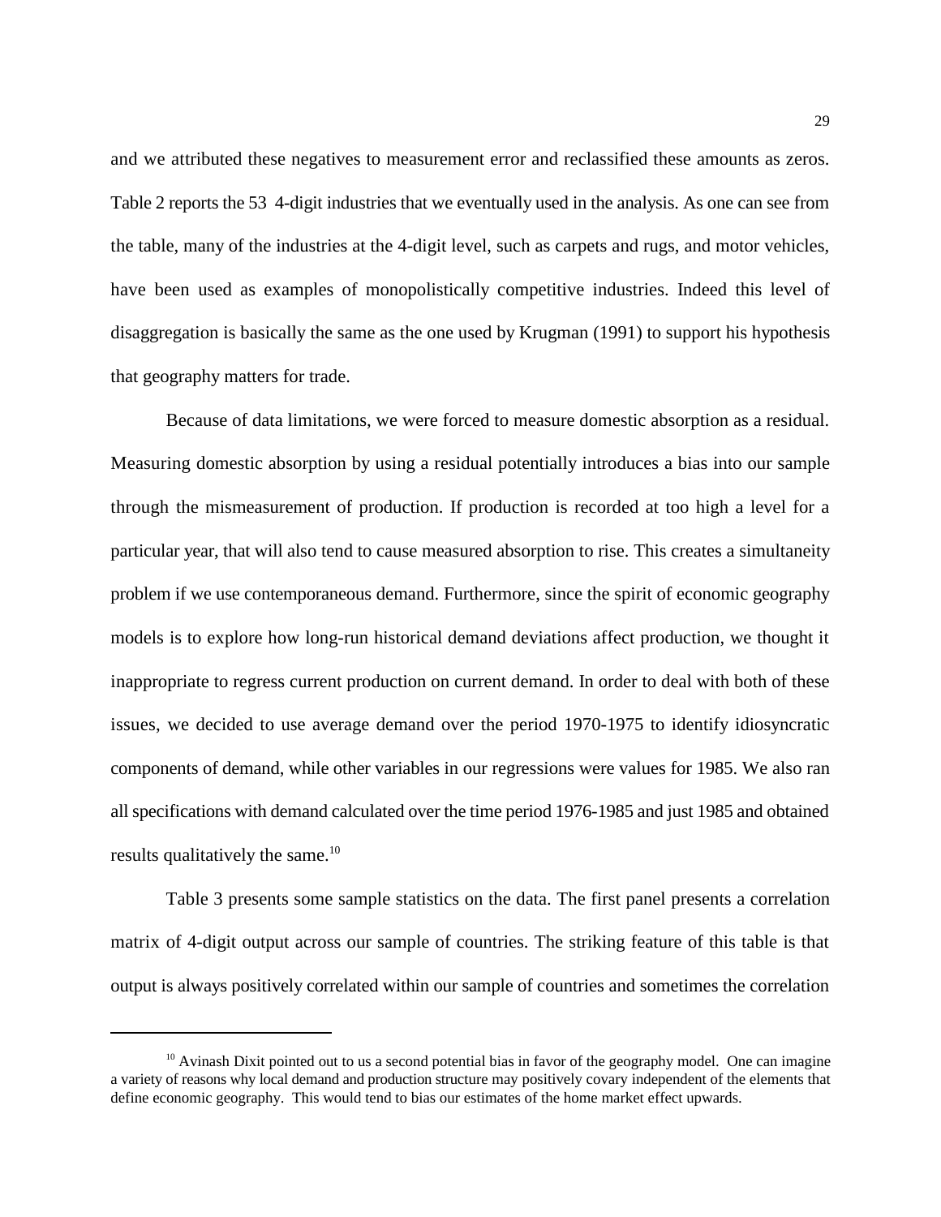and we attributed these negatives to measurement error and reclassified these amounts as zeros. Table 2 reports the 53 4-digit industries that we eventually used in the analysis. As one can see from the table, many of the industries at the 4-digit level, such as carpets and rugs, and motor vehicles, have been used as examples of monopolistically competitive industries. Indeed this level of disaggregation is basically the same as the one used by Krugman (1991) to support his hypothesis that geography matters for trade.

Because of data limitations, we were forced to measure domestic absorption as a residual. Measuring domestic absorption by using a residual potentially introduces a bias into our sample through the mismeasurement of production. If production is recorded at too high a level for a particular year, that will also tend to cause measured absorption to rise. This creates a simultaneity problem if we use contemporaneous demand. Furthermore, since the spirit of economic geography models is to explore how long-run historical demand deviations affect production, we thought it inappropriate to regress current production on current demand. In order to deal with both of these issues, we decided to use average demand over the period 1970-1975 to identify idiosyncratic components of demand, while other variables in our regressions were values for 1985. We also ran all specifications with demand calculated over the time period 1976-1985 and just 1985 and obtained results qualitatively the same.[10]

Table 3 presents some sample statistics on the data. The first panel presents a correlation matrix of 4-digit output across our sample of countries. The striking feature of this table is that output is always positively correlated within our sample of countries and sometimes the correlation

---

[10] Avinash Dixit pointed out to us a second potential bias in favor of the geography model. One can imagine a variety of reasons why local demand and production structure may positively covary independent of the elements that define economic geography. This would tend to bias our estimates of the home market effect upwards.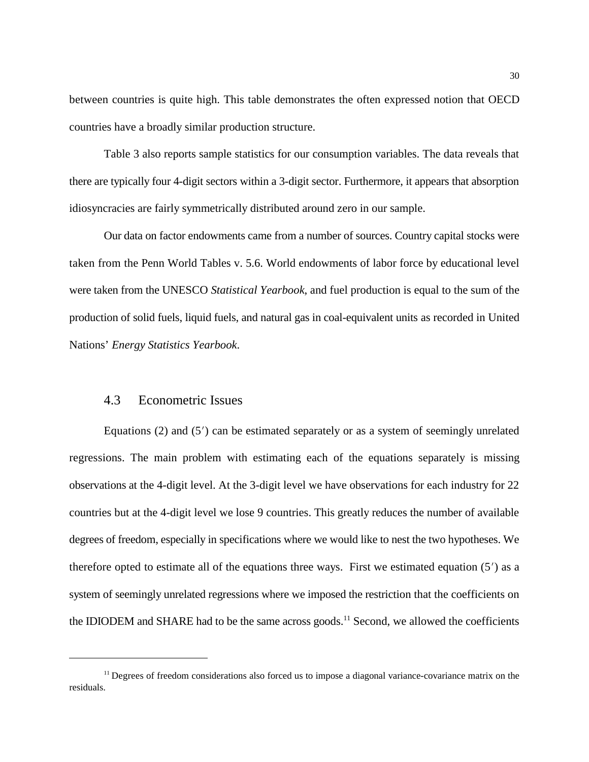between countries is quite high. This table demonstrates the often expressed notion that OECD countries have a broadly similar production structure.

Table 3 also reports sample statistics for our consumption variables. The data reveals that there are typically four 4-digit sectors within a 3-digit sector. Furthermore, it appears that absorption idiosyncracies are fairly symmetrically distributed around zero in our sample.

Our data on factor endowments came from a number of sources. Country capital stocks were taken from the Penn World Tables v. 5.6. World endowments of labor force by educational level were taken from the UNESCO *Statistical Yearbook*, and fuel production is equal to the sum of the production of solid fuels, liquid fuels, and natural gas in coal-equivalent units as recorded in United Nations' *Energy Statistics Yearbook*.

### 4.3 Econometric Issues

Equations (2) and (5′) can be estimated separately or as a system of seemingly unrelated regressions. The main problem with estimating each of the equations separately is missing observations at the 4-digit level. At the 3-digit level we have observations for each industry for 22 countries but at the 4-digit level we lose 9 countries. This greatly reduces the number of available degrees of freedom, especially in specifications where we would like to nest the two hypotheses. We therefore opted to estimate all of the equations three ways. First we estimated equation (5′) as a system of seemingly unrelated regressions where we imposed the restriction that the coefficients on the IDIODEM and SHARE had to be the same across goods.[11] Second, we allowed the coefficients

[11] Degrees of freedom considerations also forced us to impose a diagonal variance-covariance matrix on the residuals.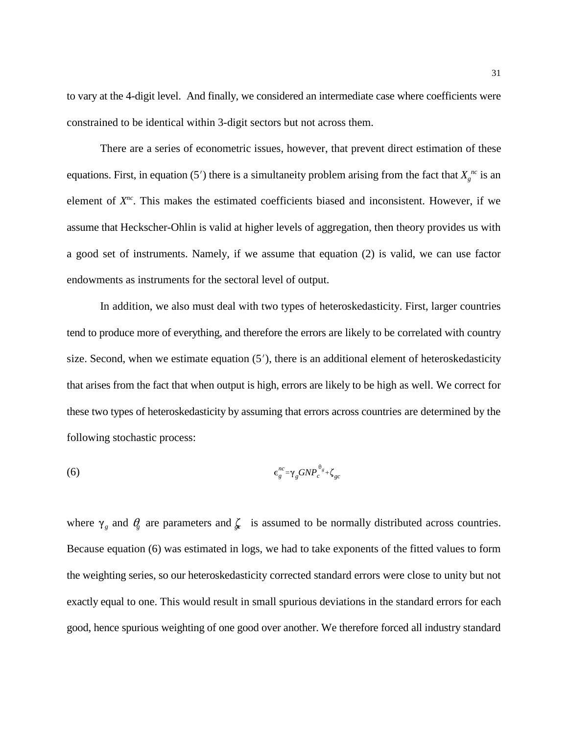to vary at the 4-digit level. And finally, we considered an intermediate case where coefficients were constrained to be identical within 3-digit sectors but not across them.

There are a series of econometric issues, however, that prevent direct estimation of these equations. First, in equation (5′) there is a simultaneity problem arising from the fact that $X_g^{nc}$ is an element of $X^{nc}$. This makes the estimated coefficients biased and inconsistent. However, if we assume that Heckscher-Ohlin is valid at higher levels of aggregation, then theory provides us with a good set of instruments. Namely, if we assume that equation (2) is valid, we can use factor endowments as instruments for the sectoral level of output.

In addition, we also must deal with two types of heteroskedasticity. First, larger countries tend to produce more of everything, and therefore the errors are likely to be correlated with country size. Second, when we estimate equation (5′), there is an additional element of heteroskedasticity that arises from the fact that when output is high, errors are likely to be high as well. We correct for these two types of heteroskedasticity by assuming that errors across countries are determined by the following stochastic process:

$$\epsilon_g^{nc} = \gamma_g GNP_c^{\theta_g} + \zeta_{gc} \tag{6}$$

where $\gamma_g$ and $\theta_g$ are parameters and $\zeta_{gc}$ is assumed to be normally distributed across countries. Because equation (6) was estimated in logs, we had to take exponents of the fitted values to form the weighting series, so our heteroskedasticity corrected standard errors were close to unity but not exactly equal to one. This would result in small spurious deviations in the standard errors for each good, hence spurious weighting of one good over another. We therefore forced all industry standard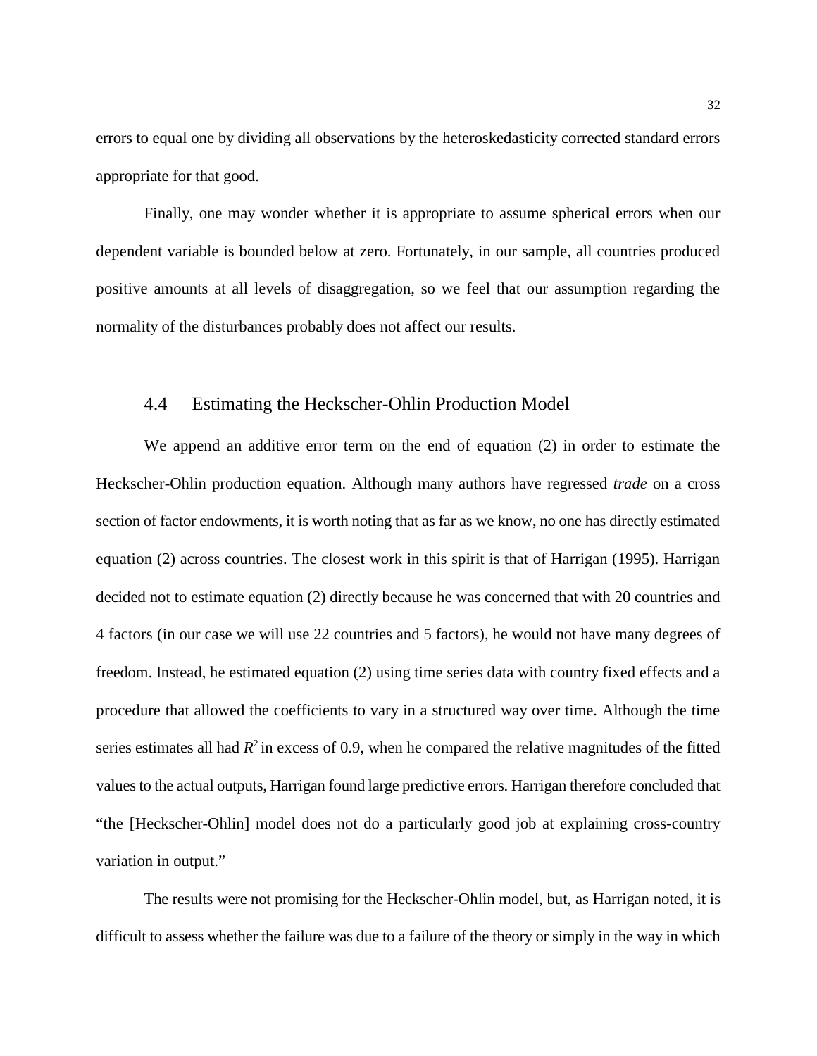errors to equal one by dividing all observations by the heteroskedasticity corrected standard errors appropriate for that good.

Finally, one may wonder whether it is appropriate to assume spherical errors when our dependent variable is bounded below at zero. Fortunately, in our sample, all countries produced positive amounts at all levels of disaggregation, so we feel that our assumption regarding the normality of the disturbances probably does not affect our results.

## 4.4 Estimating the Heckscher-Ohlin Production Model

We append an additive error term on the end of equation (2) in order to estimate the Heckscher-Ohlin production equation. Although many authors have regressed *trade* on a cross section of factor endowments, it is worth noting that as far as we know, no one has directly estimated equation (2) across countries. The closest work in this spirit is that of Harrigan (1995). Harrigan decided not to estimate equation (2) directly because he was concerned that with 20 countries and 4 factors (in our case we will use 22 countries and 5 factors), he would not have many degrees of freedom. Instead, he estimated equation (2) using time series data with country fixed effects and a procedure that allowed the coefficients to vary in a structured way over time. Although the time series estimates all had $R^2$ in excess of 0.9, when he compared the relative magnitudes of the fitted values to the actual outputs, Harrigan found large predictive errors. Harrigan therefore concluded that "the [Heckscher-Ohlin] model does not do a particularly good job at explaining cross-country variation in output."

The results were not promising for the Heckscher-Ohlin model, but, as Harrigan noted, it is difficult to assess whether the failure was due to a failure of the theory or simply in the way in which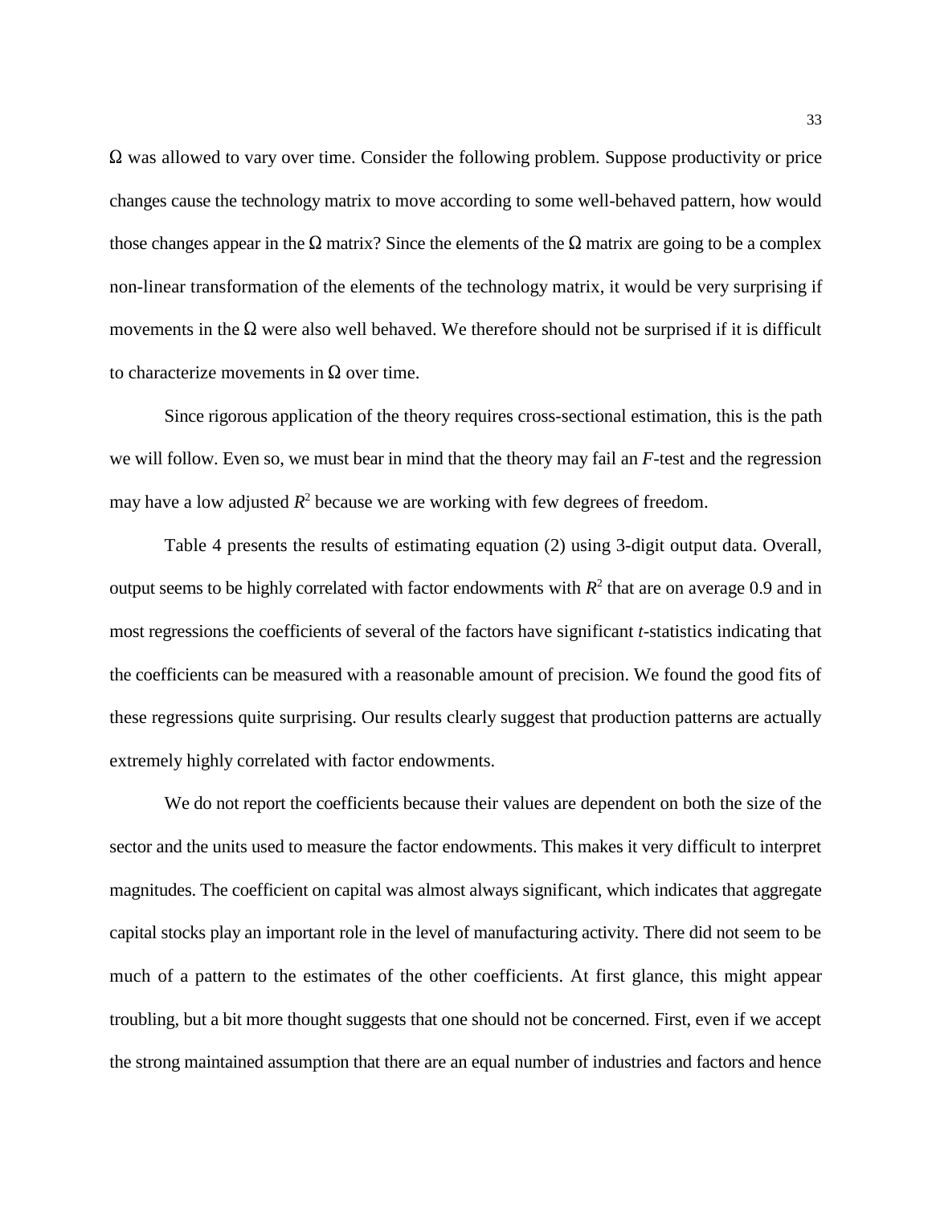$\Omega$ was allowed to vary over time. Consider the following problem. Suppose productivity or price changes cause the technology matrix to move according to some well-behaved pattern, how would those changes appear in the $\Omega$ matrix? Since the elements of the $\Omega$ matrix are going to be a complex non-linear transformation of the elements of the technology matrix, it would be very surprising if movements in the $\Omega$ were also well behaved. We therefore should not be surprised if it is difficult to characterize movements in $\Omega$ over time.

Since rigorous application of the theory requires cross-sectional estimation, this is the path we will follow. Even so, we must bear in mind that the theory may fail an *F*-test and the regression may have a low adjusted $R^2$ because we are working with few degrees of freedom.

Table 4 presents the results of estimating equation (2) using 3-digit output data. Overall, output seems to be highly correlated with factor endowments with $R^2$ that are on average 0.9 and in most regressions the coefficients of several of the factors have significant *t*-statistics indicating that the coefficients can be measured with a reasonable amount of precision. We found the good fits of these regressions quite surprising. Our results clearly suggest that production patterns are actually extremely highly correlated with factor endowments.

We do not report the coefficients because their values are dependent on both the size of the sector and the units used to measure the factor endowments. This makes it very difficult to interpret magnitudes. The coefficient on capital was almost always significant, which indicates that aggregate capital stocks play an important role in the level of manufacturing activity. There did not seem to be much of a pattern to the estimates of the other coefficients. At first glance, this might appear troubling, but a bit more thought suggests that one should not be concerned. First, even if we accept the strong maintained assumption that there are an equal number of industries and factors and hence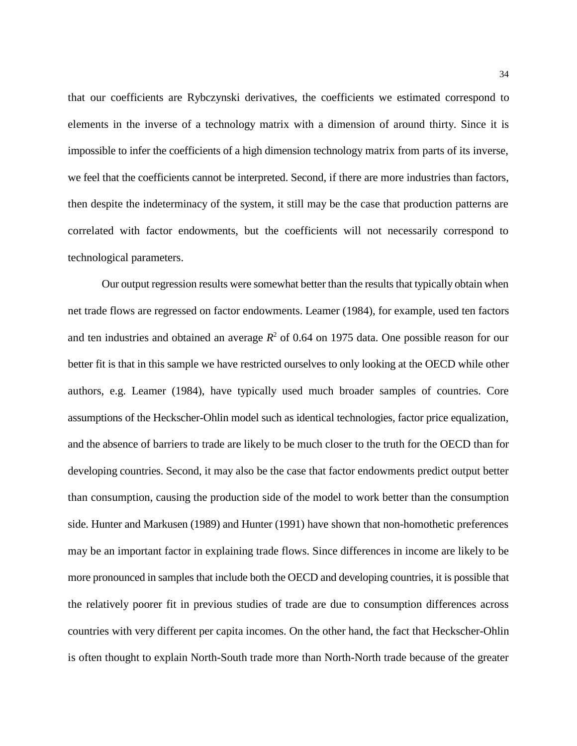that our coefficients are Rybczynski derivatives, the coefficients we estimated correspond to elements in the inverse of a technology matrix with a dimension of around thirty. Since it is impossible to infer the coefficients of a high dimension technology matrix from parts of its inverse, we feel that the coefficients cannot be interpreted. Second, if there are more industries than factors, then despite the indeterminacy of the system, it still may be the case that production patterns are correlated with factor endowments, but the coefficients will not necessarily correspond to technological parameters.

Our output regression results were somewhat better than the results that typically obtain when net trade flows are regressed on factor endowments. Leamer (1984), for example, used ten factors and ten industries and obtained an average $R^2$ of 0.64 on 1975 data. One possible reason for our better fit is that in this sample we have restricted ourselves to only looking at the OECD while other authors, e.g. Leamer (1984), have typically used much broader samples of countries. Core assumptions of the Heckscher-Ohlin model such as identical technologies, factor price equalization, and the absence of barriers to trade are likely to be much closer to the truth for the OECD than for developing countries. Second, it may also be the case that factor endowments predict output better than consumption, causing the production side of the model to work better than the consumption side. Hunter and Markusen (1989) and Hunter (1991) have shown that non-homothetic preferences may be an important factor in explaining trade flows. Since differences in income are likely to be more pronounced in samples that include both the OECD and developing countries, it is possible that the relatively poorer fit in previous studies of trade are due to consumption differences across countries with very different per capita incomes. On the other hand, the fact that Heckscher-Ohlin is often thought to explain North-South trade more than North-North trade because of the greater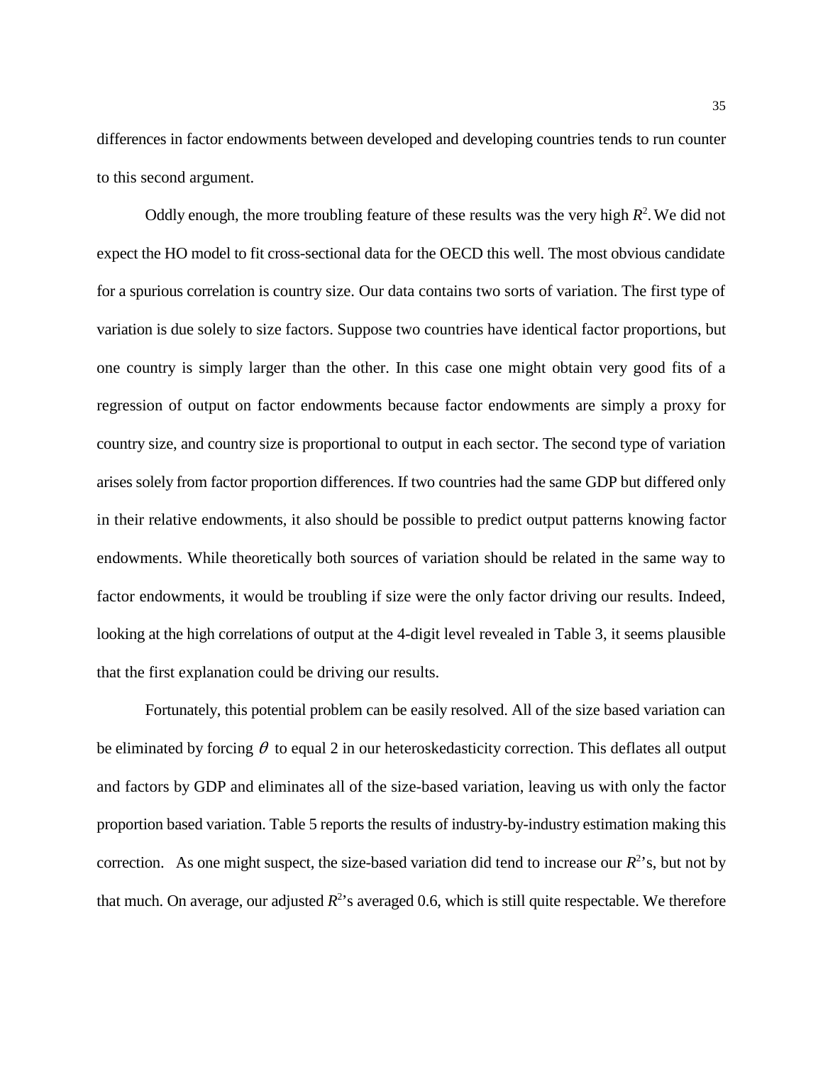differences in factor endowments between developed and developing countries tends to run counter to this second argument.

Oddly enough, the more troubling feature of these results was the very high $R^2$. We did not expect the HO model to fit cross-sectional data for the OECD this well. The most obvious candidate for a spurious correlation is country size. Our data contains two sorts of variation. The first type of variation is due solely to size factors. Suppose two countries have identical factor proportions, but one country is simply larger than the other. In this case one might obtain very good fits of a regression of output on factor endowments because factor endowments are simply a proxy for country size, and country size is proportional to output in each sector. The second type of variation arises solely from factor proportion differences. If two countries had the same GDP but differed only in their relative endowments, it also should be possible to predict output patterns knowing factor endowments. While theoretically both sources of variation should be related in the same way to factor endowments, it would be troubling if size were the only factor driving our results. Indeed, looking at the high correlations of output at the 4-digit level revealed in Table 3, it seems plausible that the first explanation could be driving our results.

Fortunately, this potential problem can be easily resolved. All of the size based variation can be eliminated by forcing $\theta$ to equal 2 in our heteroskedasticity correction. This deflates all output and factors by GDP and eliminates all of the size-based variation, leaving us with only the factor proportion based variation. Table 5 reports the results of industry-by-industry estimation making this correction. As one might suspect, the size-based variation did tend to increase our $R^2$'s, but not by that much. On average, our adjusted $R^2$'s averaged 0.6, which is still quite respectable. We therefore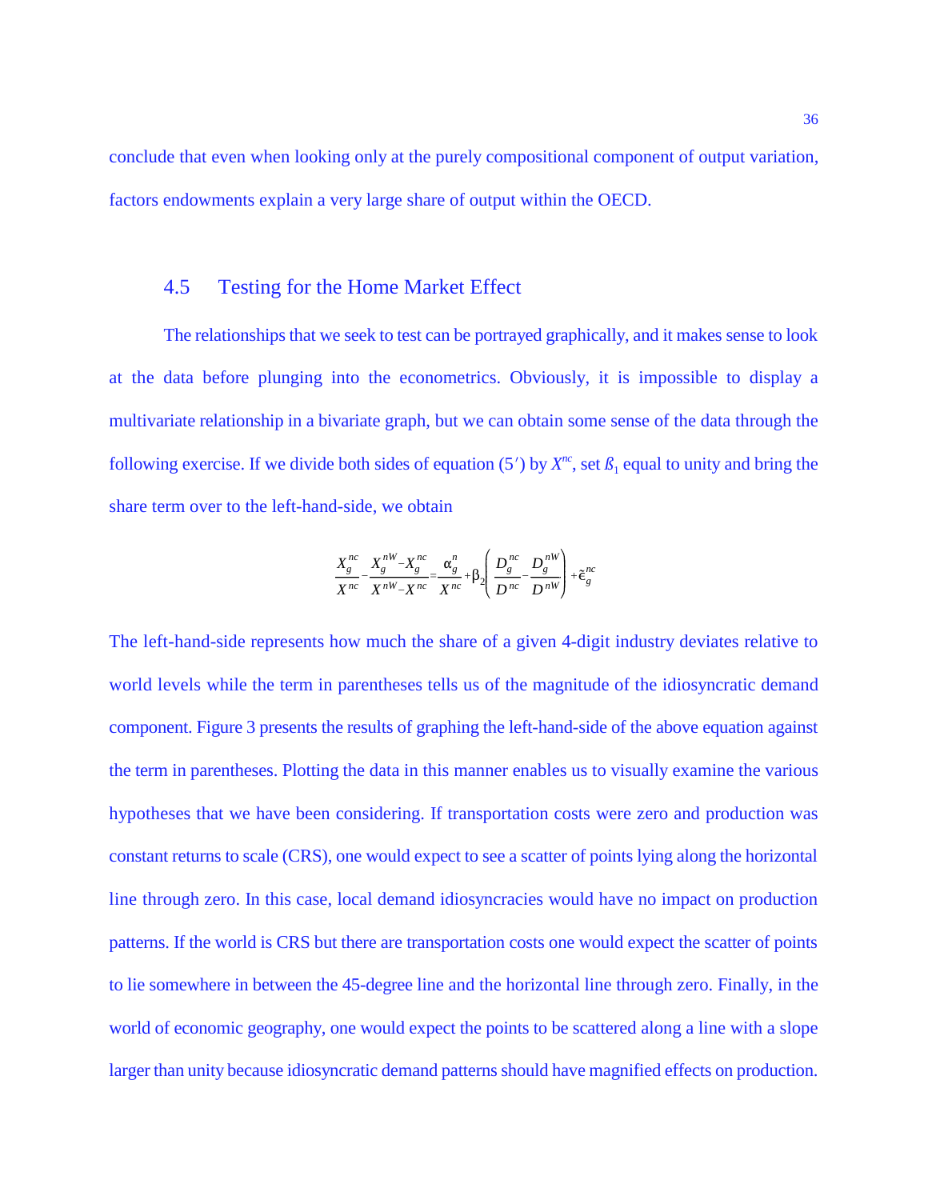conclude that even when looking only at the purely compositional component of output variation, factors endowments explain a very large share of output within the OECD.

## 4.5 Testing for the Home Market Effect

The relationships that we seek to test can be portrayed graphically, and it makes sense to look at the data before plunging into the econometrics. Obviously, it is impossible to display a multivariate relationship in a bivariate graph, but we can obtain some sense of the data through the following exercise. If we divide both sides of equation (5′) by $X^{nc}$, set $ß_1$ equal to unity and bring the share term over to the left-hand-side, we obtain

$$\frac{X_g^{nc}}{X^{nc}} - \frac{X_g^{nW} - X_g^{nc}}{X^{nW} - X^{nc}} = \frac{\alpha_g^n}{X^{nc}} + \beta_2 \left( \frac{D_g^{nc}}{D^{nc}} - \frac{D_g^{nW}}{D^{nW}} \right) + \tilde{\epsilon}_g^{nc}$$

The left-hand-side represents how much the share of a given 4-digit industry deviates relative to world levels while the term in parentheses tells us of the magnitude of the idiosyncratic demand component. Figure 3 presents the results of graphing the left-hand-side of the above equation against the term in parentheses. Plotting the data in this manner enables us to visually examine the various hypotheses that we have been considering. If transportation costs were zero and production was constant returns to scale (CRS), one would expect to see a scatter of points lying along the horizontal line through zero. In this case, local demand idiosyncracies would have no impact on production patterns. If the world is CRS but there are transportation costs one would expect the scatter of points to lie somewhere in between the 45-degree line and the horizontal line through zero. Finally, in the world of economic geography, one would expect the points to be scattered along a line with a slope larger than unity because idiosyncratic demand patterns should have magnified effects on production.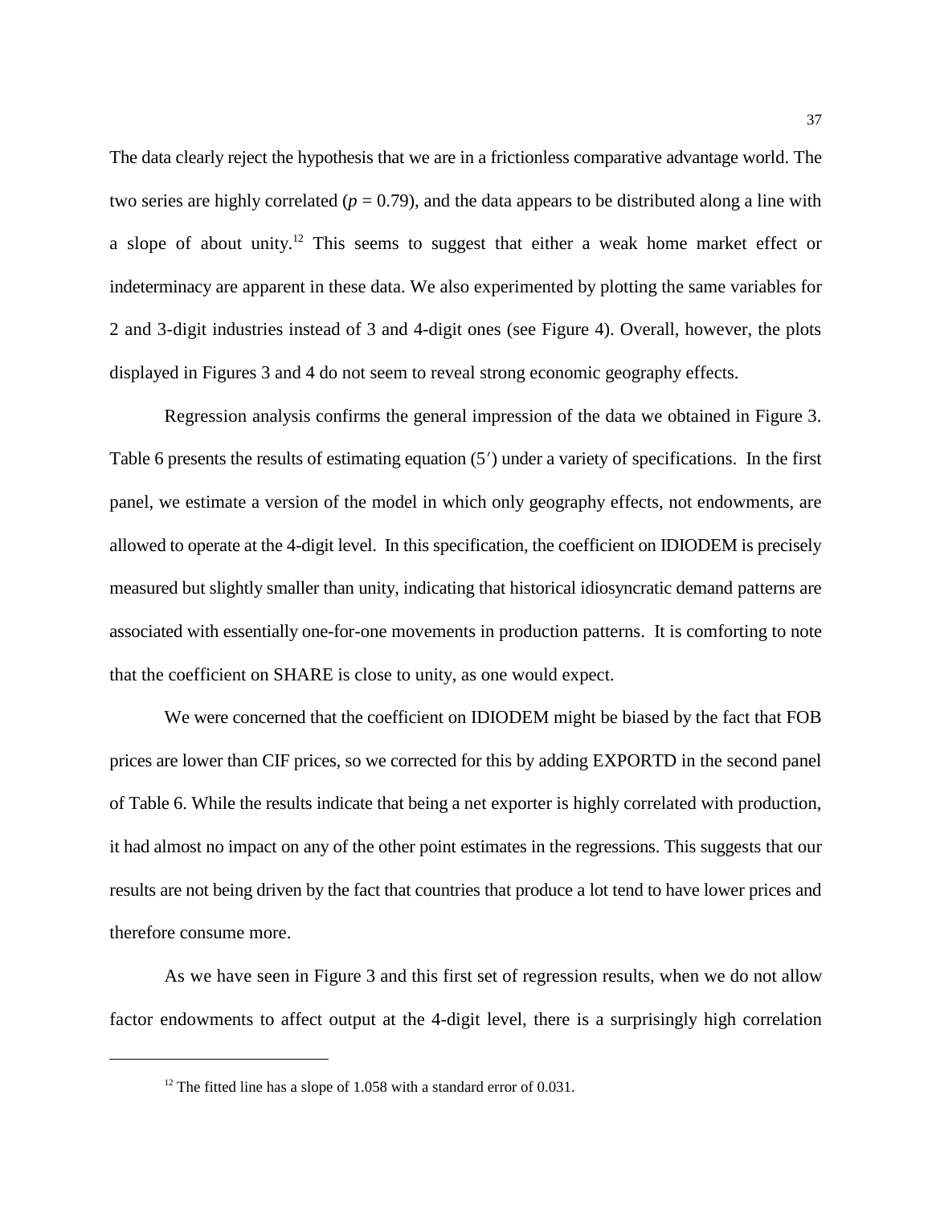The data clearly reject the hypothesis that we are in a frictionless comparative advantage world. The two series are highly correlated ($p = 0.79$), and the data appears to be distributed along a line with a slope of about unity.[12] This seems to suggest that either a weak home market effect or indeterminacy are apparent in these data. We also experimented by plotting the same variables for 2 and 3-digit industries instead of 3 and 4-digit ones (see Figure 4). Overall, however, the plots displayed in Figures 3 and 4 do not seem to reveal strong economic geography effects.

Regression analysis confirms the general impression of the data we obtained in Figure 3. Table 6 presents the results of estimating equation (5′) under a variety of specifications. In the first panel, we estimate a version of the model in which only geography effects, not endowments, are allowed to operate at the 4-digit level. In this specification, the coefficient on IDIODEM is precisely measured but slightly smaller than unity, indicating that historical idiosyncratic demand patterns are associated with essentially one-for-one movements in production patterns. It is comforting to note that the coefficient on SHARE is close to unity, as one would expect.

We were concerned that the coefficient on IDIODEM might be biased by the fact that FOB prices are lower than CIF prices, so we corrected for this by adding EXPORTD in the second panel of Table 6. While the results indicate that being a net exporter is highly correlated with production, it had almost no impact on any of the other point estimates in the regressions. This suggests that our results are not being driven by the fact that countries that produce a lot tend to have lower prices and therefore consume more.

As we have seen in Figure 3 and this first set of regression results, when we do not allow factor endowments to affect output at the 4-digit level, there is a surprisingly high correlation

[12] The fitted line has a slope of 1.058 with a standard error of 0.031.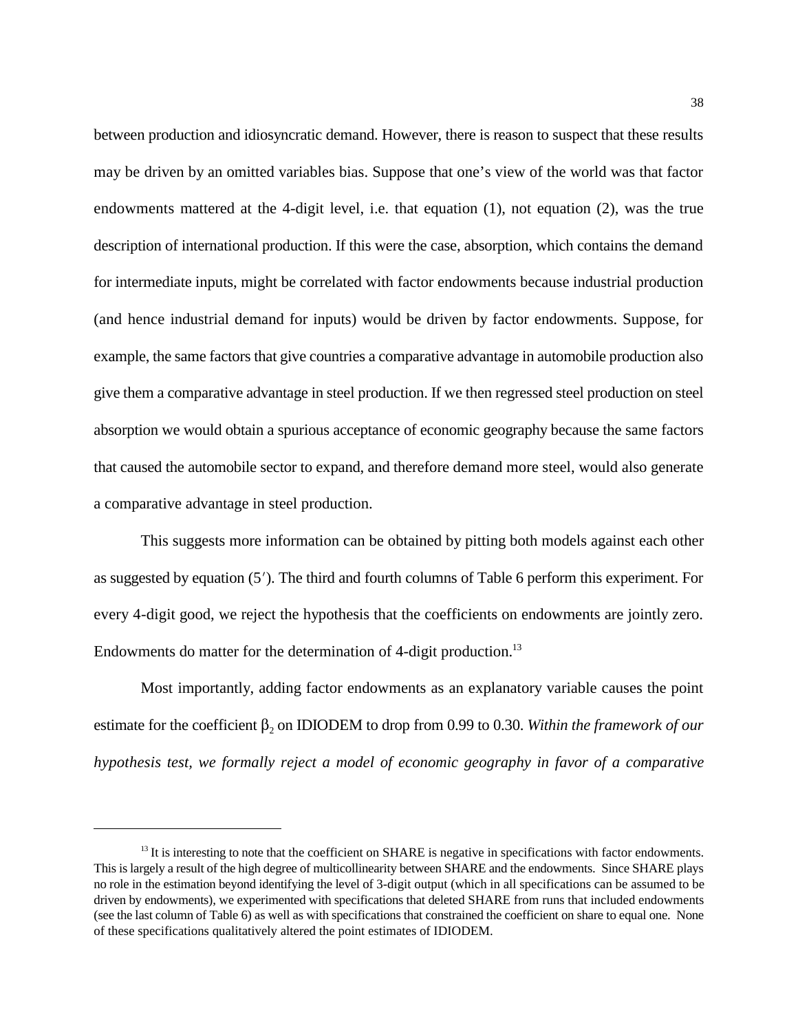between production and idiosyncratic demand. However, there is reason to suspect that these results may be driven by an omitted variables bias. Suppose that one's view of the world was that factor endowments mattered at the 4-digit level, i.e. that equation (1), not equation (2), was the true description of international production. If this were the case, absorption, which contains the demand for intermediate inputs, might be correlated with factor endowments because industrial production (and hence industrial demand for inputs) would be driven by factor endowments. Suppose, for example, the same factors that give countries a comparative advantage in automobile production also give them a comparative advantage in steel production. If we then regressed steel production on steel absorption we would obtain a spurious acceptance of economic geography because the same factors that caused the automobile sector to expand, and therefore demand more steel, would also generate a comparative advantage in steel production.

This suggests more information can be obtained by pitting both models against each other as suggested by equation (5′). The third and fourth columns of Table 6 perform this experiment. For every 4-digit good, we reject the hypothesis that the coefficients on endowments are jointly zero. Endowments do matter for the determination of 4-digit production.[13]

Most importantly, adding factor endowments as an explanatory variable causes the point estimate for the coefficient $\beta_2$ on IDIODEM to drop from 0.99 to 0.30. *Within the framework of our hypothesis test, we formally reject a model of economic geography in favor of a comparative*

---

[13] It is interesting to note that the coefficient on SHARE is negative in specifications with factor endowments. This is largely a result of the high degree of multicollinearity between SHARE and the endowments. Since SHARE plays no role in the estimation beyond identifying the level of 3-digit output (which in all specifications can be assumed to be driven by endowments), we experimented with specifications that deleted SHARE from runs that included endowments (see the last column of Table 6) as well as with specifications that constrained the coefficient on share to equal one. None of these specifications qualitatively altered the point estimates of IDIODEM.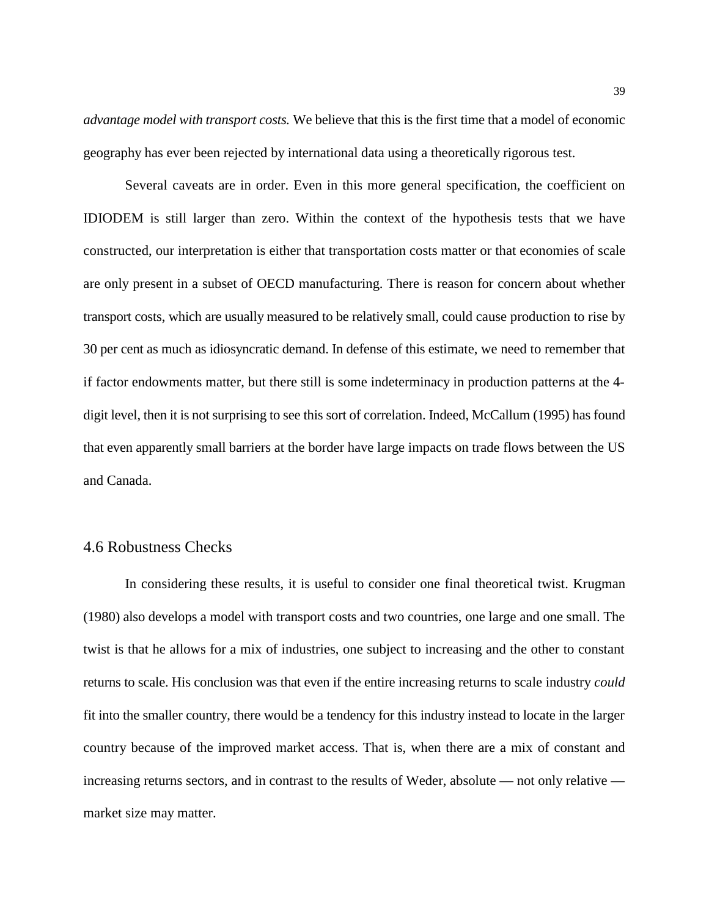*advantage model with transport costs.* We believe that this is the first time that a model of economic geography has ever been rejected by international data using a theoretically rigorous test.

Several caveats are in order. Even in this more general specification, the coefficient on IDIODEM is still larger than zero. Within the context of the hypothesis tests that we have constructed, our interpretation is either that transportation costs matter or that economies of scale are only present in a subset of OECD manufacturing. There is reason for concern about whether transport costs, which are usually measured to be relatively small, could cause production to rise by 30 per cent as much as idiosyncratic demand. In defense of this estimate, we need to remember that if factor endowments matter, but there still is some indeterminacy in production patterns at the 4-digit level, then it is not surprising to see this sort of correlation. Indeed, McCallum (1995) has found that even apparently small barriers at the border have large impacts on trade flows between the US and Canada.

## 4.6 Robustness Checks

In considering these results, it is useful to consider one final theoretical twist. Krugman (1980) also develops a model with transport costs and two countries, one large and one small. The twist is that he allows for a mix of industries, one subject to increasing and the other to constant returns to scale. His conclusion was that even if the entire increasing returns to scale industry *could* fit into the smaller country, there would be a tendency for this industry instead to locate in the larger country because of the improved market access. That is, when there are a mix of constant and increasing returns sectors, and in contrast to the results of Weder, absolute — not only relative — market size may matter.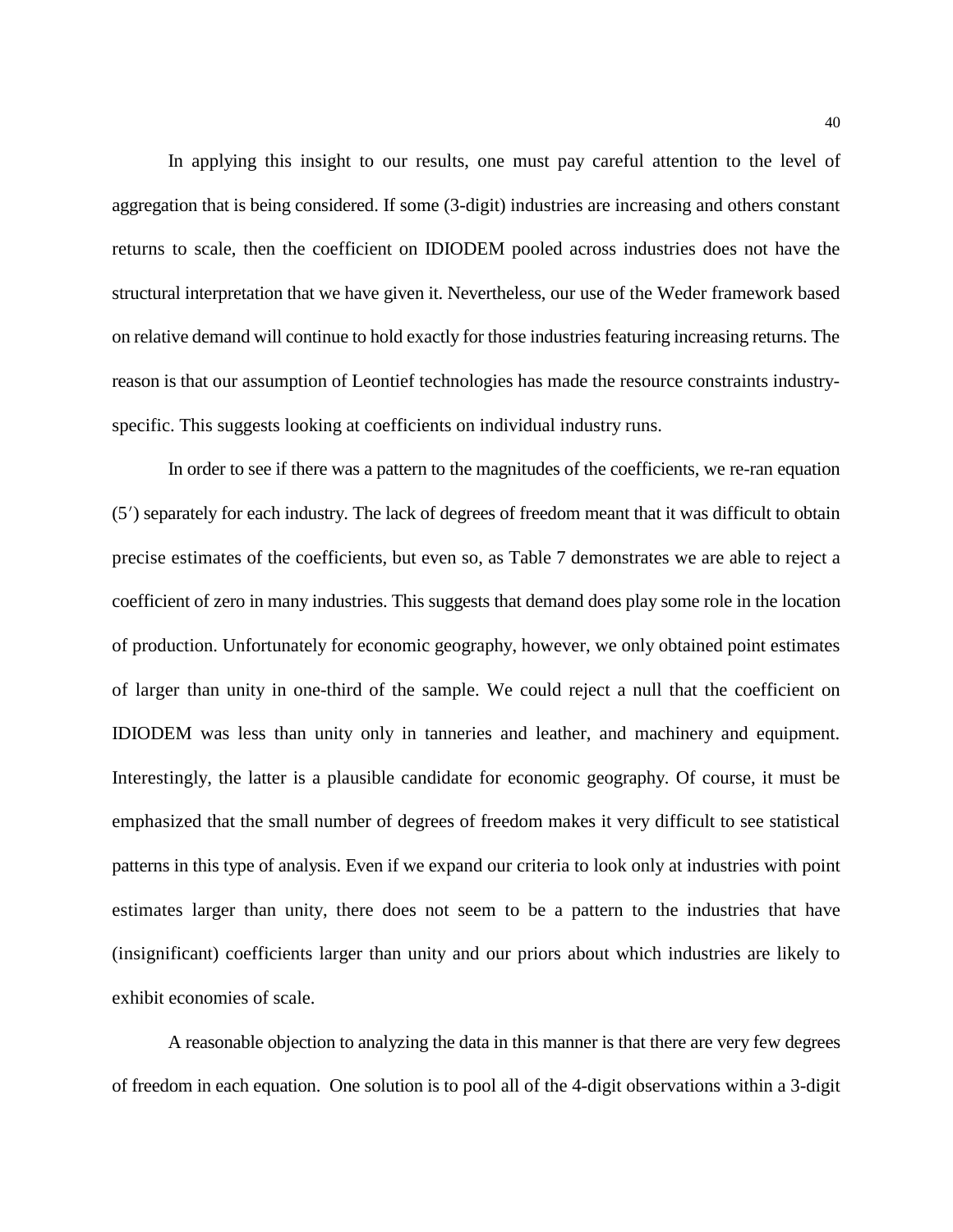In applying this insight to our results, one must pay careful attention to the level of aggregation that is being considered. If some (3-digit) industries are increasing and others constant returns to scale, then the coefficient on IDIODEM pooled across industries does not have the structural interpretation that we have given it. Nevertheless, our use of the Weder framework based on relative demand will continue to hold exactly for those industries featuring increasing returns. The reason is that our assumption of Leontief technologies has made the resource constraints industry-specific. This suggests looking at coefficients on individual industry runs.

In order to see if there was a pattern to the magnitudes of the coefficients, we re-ran equation (5′) separately for each industry. The lack of degrees of freedom meant that it was difficult to obtain precise estimates of the coefficients, but even so, as Table 7 demonstrates we are able to reject a coefficient of zero in many industries. This suggests that demand does play some role in the location of production. Unfortunately for economic geography, however, we only obtained point estimates of larger than unity in one-third of the sample. We could reject a null that the coefficient on IDIODEM was less than unity only in tanneries and leather, and machinery and equipment. Interestingly, the latter is a plausible candidate for economic geography. Of course, it must be emphasized that the small number of degrees of freedom makes it very difficult to see statistical patterns in this type of analysis. Even if we expand our criteria to look only at industries with point estimates larger than unity, there does not seem to be a pattern to the industries that have (insignificant) coefficients larger than unity and our priors about which industries are likely to exhibit economies of scale.

A reasonable objection to analyzing the data in this manner is that there are very few degrees of freedom in each equation. One solution is to pool all of the 4-digit observations within a 3-digit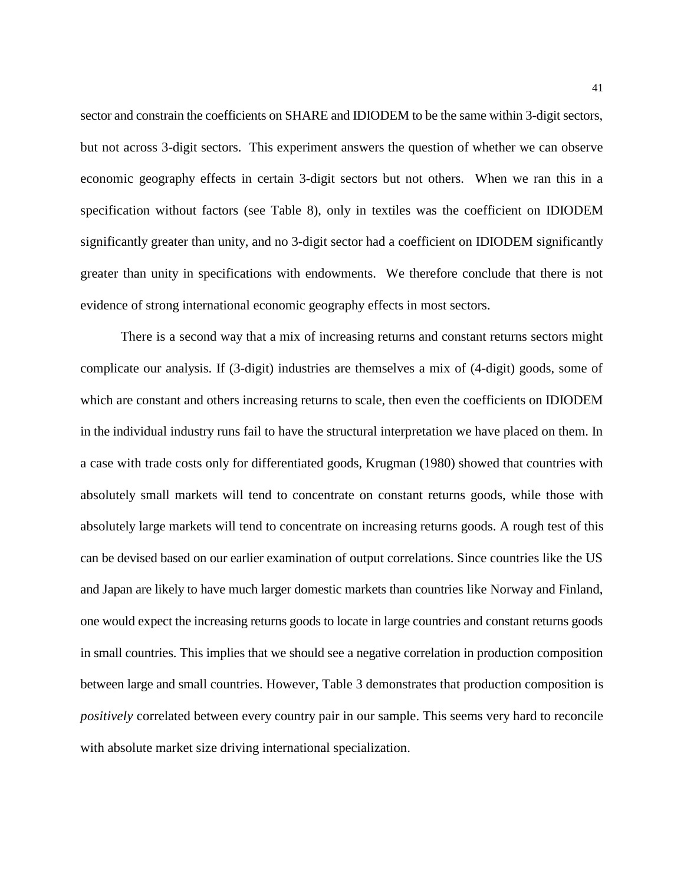sector and constrain the coefficients on SHARE and IDIODEM to be the same within 3-digit sectors, but not across 3-digit sectors. This experiment answers the question of whether we can observe economic geography effects in certain 3-digit sectors but not others. When we ran this in a specification without factors (see Table 8), only in textiles was the coefficient on IDIODEM significantly greater than unity, and no 3-digit sector had a coefficient on IDIODEM significantly greater than unity in specifications with endowments. We therefore conclude that there is not evidence of strong international economic geography effects in most sectors.

There is a second way that a mix of increasing returns and constant returns sectors might complicate our analysis. If (3-digit) industries are themselves a mix of (4-digit) goods, some of which are constant and others increasing returns to scale, then even the coefficients on IDIODEM in the individual industry runs fail to have the structural interpretation we have placed on them. In a case with trade costs only for differentiated goods, Krugman (1980) showed that countries with absolutely small markets will tend to concentrate on constant returns goods, while those with absolutely large markets will tend to concentrate on increasing returns goods. A rough test of this can be devised based on our earlier examination of output correlations. Since countries like the US and Japan are likely to have much larger domestic markets than countries like Norway and Finland, one would expect the increasing returns goods to locate in large countries and constant returns goods in small countries. This implies that we should see a negative correlation in production composition between large and small countries. However, Table 3 demonstrates that production composition is *positively* correlated between every country pair in our sample. This seems very hard to reconcile with absolute market size driving international specialization.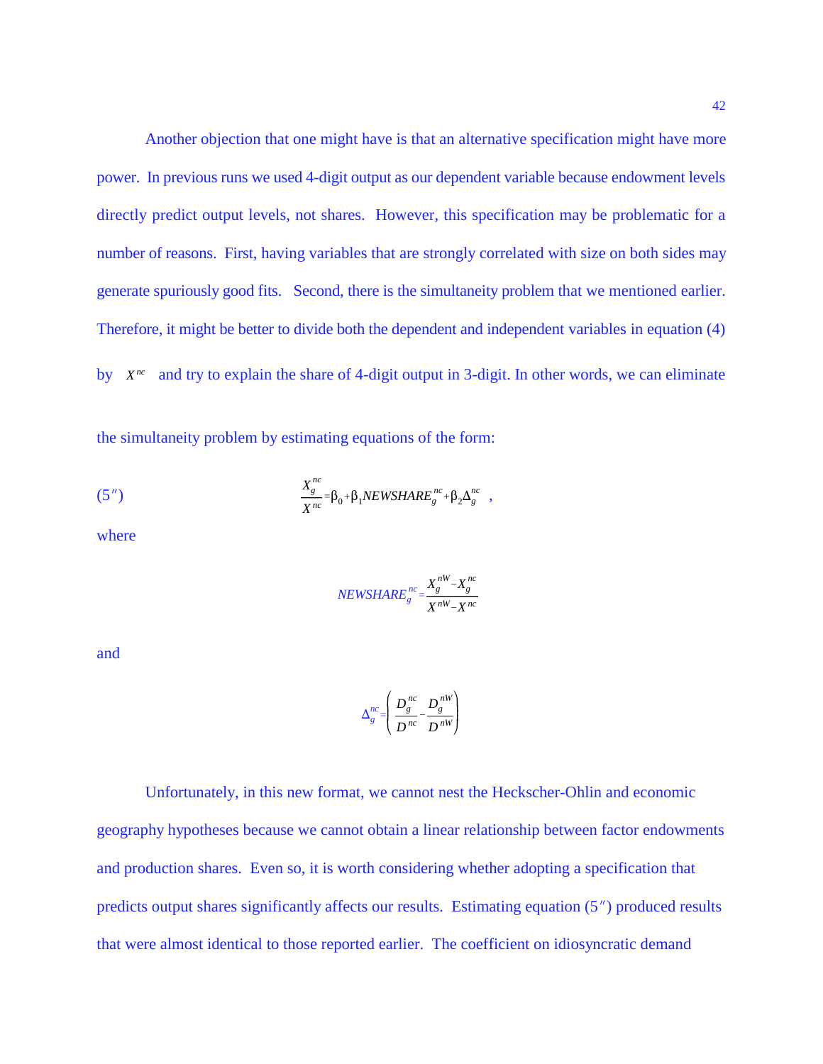Another objection that one might have is that an alternative specification might have more power. In previous runs we used 4-digit output as our dependent variable because endowment levels directly predict output levels, not shares. However, this specification may be problematic for a number of reasons. First, having variables that are strongly correlated with size on both sides may generate spuriously good fits. Second, there is the simultaneity problem that we mentioned earlier. Therefore, it might be better to divide both the dependent and independent variables in equation (4) by $X^{nc}$ and try to explain the share of 4-digit output in 3-digit. In other words, we can eliminate the simultaneity problem by estimating equations of the form:

$$(5'') \qquad \frac{X_g^{nc}}{X^{nc}} = \beta_0 + \beta_1 NEWSHARE_g^{nc} + \beta_2 \Delta_g^{nc} \ ,$$

where

$$NEWSHARE_g^{nc} = \frac{X_g^{nW} - X_g^{nc}}{X^{nW} - X^{nc}}$$

and

$$\Delta_g^{nc} = \left( \frac{D_g^{nc}}{D^{nc}} - \frac{D_g^{nW}}{D^{nW}} \right)$$

Unfortunately, in this new format, we cannot nest the Heckscher-Ohlin and economic geography hypotheses because we cannot obtain a linear relationship between factor endowments and production shares. Even so, it is worth considering whether adopting a specification that predicts output shares significantly affects our results. Estimating equation (5″) produced results that were almost identical to those reported earlier. The coefficient on idiosyncratic demand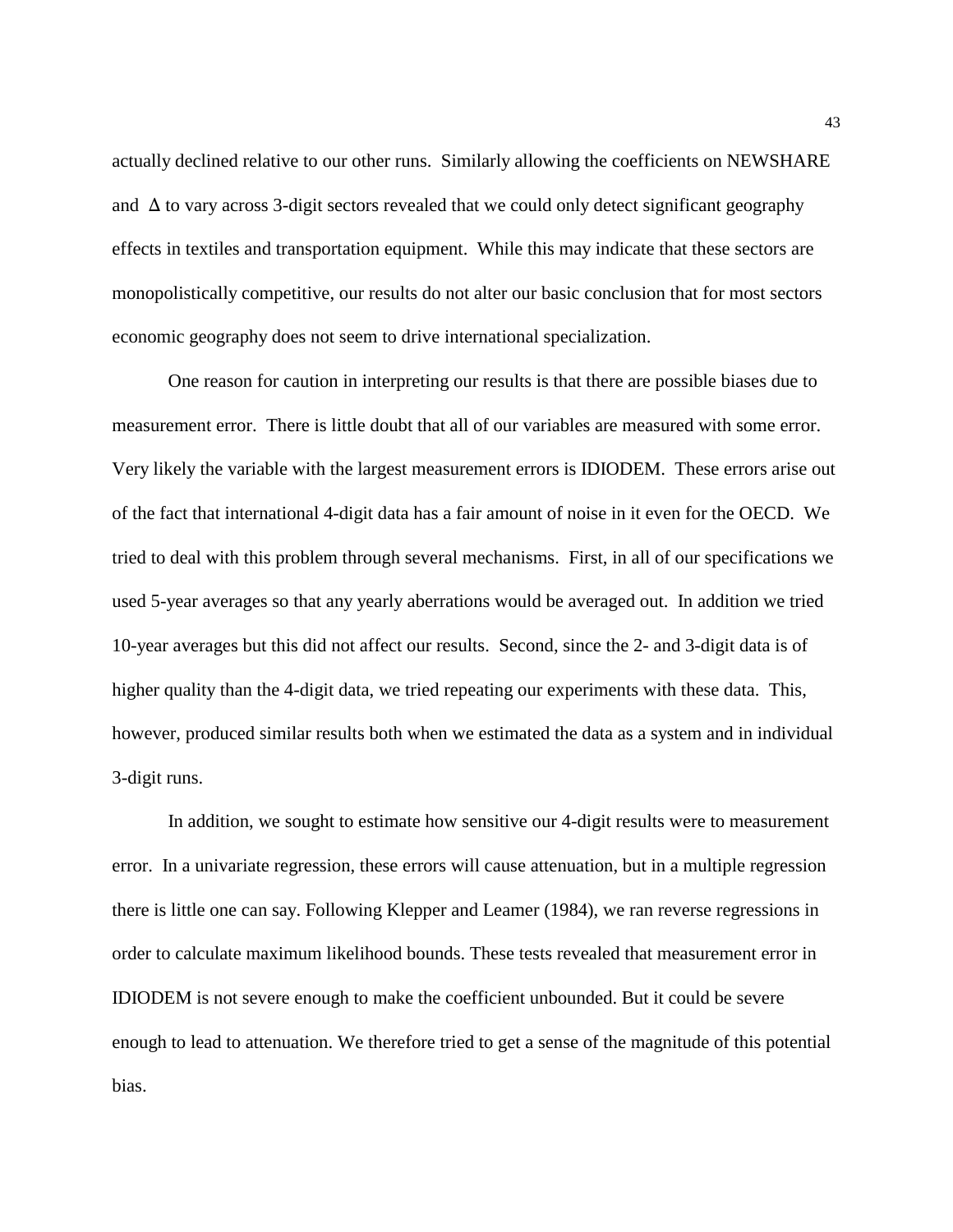actually declined relative to our other runs. Similarly allowing the coefficients on NEWSHARE and $\Delta$ to vary across 3-digit sectors revealed that we could only detect significant geography effects in textiles and transportation equipment. While this may indicate that these sectors are monopolistically competitive, our results do not alter our basic conclusion that for most sectors economic geography does not seem to drive international specialization.

One reason for caution in interpreting our results is that there are possible biases due to measurement error. There is little doubt that all of our variables are measured with some error. Very likely the variable with the largest measurement errors is IDIODEM. These errors arise out of the fact that international 4-digit data has a fair amount of noise in it even for the OECD. We tried to deal with this problem through several mechanisms. First, in all of our specifications we used 5-year averages so that any yearly aberrations would be averaged out. In addition we tried 10-year averages but this did not affect our results. Second, since the 2- and 3-digit data is of higher quality than the 4-digit data, we tried repeating our experiments with these data. This, however, produced similar results both when we estimated the data as a system and in individual 3-digit runs.

In addition, we sought to estimate how sensitive our 4-digit results were to measurement error. In a univariate regression, these errors will cause attenuation, but in a multiple regression there is little one can say. Following Klepper and Leamer (1984), we ran reverse regressions in order to calculate maximum likelihood bounds. These tests revealed that measurement error in IDIODEM is not severe enough to make the coefficient unbounded. But it could be severe enough to lead to attenuation. We therefore tried to get a sense of the magnitude of this potential bias.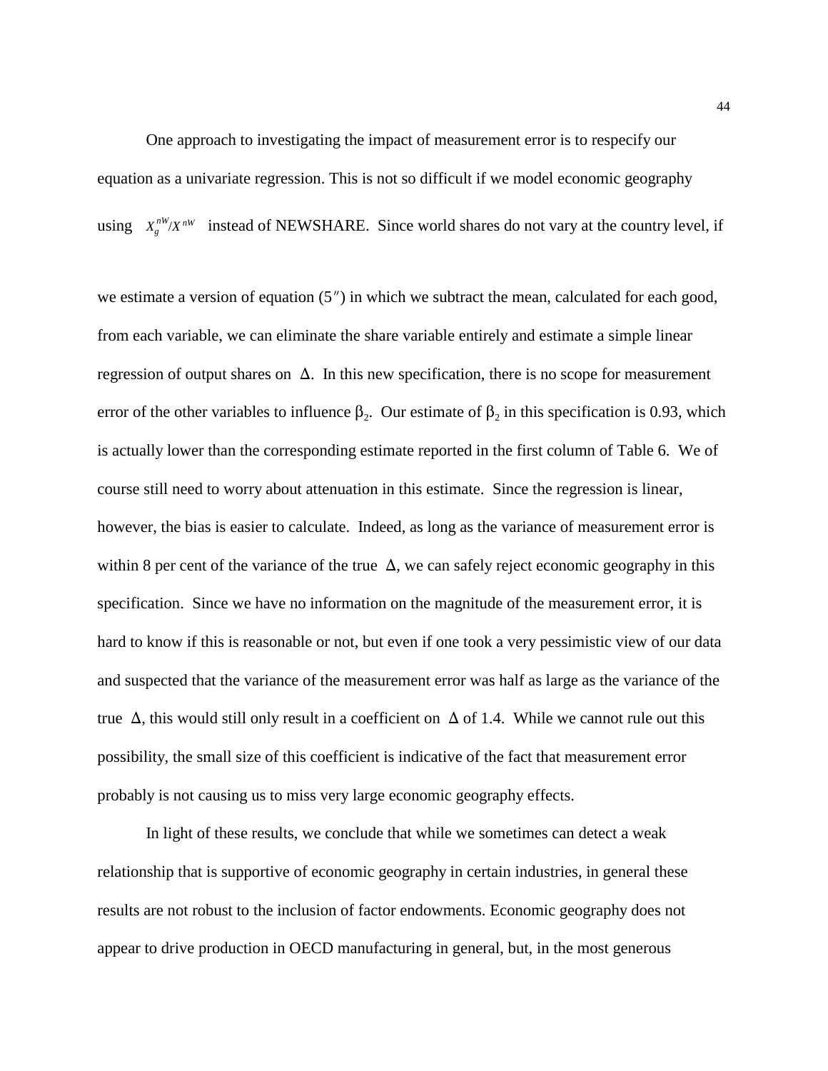One approach to investigating the impact of measurement error is to respecify our equation as a univariate regression. This is not so difficult if we model economic geography using $X_g^{nW}/X^{nW}$ instead of NEWSHARE. Since world shares do not vary at the country level, if we estimate a version of equation (5″) in which we subtract the mean, calculated for each good, from each variable, we can eliminate the share variable entirely and estimate a simple linear regression of output shares on $\Delta$. In this new specification, there is no scope for measurement error of the other variables to influence $\beta_2$. Our estimate of $\beta_2$ in this specification is 0.93, which is actually lower than the corresponding estimate reported in the first column of Table 6. We of course still need to worry about attenuation in this estimate. Since the regression is linear, however, the bias is easier to calculate. Indeed, as long as the variance of measurement error is within 8 per cent of the variance of the true $\Delta$, we can safely reject economic geography in this specification. Since we have no information on the magnitude of the measurement error, it is hard to know if this is reasonable or not, but even if one took a very pessimistic view of our data and suspected that the variance of the measurement error was half as large as the variance of the true $\Delta$, this would still only result in a coefficient on $\Delta$ of 1.4. While we cannot rule out this possibility, the small size of this coefficient is indicative of the fact that measurement error probably is not causing us to miss very large economic geography effects.

In light of these results, we conclude that while we sometimes can detect a weak relationship that is supportive of economic geography in certain industries, in general these results are not robust to the inclusion of factor endowments. Economic geography does not appear to drive production in OECD manufacturing in general, but, in the most generous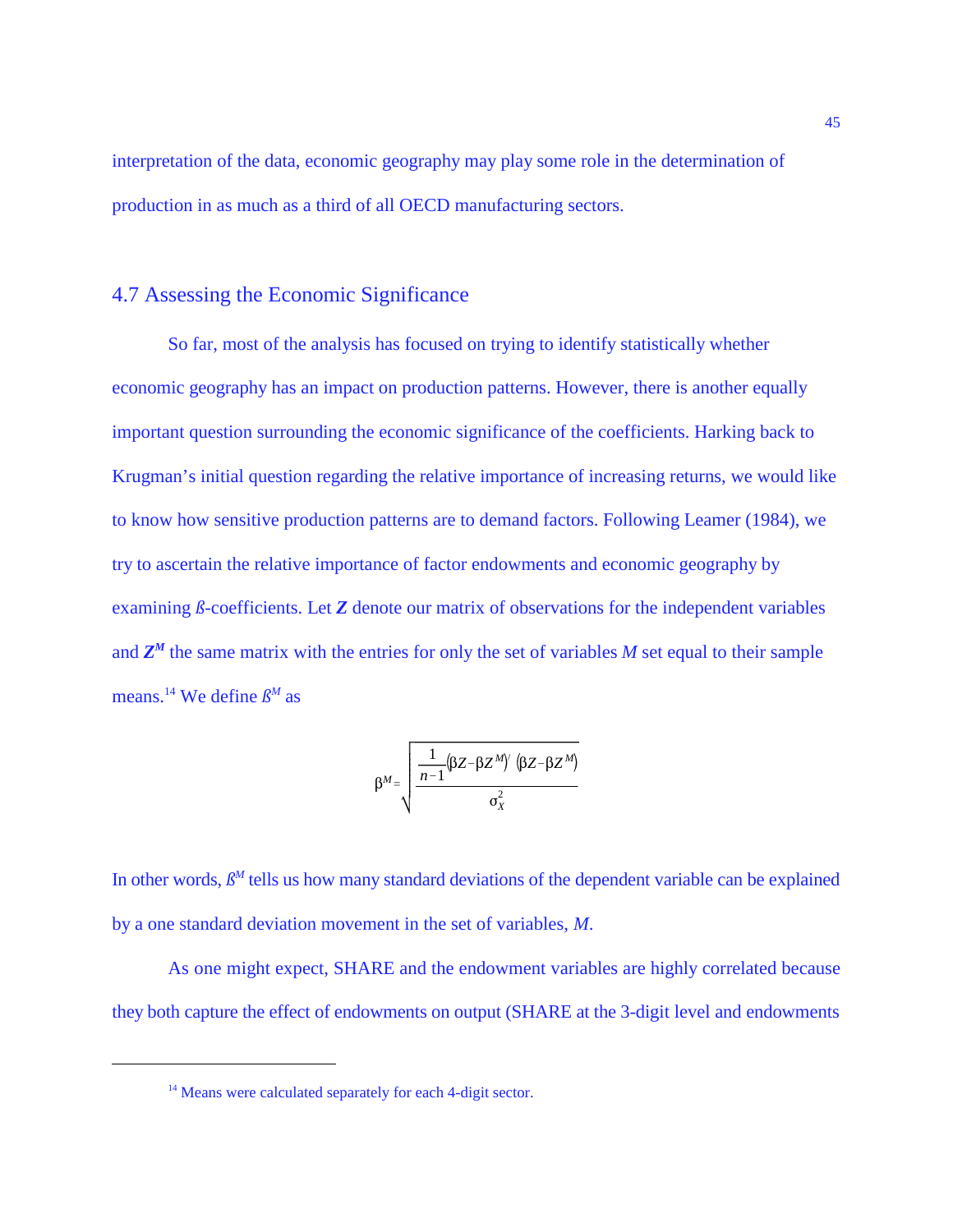interpretation of the data, economic geography may play some role in the determination of production in as much as a third of all OECD manufacturing sectors.

## 4.7 Assessing the Economic Significance

So far, most of the analysis has focused on trying to identify statistically whether economic geography has an impact on production patterns. However, there is another equally important question surrounding the economic significance of the coefficients. Harking back to Krugman's initial question regarding the relative importance of increasing returns, we would like to know how sensitive production patterns are to demand factors. Following Leamer (1984), we try to ascertain the relative importance of factor endowments and economic geography by examining *ß*-coefficients. Let ***Z*** denote our matrix of observations for the independent variables and $\boldsymbol{Z^M}$ the same matrix with the entries for only the set of variables *M* set equal to their sample means.[14] We define $ß^M$ as

$$\beta^M = \sqrt{\frac{\frac{1}{n-1}\left(\beta Z - \beta Z^M\right)'\left(\beta Z - \beta Z^M\right)}{\sigma_X^2}}$$

In other words, $ß^M$ tells us how many standard deviations of the dependent variable can be explained by a one standard deviation movement in the set of variables, *M*.

As one might expect, SHARE and the endowment variables are highly correlated because they both capture the effect of endowments on output (SHARE at the 3-digit level and endowments

---

[14] Means were calculated separately for each 4-digit sector.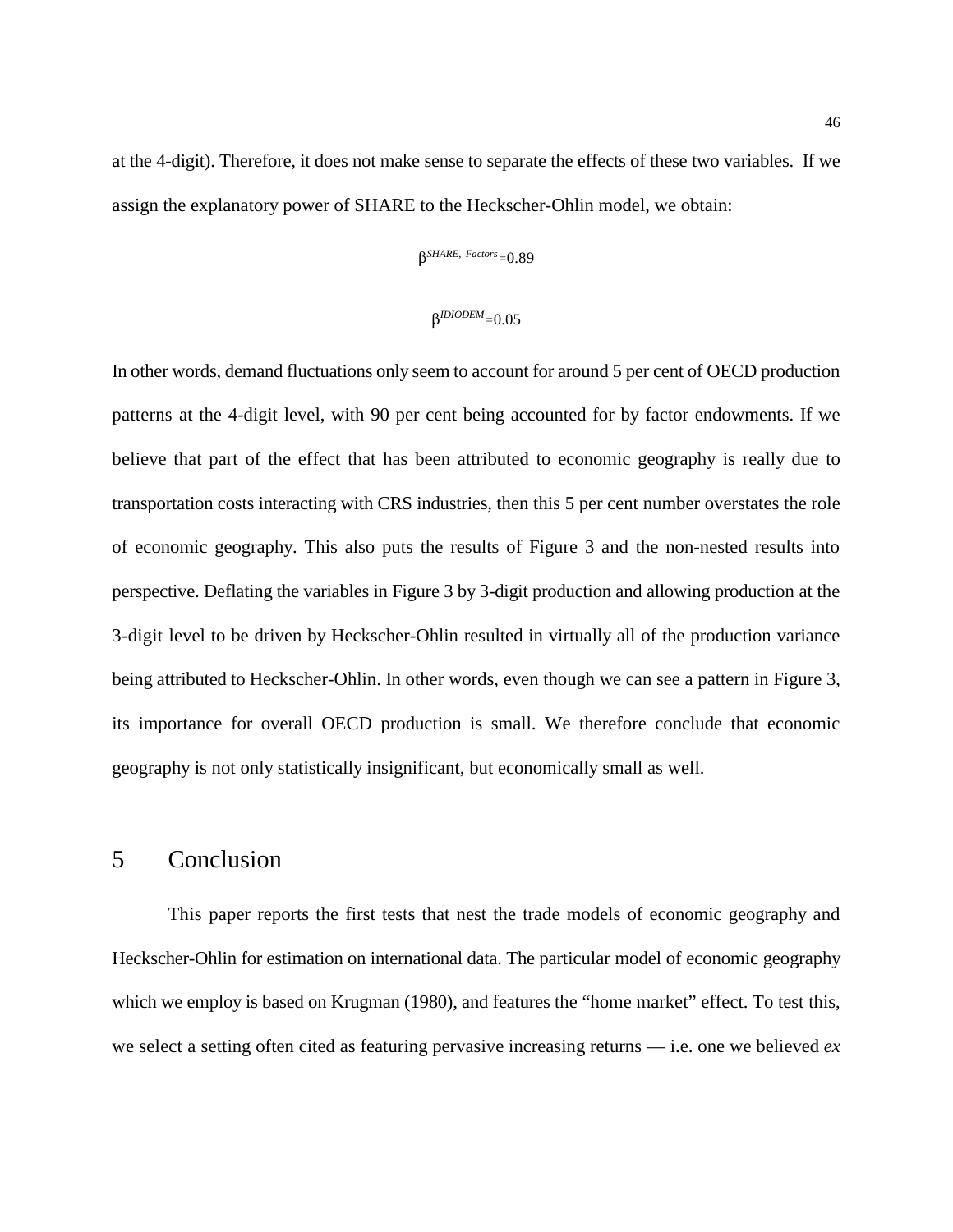at the 4-digit). Therefore, it does not make sense to separate the effects of these two variables. If we assign the explanatory power of SHARE to the Heckscher-Ohlin model, we obtain:

$$\beta^{SHARE,\ Factors} = 0.89$$

$$\beta^{IDIODEM} = 0.05$$

In other words, demand fluctuations only seem to account for around 5 per cent of OECD production patterns at the 4-digit level, with 90 per cent being accounted for by factor endowments. If we believe that part of the effect that has been attributed to economic geography is really due to transportation costs interacting with CRS industries, then this 5 per cent number overstates the role of economic geography. This also puts the results of Figure 3 and the non-nested results into perspective. Deflating the variables in Figure 3 by 3-digit production and allowing production at the 3-digit level to be driven by Heckscher-Ohlin resulted in virtually all of the production variance being attributed to Heckscher-Ohlin. In other words, even though we can see a pattern in Figure 3, its importance for overall OECD production is small. We therefore conclude that economic geography is not only statistically insignificant, but economically small as well.

# 5 Conclusion

This paper reports the first tests that nest the trade models of economic geography and Heckscher-Ohlin for estimation on international data. The particular model of economic geography which we employ is based on Krugman (1980), and features the "home market" effect. To test this, we select a setting often cited as featuring pervasive increasing returns — i.e. one we believed *ex*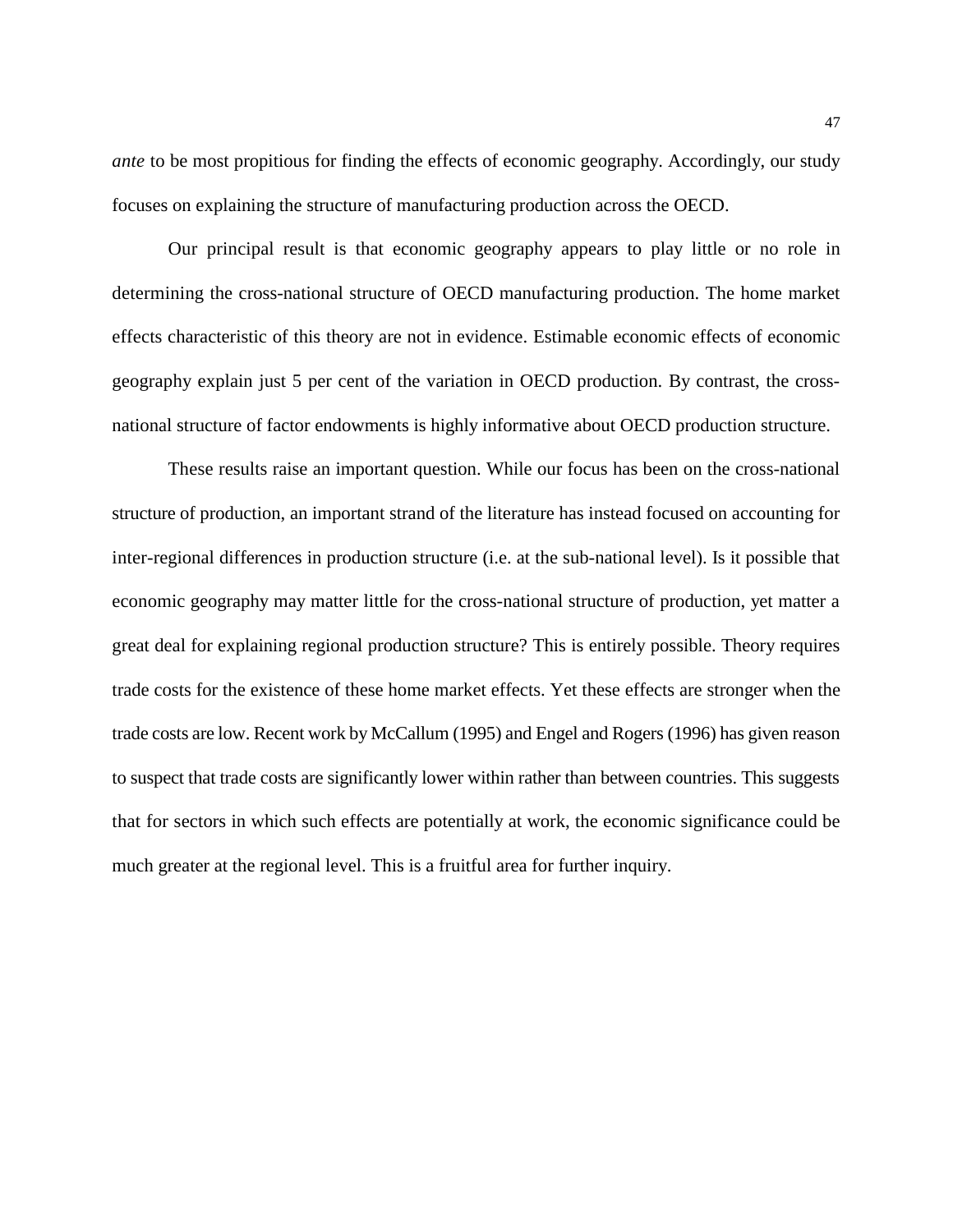*ante* to be most propitious for finding the effects of economic geography. Accordingly, our study focuses on explaining the structure of manufacturing production across the OECD.

Our principal result is that economic geography appears to play little or no role in determining the cross-national structure of OECD manufacturing production. The home market effects characteristic of this theory are not in evidence. Estimable economic effects of economic geography explain just 5 per cent of the variation in OECD production. By contrast, the cross-national structure of factor endowments is highly informative about OECD production structure.

These results raise an important question. While our focus has been on the cross-national structure of production, an important strand of the literature has instead focused on accounting for inter-regional differences in production structure (i.e. at the sub-national level). Is it possible that economic geography may matter little for the cross-national structure of production, yet matter a great deal for explaining regional production structure? This is entirely possible. Theory requires trade costs for the existence of these home market effects. Yet these effects are stronger when the trade costs are low. Recent work by McCallum (1995) and Engel and Rogers (1996) has given reason to suspect that trade costs are significantly lower within rather than between countries. This suggests that for sectors in which such effects are potentially at work, the economic significance could be much greater at the regional level. This is a fruitful area for further inquiry.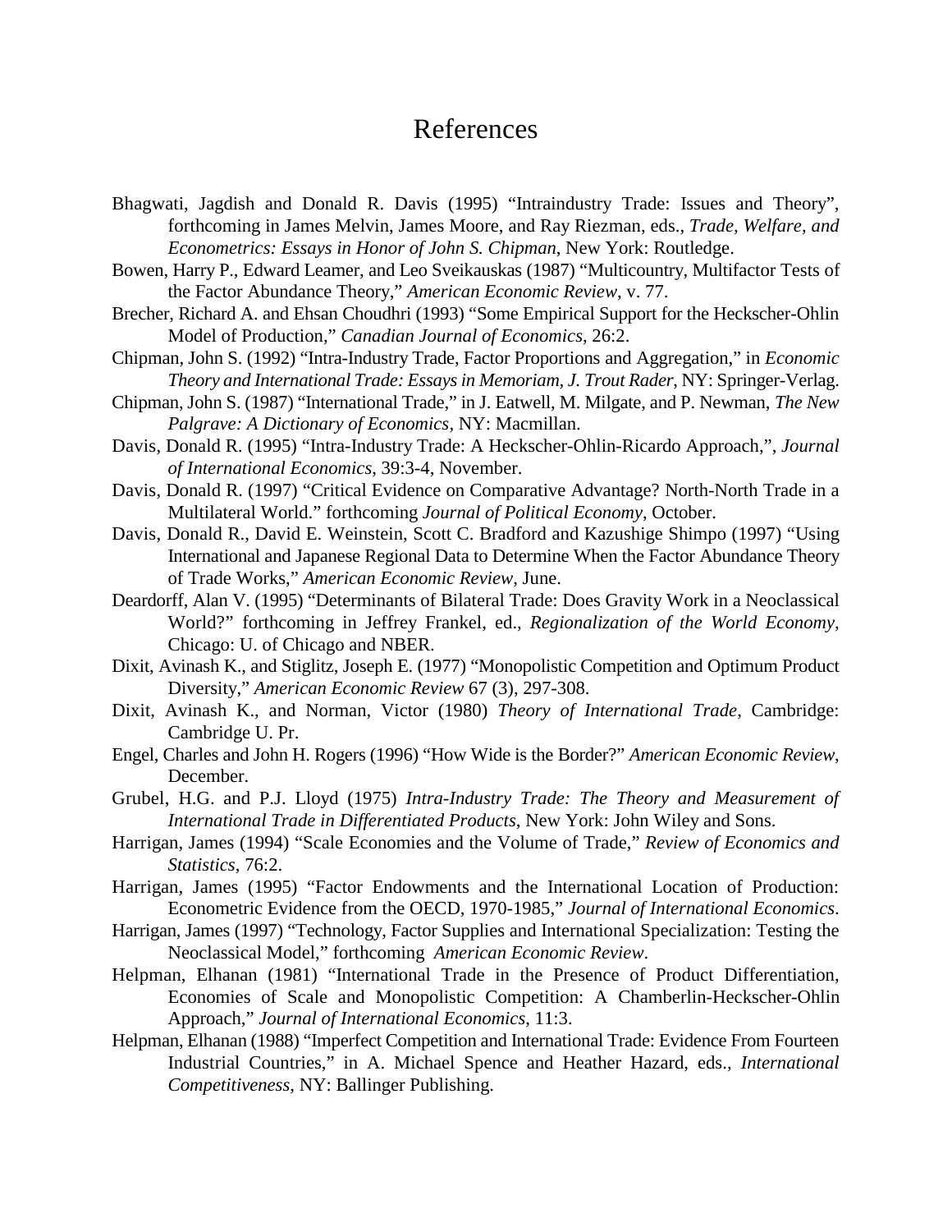# References

Bhagwati, Jagdish and Donald R. Davis (1995) "Intraindustry Trade: Issues and Theory", forthcoming in James Melvin, James Moore, and Ray Riezman, eds., *Trade, Welfare, and Econometrics: Essays in Honor of John S. Chipman*, New York: Routledge.

Bowen, Harry P., Edward Leamer, and Leo Sveikauskas (1987) "Multicountry, Multifactor Tests of the Factor Abundance Theory," *American Economic Review*, v. 77.

Brecher, Richard A. and Ehsan Choudhri (1993) "Some Empirical Support for the Heckscher-Ohlin Model of Production," *Canadian Journal of Economics*, 26:2.

Chipman, John S. (1992) "Intra-Industry Trade, Factor Proportions and Aggregation," in *Economic Theory and International Trade: Essays in Memoriam, J. Trout Rader*, NY: Springer-Verlag.

Chipman, John S. (1987) "International Trade," in J. Eatwell, M. Milgate, and P. Newman, *The New Palgrave: A Dictionary of Economics*, NY: Macmillan.

Davis, Donald R. (1995) "Intra-Industry Trade: A Heckscher-Ohlin-Ricardo Approach,", *Journal of International Economics*, 39:3-4, November.

Davis, Donald R. (1997) "Critical Evidence on Comparative Advantage? North-North Trade in a Multilateral World." forthcoming *Journal of Political Economy*, October.

Davis, Donald R., David E. Weinstein, Scott C. Bradford and Kazushige Shimpo (1997) "Using International and Japanese Regional Data to Determine When the Factor Abundance Theory of Trade Works," *American Economic Review*, June.

Deardorff, Alan V. (1995) "Determinants of Bilateral Trade: Does Gravity Work in a Neoclassical World?" forthcoming in Jeffrey Frankel, ed., *Regionalization of the World Economy*, Chicago: U. of Chicago and NBER.

Dixit, Avinash K., and Stiglitz, Joseph E. (1977) "Monopolistic Competition and Optimum Product Diversity," *American Economic Review* 67 (3), 297-308.

Dixit, Avinash K., and Norman, Victor (1980) *Theory of International Trade*, Cambridge: Cambridge U. Pr.

Engel, Charles and John H. Rogers (1996) "How Wide is the Border?" *American Economic Review*, December.

Grubel, H.G. and P.J. Lloyd (1975) *Intra-Industry Trade: The Theory and Measurement of International Trade in Differentiated Products*, New York: John Wiley and Sons.

Harrigan, James (1994) "Scale Economies and the Volume of Trade," *Review of Economics and Statistics*, 76:2.

Harrigan, James (1995) "Factor Endowments and the International Location of Production: Econometric Evidence from the OECD, 1970-1985," *Journal of International Economics*.

Harrigan, James (1997) "Technology, Factor Supplies and International Specialization: Testing the Neoclassical Model," forthcoming *American Economic Review*.

Helpman, Elhanan (1981) "International Trade in the Presence of Product Differentiation, Economies of Scale and Monopolistic Competition: A Chamberlin-Heckscher-Ohlin Approach," *Journal of International Economics*, 11:3.

Helpman, Elhanan (1988) "Imperfect Competition and International Trade: Evidence From Fourteen Industrial Countries," in A. Michael Spence and Heather Hazard, eds., *International Competitiveness*, NY: Ballinger Publishing.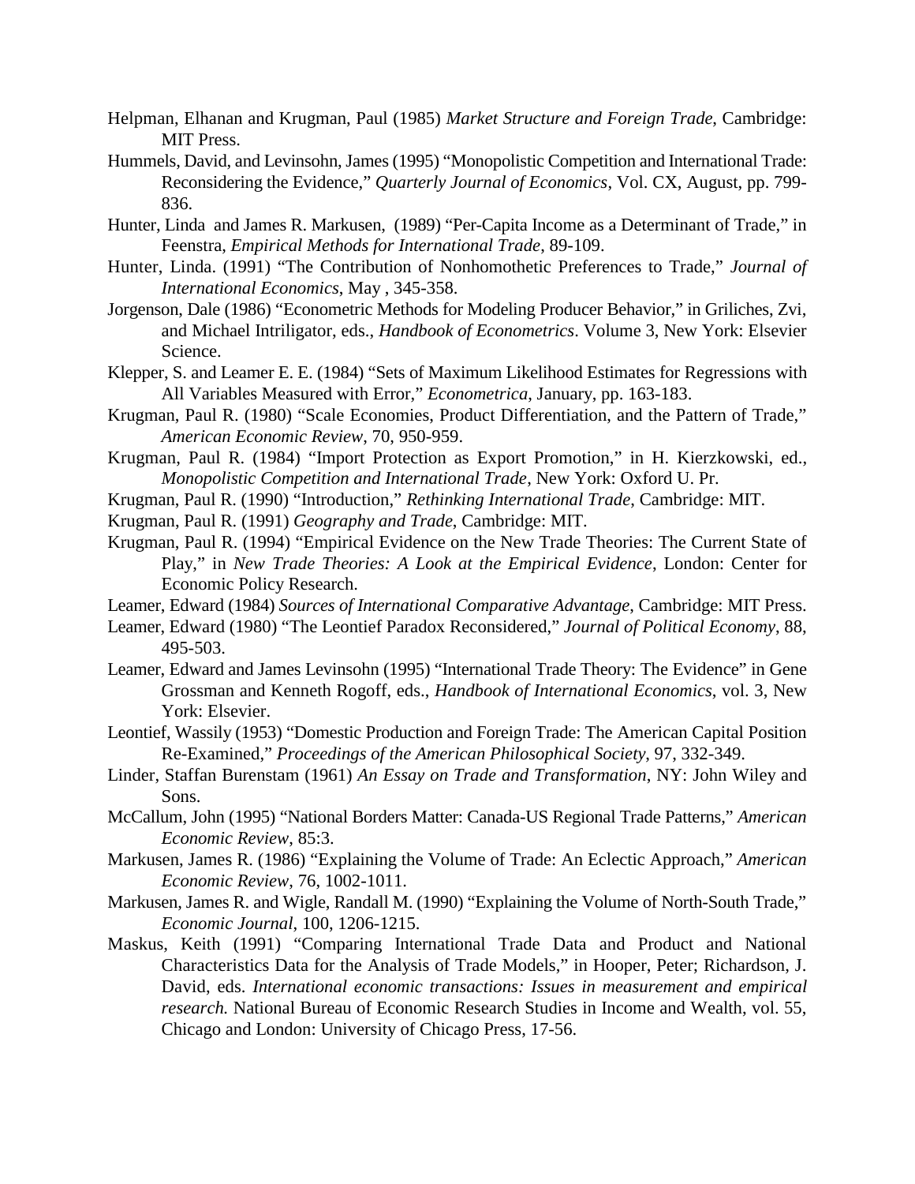Helpman, Elhanan and Krugman, Paul (1985) *Market Structure and Foreign Trade*, Cambridge: MIT Press.

Hummels, David, and Levinsohn, James (1995) "Monopolistic Competition and International Trade: Reconsidering the Evidence," *Quarterly Journal of Economics*, Vol. CX, August, pp. 799-836.

Hunter, Linda and James R. Markusen, (1989) "Per-Capita Income as a Determinant of Trade," in Feenstra, *Empirical Methods for International Trade*, 89-109.

Hunter, Linda. (1991) "The Contribution of Nonhomothetic Preferences to Trade," *Journal of International Economics*, May , 345-358.

Jorgenson, Dale (1986) "Econometric Methods for Modeling Producer Behavior," in Griliches, Zvi, and Michael Intriligator, eds., *Handbook of Econometrics*. Volume 3, New York: Elsevier Science.

Klepper, S. and Leamer E. E. (1984) "Sets of Maximum Likelihood Estimates for Regressions with All Variables Measured with Error," *Econometrica*, January, pp. 163-183.

Krugman, Paul R. (1980) "Scale Economies, Product Differentiation, and the Pattern of Trade," *American Economic Review*, 70, 950-959.

Krugman, Paul R. (1984) "Import Protection as Export Promotion," in H. Kierzkowski, ed., *Monopolistic Competition and International Trade*, New York: Oxford U. Pr.

Krugman, Paul R. (1990) "Introduction," *Rethinking International Trade*, Cambridge: MIT.

Krugman, Paul R. (1991) *Geography and Trade*, Cambridge: MIT.

Krugman, Paul R. (1994) "Empirical Evidence on the New Trade Theories: The Current State of Play," in *New Trade Theories: A Look at the Empirical Evidence*, London: Center for Economic Policy Research.

Leamer, Edward (1984) *Sources of International Comparative Advantage*, Cambridge: MIT Press.

Leamer, Edward (1980) "The Leontief Paradox Reconsidered," *Journal of Political Economy*, 88, 495-503.

Leamer, Edward and James Levinsohn (1995) "International Trade Theory: The Evidence" in Gene Grossman and Kenneth Rogoff, eds., *Handbook of International Economics*, vol. 3, New York: Elsevier.

Leontief, Wassily (1953) "Domestic Production and Foreign Trade: The American Capital Position Re-Examined," *Proceedings of the American Philosophical Society*, 97, 332-349.

Linder, Staffan Burenstam (1961) *An Essay on Trade and Transformation*, NY: John Wiley and Sons.

McCallum, John (1995) "National Borders Matter: Canada-US Regional Trade Patterns," *American Economic Review*, 85:3.

Markusen, James R. (1986) "Explaining the Volume of Trade: An Eclectic Approach," *American Economic Review*, 76, 1002-1011.

Markusen, James R. and Wigle, Randall M. (1990) "Explaining the Volume of North-South Trade," *Economic Journal*, 100, 1206-1215.

Maskus, Keith (1991) "Comparing International Trade Data and Product and National Characteristics Data for the Analysis of Trade Models," in Hooper, Peter; Richardson, J. David, eds. *International economic transactions: Issues in measurement and empirical research.* National Bureau of Economic Research Studies in Income and Wealth, vol. 55, Chicago and London: University of Chicago Press, 17-56.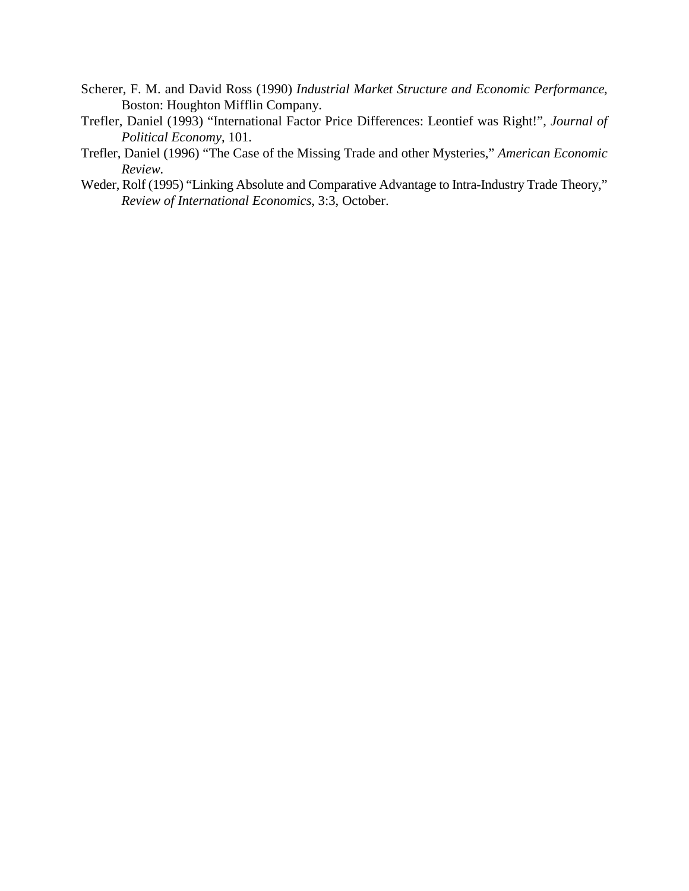Scherer, F. M. and David Ross (1990) *Industrial Market Structure and Economic Performance*, Boston: Houghton Mifflin Company.

Trefler, Daniel (1993) "International Factor Price Differences: Leontief was Right!", *Journal of Political Economy*, 101.

Trefler, Daniel (1996) "The Case of the Missing Trade and other Mysteries," *American Economic Review*.

Weder, Rolf (1995) "Linking Absolute and Comparative Advantage to Intra-Industry Trade Theory," *Review of International Economics*, 3:3, October.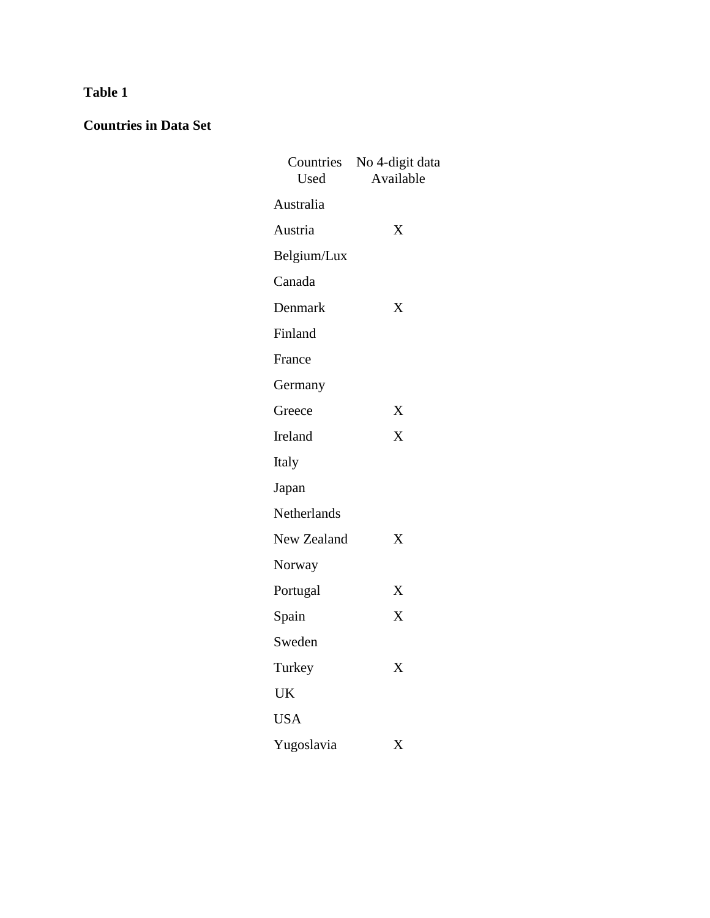**Table 1**

**Countries in Data Set**

| Countries Used | No 4-digit data Available |
|---|---|
| Australia | |
| Austria | X |
| Belgium/Lux | |
| Canada | |
| Denmark | X |
| Finland | |
| France | |
| Germany | |
| Greece | X |
| Ireland | X |
| Italy | |
| Japan | |
| Netherlands | |
| New Zealand | X |
| Norway | |
| Portugal | X |
| Spain | X |
| Sweden | |
| Turkey | X |
| UK | |
| USA | |
| Yugoslavia | X |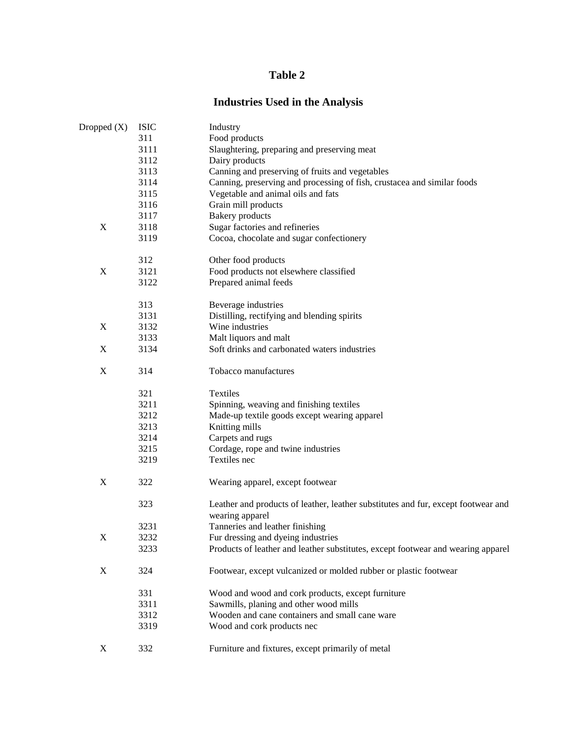# Table 2

## Industries Used in the Analysis

| Dropped (X) | ISIC | Industry |
|---|---|---|
| | 311 | Food products |
| | 3111 | Slaughtering, preparing and preserving meat |
| | 3112 | Dairy products |
| | 3113 | Canning and preserving of fruits and vegetables |
| | 3114 | Canning, preserving and processing of fish, crustacea and similar foods |
| | 3115 | Vegetable and animal oils and fats |
| | 3116 | Grain mill products |
| | 3117 | Bakery products |
| X | 3118 | Sugar factories and refineries |
| | 3119 | Cocoa, chocolate and sugar confectionery |
| | | |
| | 312 | Other food products |
| X | 3121 | Food products not elsewhere classified |
| | 3122 | Prepared animal feeds |
| | | |
| | 313 | Beverage industries |
| | 3131 | Distilling, rectifying and blending spirits |
| X | 3132 | Wine industries |
| | 3133 | Malt liquors and malt |
| X | 3134 | Soft drinks and carbonated waters industries |
| | | |
| X | 314 | Tobacco manufactures |
| | | |
| | 321 | Textiles |
| | 3211 | Spinning, weaving and finishing textiles |
| | 3212 | Made-up textile goods except wearing apparel |
| | 3213 | Knitting mills |
| | 3214 | Carpets and rugs |
| | 3215 | Cordage, rope and twine industries |
| | 3219 | Textiles nec |
| | | |
| X | 322 | Wearing apparel, except footwear |
| | | |
| | 323 | Leather and products of leather, leather substitutes and fur, except footwear and wearing apparel |
| | 3231 | Tanneries and leather finishing |
| X | 3232 | Fur dressing and dyeing industries |
| | 3233 | Products of leather and leather substitutes, except footwear and wearing apparel |
| | | |
| X | 324 | Footwear, except vulcanized or molded rubber or plastic footwear |
| | | |
| | 331 | Wood and wood and cork products, except furniture |
| | 3311 | Sawmills, planing and other wood mills |
| | 3312 | Wooden and cane containers and small cane ware |
| | 3319 | Wood and cork products nec |
| | | |
| X | 332 | Furniture and fixtures, except primarily of metal |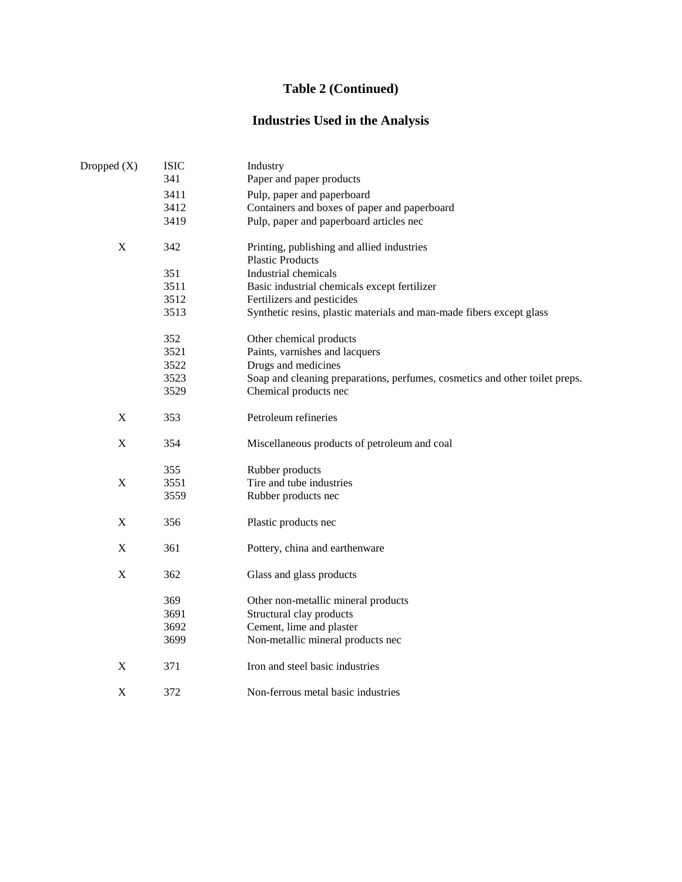## Table 2 (Continued)

## Industries Used in the Analysis

| Dropped (X) | ISIC | Industry |
|---|---|---|
| | 341 | Paper and paper products |
| | 3411 | Pulp, paper and paperboard |
| | 3412 | Containers and boxes of paper and paperboard |
| | 3419 | Pulp, paper and paperboard articles nec |
| X | 342 | Printing, publishing and allied industries |
| | | Plastic Products |
| | 351 | Industrial chemicals |
| | 3511 | Basic industrial chemicals except fertilizer |
| | 3512 | Fertilizers and pesticides |
| | 3513 | Synthetic resins, plastic materials and man-made fibers except glass |
| | 352 | Other chemical products |
| | 3521 | Paints, varnishes and lacquers |
| | 3522 | Drugs and medicines |
| | 3523 | Soap and cleaning preparations, perfumes, cosmetics and other toilet preps. |
| | 3529 | Chemical products nec |
| X | 353 | Petroleum refineries |
| X | 354 | Miscellaneous products of petroleum and coal |
| | 355 | Rubber products |
| X | 3551 | Tire and tube industries |
| | 3559 | Rubber products nec |
| X | 356 | Plastic products nec |
| X | 361 | Pottery, china and earthenware |
| X | 362 | Glass and glass products |
| | 369 | Other non-metallic mineral products |
| | 3691 | Structural clay products |
| | 3692 | Cement, lime and plaster |
| | 3699 | Non-metallic mineral products nec |
| X | 371 | Iron and steel basic industries |
| X | 372 | Non-ferrous metal basic industries |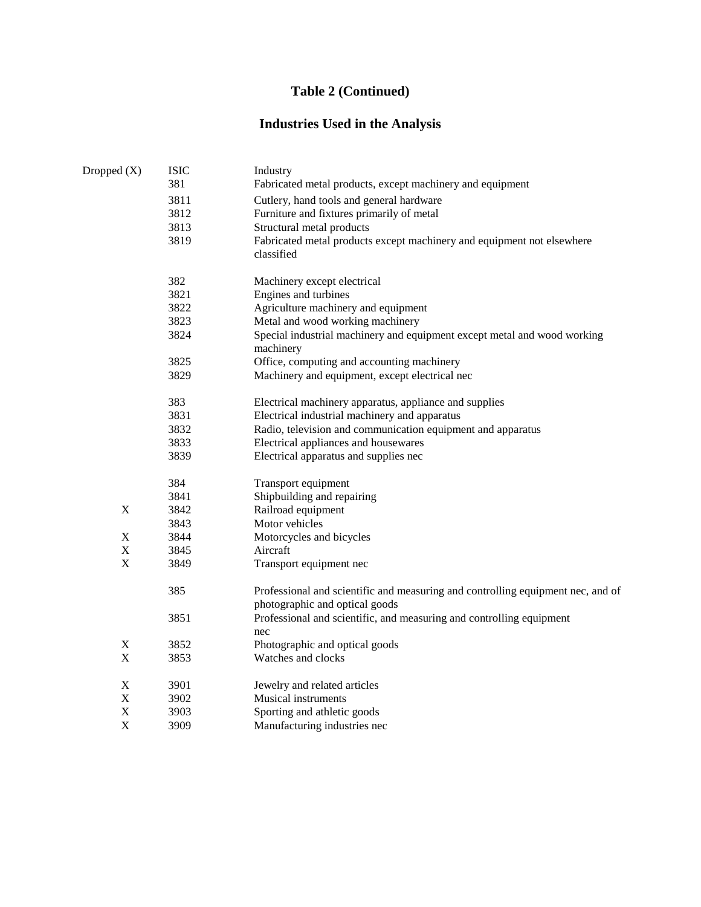**Table 2 (Continued)**

**Industries Used in the Analysis**

| Dropped (X) | ISIC | Industry |
|---|---|---|
| | 381 | Fabricated metal products, except machinery and equipment |
| | 3811 | Cutlery, hand tools and general hardware |
| | 3812 | Furniture and fixtures primarily of metal |
| | 3813 | Structural metal products |
| | 3819 | Fabricated metal products except machinery and equipment not elsewhere classified |
| | 382 | Machinery except electrical |
| | 3821 | Engines and turbines |
| | 3822 | Agriculture machinery and equipment |
| | 3823 | Metal and wood working machinery |
| | 3824 | Special industrial machinery and equipment except metal and wood working machinery |
| | 3825 | Office, computing and accounting machinery |
| | 3829 | Machinery and equipment, except electrical nec |
| | 383 | Electrical machinery apparatus, appliance and supplies |
| | 3831 | Electrical industrial machinery and apparatus |
| | 3832 | Radio, television and communication equipment and apparatus |
| | 3833 | Electrical appliances and housewares |
| | 3839 | Electrical apparatus and supplies nec |
| | 384 | Transport equipment |
| | 3841 | Shipbuilding and repairing |
| X | 3842 | Railroad equipment |
| | 3843 | Motor vehicles |
| X | 3844 | Motorcycles and bicycles |
| X | 3845 | Aircraft |
| X | 3849 | Transport equipment nec |
| | 385 | Professional and scientific and measuring and controlling equipment nec, and of photographic and optical goods |
| | 3851 | Professional and scientific, and measuring and controlling equipment nec |
| X | 3852 | Photographic and optical goods |
| X | 3853 | Watches and clocks |
| X | 3901 | Jewelry and related articles |
| X | 3902 | Musical instruments |
| X | 3903 | Sporting and athletic goods |
| X | 3909 | Manufacturing industries nec |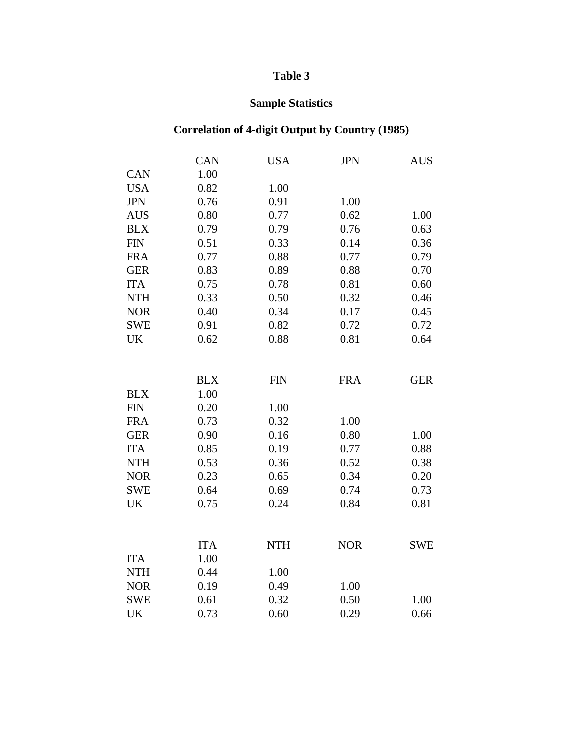**Table 3**

**Sample Statistics**

**Correlation of 4-digit Output by Country (1985)**

| | CAN | USA | JPN | AUS |
|---|---|---|---|---|
| CAN | 1.00 | | | |
| USA | 0.82 | 1.00 | | |
| JPN | 0.76 | 0.91 | 1.00 | |
| AUS | 0.80 | 0.77 | 0.62 | 1.00 |
| BLX | 0.79 | 0.79 | 0.76 | 0.63 |
| FIN | 0.51 | 0.33 | 0.14 | 0.36 |
| FRA | 0.77 | 0.88 | 0.77 | 0.79 |
| GER | 0.83 | 0.89 | 0.88 | 0.70 |
| ITA | 0.75 | 0.78 | 0.81 | 0.60 |
| NTH | 0.33 | 0.50 | 0.32 | 0.46 |
| NOR | 0.40 | 0.34 | 0.17 | 0.45 |
| SWE | 0.91 | 0.82 | 0.72 | 0.72 |
| UK | 0.62 | 0.88 | 0.81 | 0.64 |

| | BLX | FIN | FRA | GER |
|---|---|---|---|---|
| BLX | 1.00 | | | |
| FIN | 0.20 | 1.00 | | |
| FRA | 0.73 | 0.32 | 1.00 | |
| GER | 0.90 | 0.16 | 0.80 | 1.00 |
| ITA | 0.85 | 0.19 | 0.77 | 0.88 |
| NTH | 0.53 | 0.36 | 0.52 | 0.38 |
| NOR | 0.23 | 0.65 | 0.34 | 0.20 |
| SWE | 0.64 | 0.69 | 0.74 | 0.73 |
| UK | 0.75 | 0.24 | 0.84 | 0.81 |

| | ITA | NTH | NOR | SWE |
|---|---|---|---|---|
| ITA | 1.00 | | | |
| NTH | 0.44 | 1.00 | | |
| NOR | 0.19 | 0.49 | 1.00 | |
| SWE | 0.61 | 0.32 | 0.50 | 1.00 |
| UK | 0.73 | 0.60 | 0.29 | 0.66 |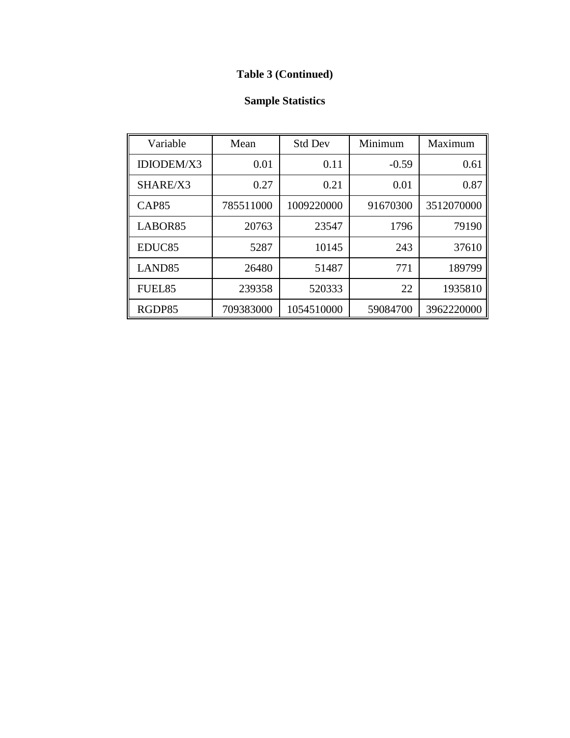**Table 3 (Continued)**

**Sample Statistics**

| Variable | Mean | Std Dev | Minimum | Maximum |
|---|---|---|---|---|
| IDIODEM/X3 | 0.01 | 0.11 | -0.59 | 0.61 |
| SHARE/X3 | 0.27 | 0.21 | 0.01 | 0.87 |
| CAP85 | 785511000 | 1009220000 | 91670300 | 3512070000 |
| LABOR85 | 20763 | 23547 | 1796 | 79190 |
| EDUC85 | 5287 | 10145 | 243 | 37610 |
| LAND85 | 26480 | 51487 | 771 | 189799 |
| FUEL85 | 239358 | 520333 | 22 | 1935810 |
| RGDP85 | 709383000 | 1054510000 | 59084700 | 3962220000 |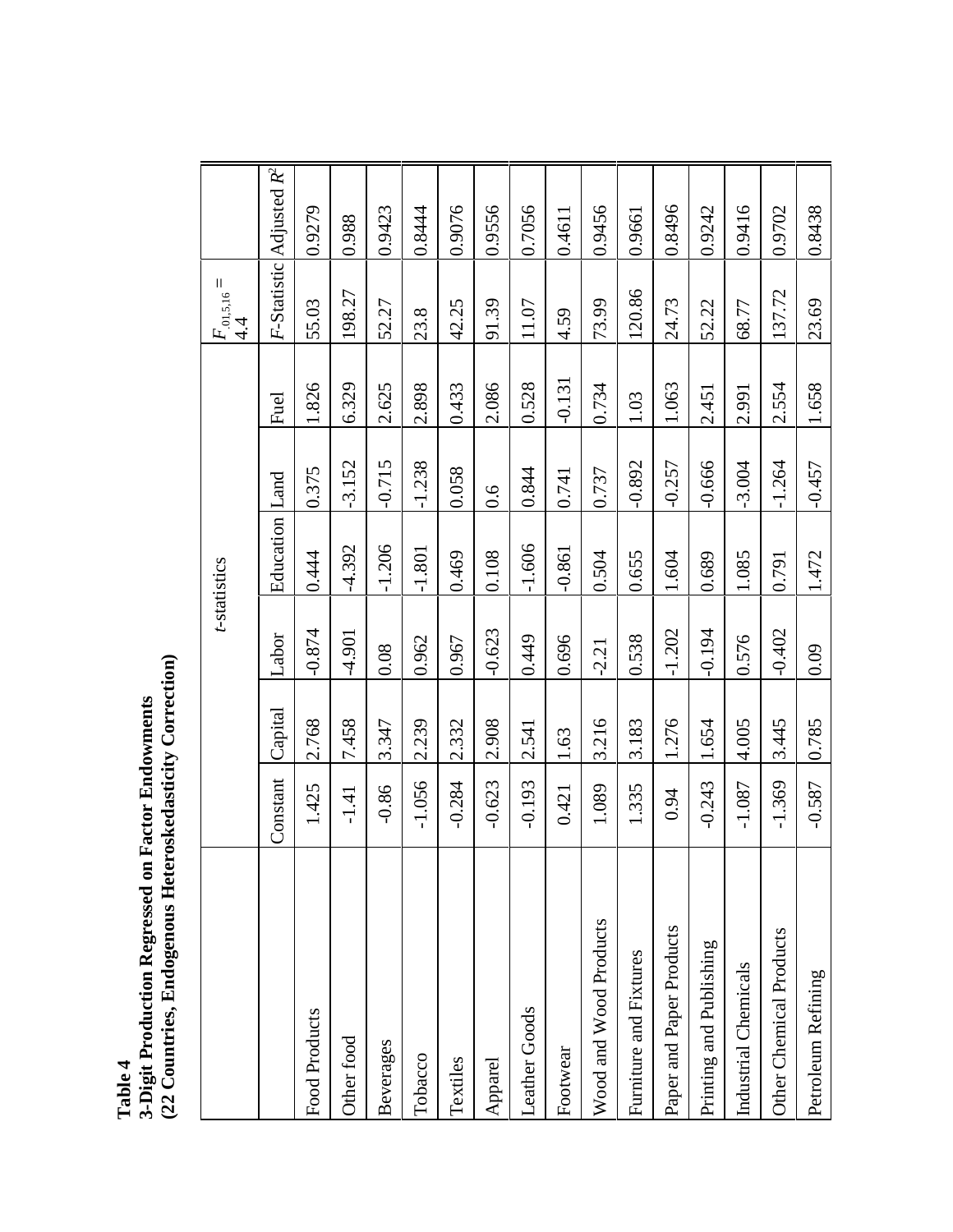**Table 4**
**3-Digit Production Regressed on Factor Endowments**
**(22 Countries, Endogenous Heteroskedasticity Correction)**

| | *t*-statistics | | | | | | $F_{.01,5,16} = 4.4$ | |
|---|---|---|---|---|---|---|---|---|
| | Constant | Capital | Labor | Education | Land | Fuel | *F*-Statistic | Adjusted $R^2$ |
| Food Products | 1.425 | 2.768 | -0.874 | 0.444 | 0.375 | 1.826 | 55.03 | 0.9279 |
| Other food | -1.41 | 7.458 | -4.901 | -4.392 | -3.152 | 6.329 | 198.27 | 0.988 |
| Beverages | -0.86 | 3.347 | 0.08 | -1.206 | -0.715 | 2.625 | 52.27 | 0.9423 |
| Tobacco | -1.056 | 2.239 | 0.962 | -1.801 | -1.238 | 2.898 | 23.8 | 0.8444 |
| Textiles | -0.284 | 2.332 | 0.967 | 0.469 | 0.058 | 0.433 | 42.25 | 0.9076 |
| Apparel | -0.623 | 2.908 | -0.623 | 0.108 | 0.6 | 2.086 | 91.39 | 0.9556 |
| Leather Goods | -0.193 | 2.541 | 0.449 | -1.606 | 0.844 | 0.528 | 11.07 | 0.7056 |
| Footwear | 0.421 | 1.63 | 0.696 | -0.861 | 0.741 | -0.131 | 4.59 | 0.4611 |
| Wood and Wood Products | 1.089 | 3.216 | -2.21 | 0.504 | 0.737 | 0.734 | 73.99 | 0.9456 |
| Furniture and Fixtures | 1.335 | 3.183 | 0.538 | 0.655 | -0.892 | 1.03 | 120.86 | 0.9661 |
| Paper and Paper Products | 0.94 | 1.276 | -1.202 | 1.604 | -0.257 | 1.063 | 24.73 | 0.8496 |
| Printing and Publishing | -0.243 | 1.654 | -0.194 | 0.689 | -0.666 | 2.451 | 52.22 | 0.9242 |
| Industrial Chemicals | -1.087 | 4.005 | 0.576 | 1.085 | -3.004 | 2.991 | 68.77 | 0.9416 |
| Other Chemical Products | -1.369 | 3.445 | -0.402 | 0.791 | -1.264 | 2.554 | 137.72 | 0.9702 |
| Petroleum Refining | -0.587 | 0.785 | 0.09 | 1.472 | -0.457 | 1.658 | 23.69 | 0.8438 |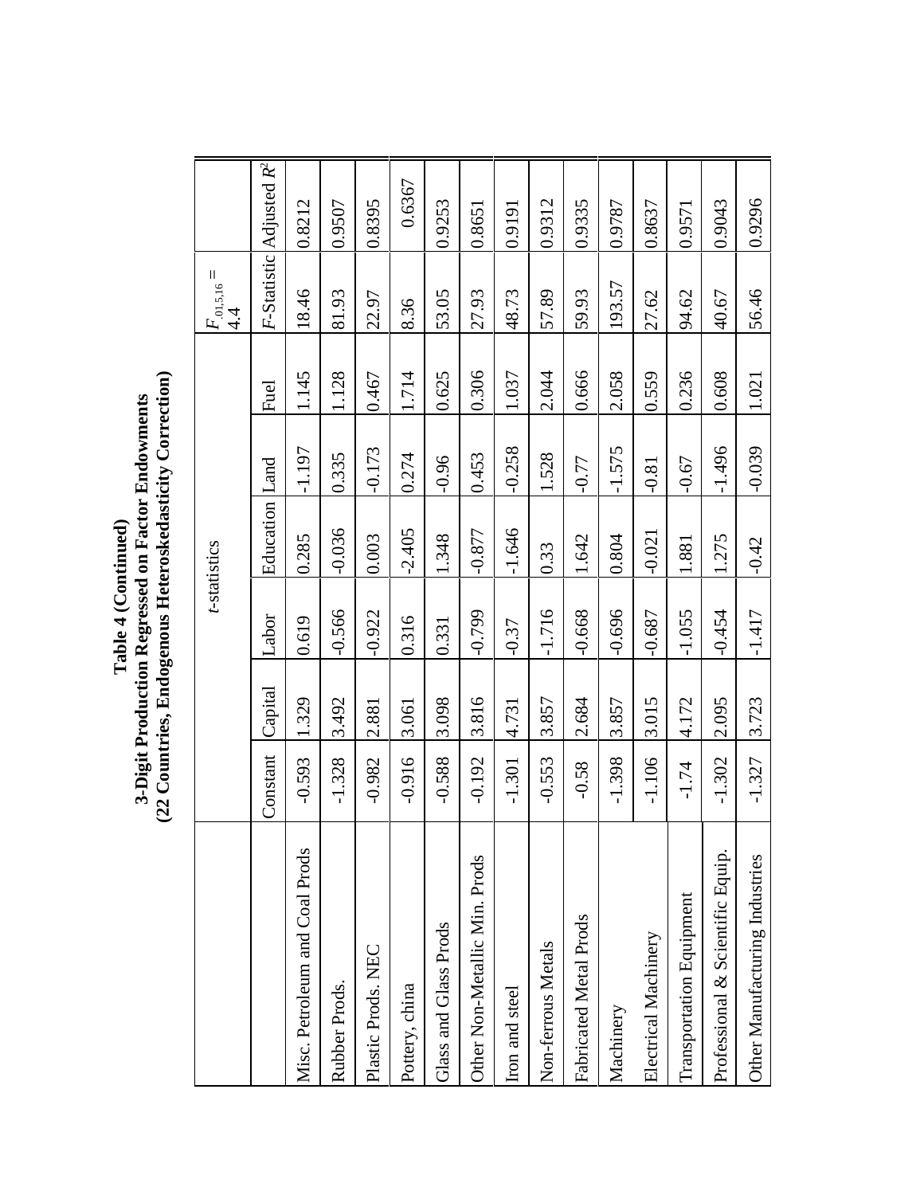**Table 4 (Continued)**
**3-Digit Production Regressed on Factor Endowments**
**(22 Countries, Endogenous Heteroskedasticity Correction)**

| | *t*-statistics | | | | | | $F_{.01,5,16} = 4.4$ | |
|---|---|---|---|---|---|---|---|---|
| | Constant | Capital | Labor | Education | Land | Fuel | *F*-Statistic | Adjusted $R^2$ |
| Misc. Petroleum and Coal Prods | -0.593 | 1.329 | 0.619 | 0.285 | -1.197 | 1.145 | 18.46 | 0.8212 |
| Rubber Prods. | -1.328 | 3.492 | -0.566 | -0.036 | 0.335 | 1.128 | 81.93 | 0.9507 |
| Plastic Prods. NEC | -0.982 | 2.881 | -0.922 | 0.003 | -0.173 | 0.467 | 22.97 | 0.8395 |
| Pottery, china | -0.916 | 3.061 | 0.316 | -2.405 | 0.274 | 1.714 | 8.36 | 0.6367 |
| Glass and Glass Prods | -0.588 | 3.098 | 0.331 | 1.348 | -0.96 | 0.625 | 53.05 | 0.9253 |
| Other Non-Metallic Min. Prods | -0.192 | 3.816 | -0.799 | -0.877 | 0.453 | 0.306 | 27.93 | 0.8651 |
| Iron and steel | -1.301 | 4.731 | -0.37 | -1.646 | -0.258 | 1.037 | 48.73 | 0.9191 |
| Non-ferrous Metals | -0.553 | 3.857 | -1.716 | 0.33 | 1.528 | 2.044 | 57.89 | 0.9312 |
| Fabricated Metal Prods | -0.58 | 2.684 | -0.668 | 1.642 | -0.77 | 0.666 | 59.93 | 0.9335 |
| Machinery | -1.398 | 3.857 | -0.696 | 0.804 | -1.575 | 2.058 | 193.57 | 0.9787 |
| Electrical Machinery | -1.106 | 3.015 | -0.687 | -0.021 | -0.81 | 0.559 | 27.62 | 0.8637 |
| Transportation Equipment | -1.74 | 4.172 | -1.055 | 1.881 | -0.67 | 0.236 | 94.62 | 0.9571 |
| Professional & Scientific Equip. | -1.302 | 2.095 | -0.454 | 1.275 | -1.496 | 0.608 | 40.67 | 0.9043 |
| Other Manufacturing Industries | -1.327 | 3.723 | -1.417 | -0.42 | -0.039 | 1.021 | 56.46 | 0.9296 |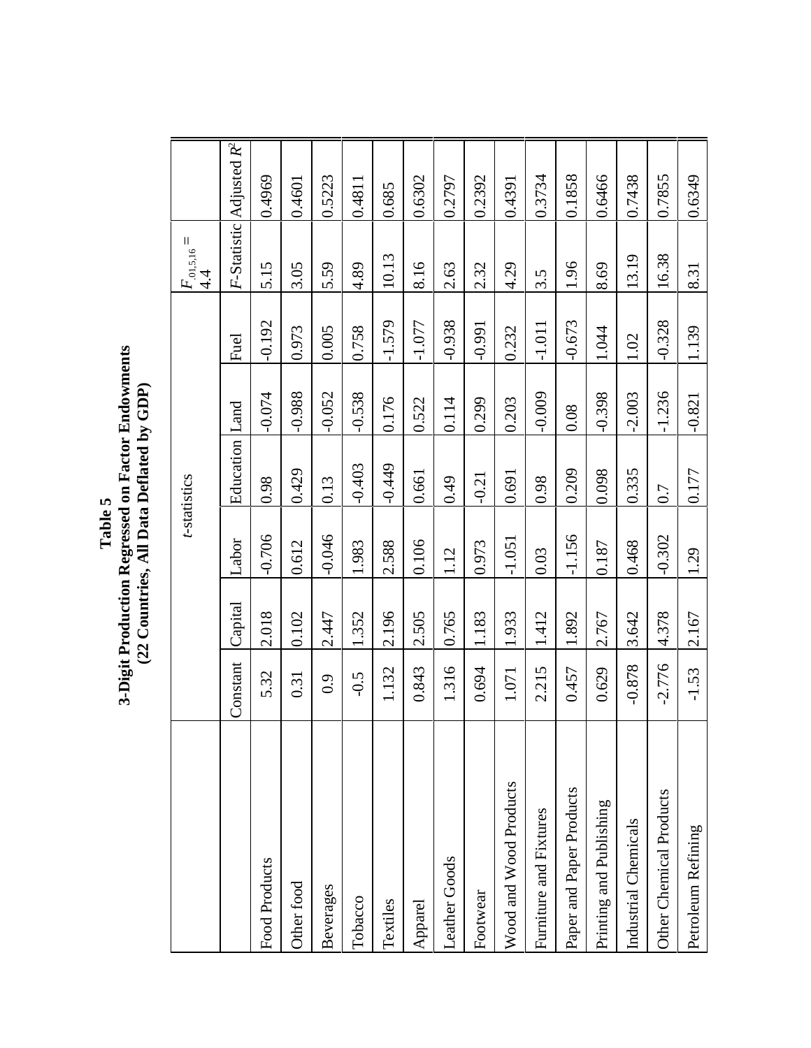**Table 5**
**3-Digit Production Regressed on Factor Endowments**
**(22 Countries, All Data Deflated by GDP)**

| | *t*-statistics | | | | | | $F_{.01,5,16} = 4.4$ | |
|---|---|---|---|---|---|---|---|---|
| | Constant | Capital | Labor | Education | Land | Fuel | *F*-Statistic | Adjusted $R^2$ |
| Food Products | 5.32 | 2.018 | -0.706 | 0.98 | -0.074 | -0.192 | 5.15 | 0.4969 |
| Other food | 0.31 | 0.102 | 0.612 | 0.429 | -0.988 | 0.973 | 3.05 | 0.4601 |
| Beverages | 0.9 | 2.447 | -0.046 | 0.13 | -0.052 | 0.005 | 5.59 | 0.5223 |
| Tobacco | -0.5 | 1.352 | 1.983 | -0.403 | -0.538 | 0.758 | 4.89 | 0.4811 |
| Textiles | 1.132 | 2.196 | 2.588 | -0.449 | 0.176 | -1.579 | 10.13 | 0.685 |
| Apparel | 0.843 | 2.505 | 0.106 | 0.661 | 0.522 | -1.077 | 8.16 | 0.6302 |
| Leather Goods | 1.316 | 0.765 | 1.12 | 0.49 | 0.114 | -0.938 | 2.63 | 0.2797 |
| Footwear | 0.694 | 1.183 | 0.973 | -0.21 | 0.299 | -0.991 | 2.32 | 0.2392 |
| Wood and Wood Products | 1.071 | 1.933 | -1.051 | 0.691 | 0.203 | 0.232 | 4.29 | 0.4391 |
| Furniture and Fixtures | 2.215 | 1.412 | 0.03 | 0.98 | -0.009 | -1.011 | 3.5 | 0.3734 |
| Paper and Paper Products | 0.457 | 1.892 | -1.156 | 0.209 | 0.08 | -0.673 | 1.96 | 0.1858 |
| Printing and Publishing | 0.629 | 2.767 | 0.187 | 0.098 | -0.398 | 1.044 | 8.69 | 0.6466 |
| Industrial Chemicals | -0.878 | 3.642 | 0.468 | 0.335 | -2.003 | 1.02 | 13.19 | 0.7438 |
| Other Chemical Products | -2.776 | 4.378 | -0.302 | 0.7 | -1.236 | -0.328 | 16.38 | 0.7855 |
| Petroleum Refining | -1.53 | 2.167 | 1.29 | 0.177 | -0.821 | 1.139 | 8.31 | 0.6349 |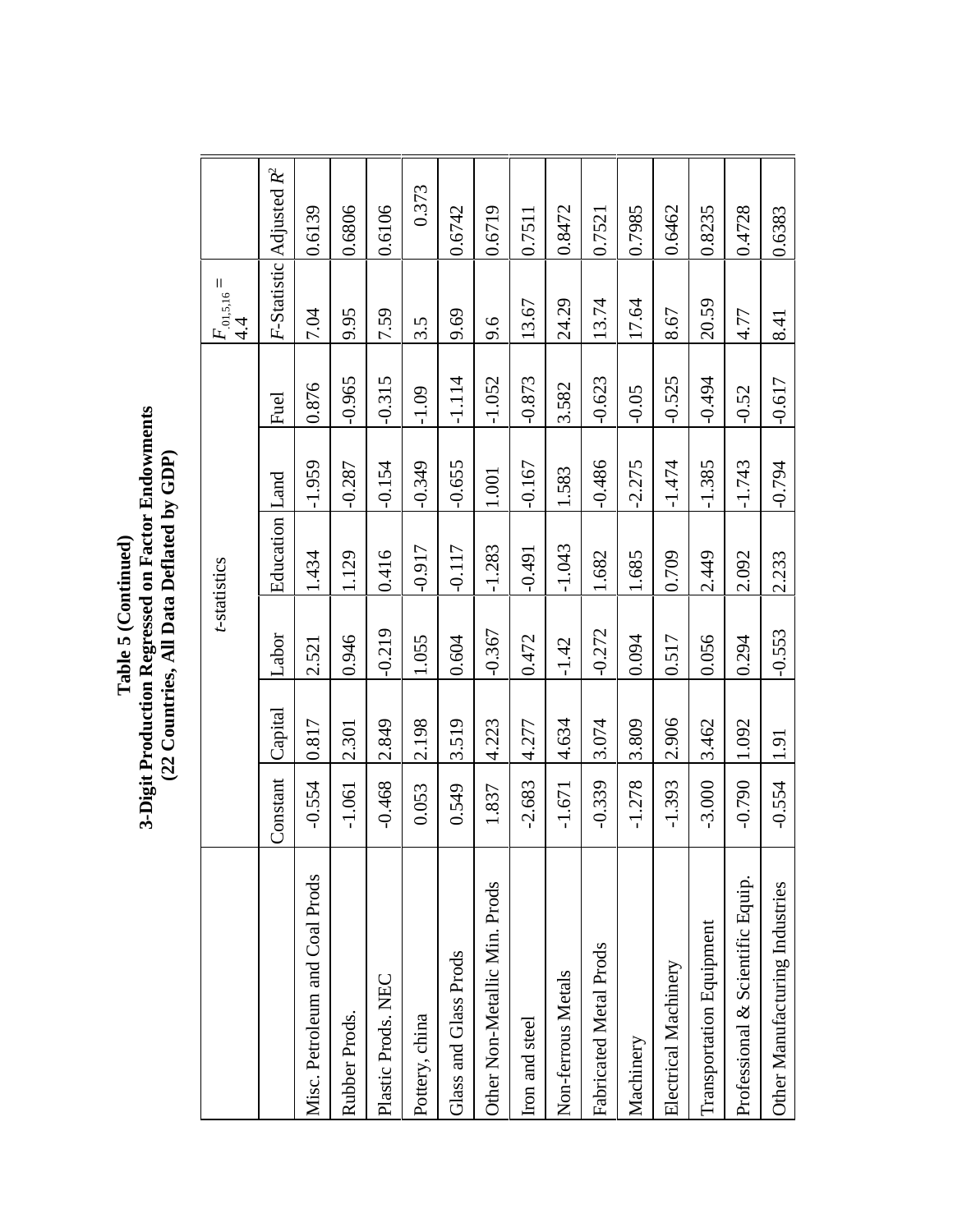**Table 5 (Continued)**
**3-Digit Production Regressed on Factor Endowments**
**(22 Countries, All Data Deflated by GDP)**

| | *t*-statistics | | | | | | $F_{.01,5,16} = 4.4$ | |
|---|---|---|---|---|---|---|---|---|
| | Constant | Capital | Labor | Education | Land | Fuel | *F*-Statistic | Adjusted $R^2$ |
| Misc. Petroleum and Coal Prods | -0.554 | 0.817 | 2.521 | 1.434 | -1.959 | 0.876 | 7.04 | 0.6139 |
| Rubber Prods. | -1.061 | 2.301 | 0.946 | 1.129 | -0.287 | -0.965 | 9.95 | 0.6806 |
| Plastic Prods. NEC | -0.468 | 2.849 | -0.219 | 0.416 | -0.154 | -0.315 | 7.59 | 0.6106 |
| Pottery, china | 0.053 | 2.198 | 1.055 | -0.917 | -0.349 | -1.09 | 3.5 | 0.373 |
| Glass and Glass Prods | 0.549 | 3.519 | 0.604 | -0.117 | -0.655 | -1.114 | 9.69 | 0.6742 |
| Other Non-Metallic Min. Prods | 1.837 | 4.223 | -0.367 | -1.283 | 1.001 | -1.052 | 9.6 | 0.6719 |
| Iron and steel | -2.683 | 4.277 | 0.472 | -0.491 | -0.167 | -0.873 | 13.67 | 0.7511 |
| Non-ferrous Metals | -1.671 | 4.634 | -1.42 | -1.043 | 1.583 | 3.582 | 24.29 | 0.8472 |
| Fabricated Metal Prods | -0.339 | 3.074 | -0.272 | 1.682 | -0.486 | -0.623 | 13.74 | 0.7521 |
| Machinery | -1.278 | 3.809 | 0.094 | 1.685 | -2.275 | -0.05 | 17.64 | 0.7985 |
| Electrical Machinery | -1.393 | 2.906 | 0.517 | 0.709 | -1.474 | -0.525 | 8.67 | 0.6462 |
| Transportation Equipment | -3.000 | 3.462 | 0.056 | 2.449 | -1.385 | -0.494 | 20.59 | 0.8235 |
| Professional & Scientific Equip. | -0.790 | 1.092 | 0.294 | 2.092 | -1.743 | -0.52 | 4.77 | 0.4728 |
| Other Manufacturing Industries | -0.554 | 1.91 | -0.553 | 2.233 | -0.794 | -0.617 | 8.41 | 0.6383 |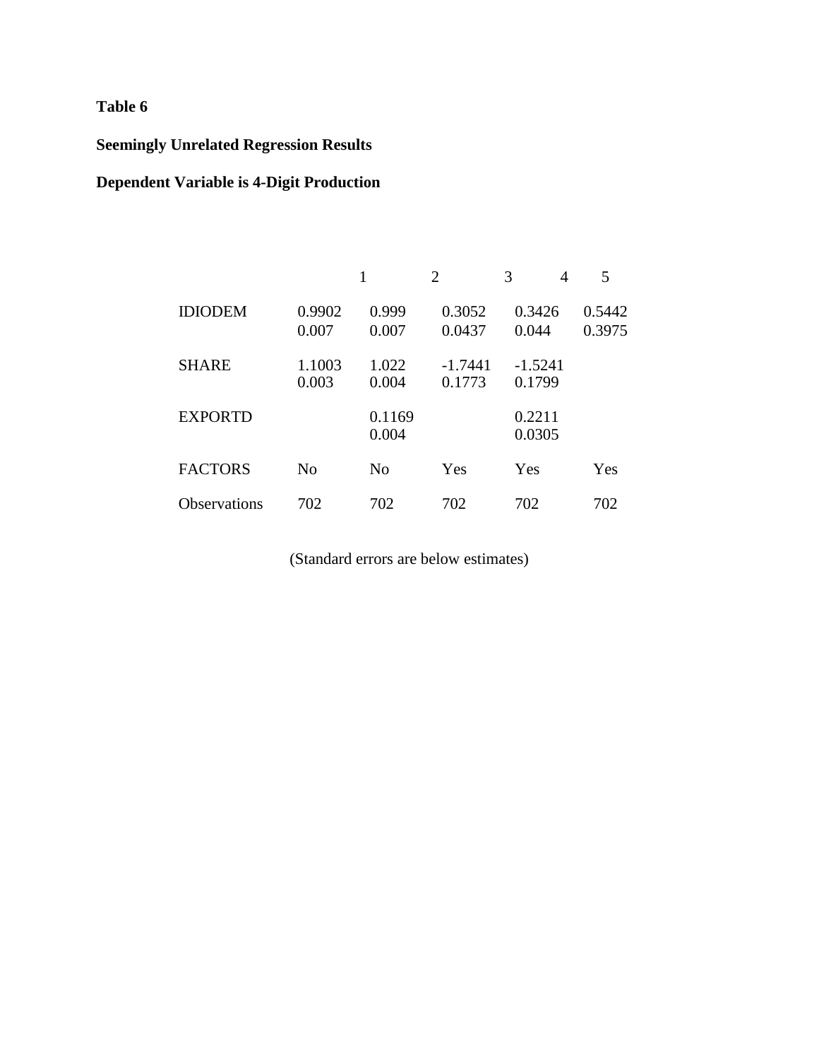**Table 6**

**Seemingly Unrelated Regression Results**

**Dependent Variable is 4-Digit Production**

| | 1 | 2 | 3 | 4 | 5 |
|---|---|---|---|---|---|
| IDIODEM | 0.9902 | 0.999 | 0.3052 | 0.3426 | 0.5442 |
| | 0.007 | 0.007 | 0.0437 | 0.044 | 0.3975 |
| SHARE | 1.1003 | 1.022 | -1.7441 | -1.5241 | |
| | 0.003 | 0.004 | 0.1773 | 0.1799 | |
| EXPORTD | | 0.1169 | | 0.2211 | |
| | | 0.004 | | 0.0305 | |
| FACTORS | No | No | Yes | Yes | Yes |
| Observations | 702 | 702 | 702 | 702 | 702 |

(Standard errors are below estimates)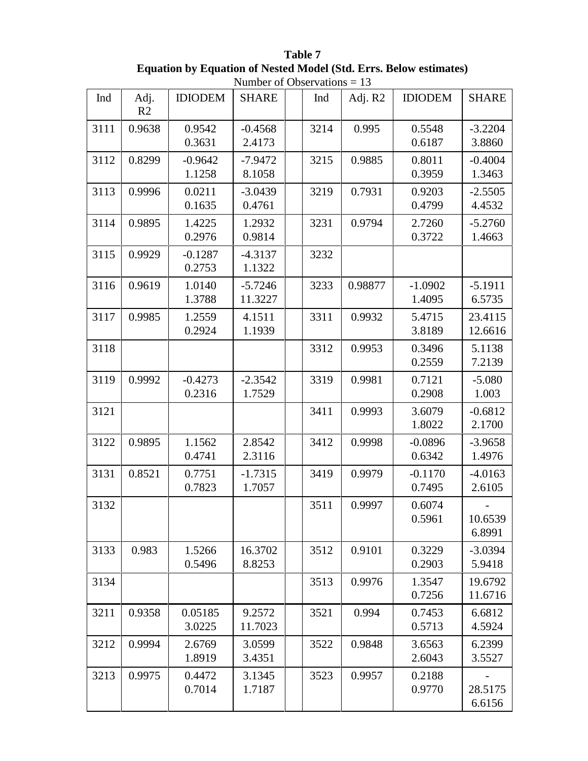**Table 7**

**Equation by Equation of Nested Model (Std. Errs. Below estimates)**

Number of Observations = 13

| Ind | Adj. R2 | IDIODEM | SHARE | | Ind | Adj. R2 | IDIODEM | SHARE |
|---|---|---|---|---|---|---|---|---|
| 3111 | 0.9638 | 0.9542<br>0.3631 | -0.4568<br>2.4173 | | 3214 | 0.995 | 0.5548<br>0.6187 | -3.2204<br>3.8860 |
| 3112 | 0.8299 | -0.9642<br>1.1258 | -7.9472<br>8.1058 | | 3215 | 0.9885 | 0.8011<br>0.3959 | -0.4004<br>1.3463 |
| 3113 | 0.9996 | 0.0211<br>0.1635 | -3.0439<br>0.4761 | | 3219 | 0.7931 | 0.9203<br>0.4799 | -2.5505<br>4.4532 |
| 3114 | 0.9895 | 1.4225<br>0.2976 | 1.2932<br>0.9814 | | 3231 | 0.9794 | 2.7260<br>0.3722 | -5.2760<br>1.4663 |
| 3115 | 0.9929 | -0.1287<br>0.2753 | -4.3137<br>1.1322 | | 3232 | | | |
| 3116 | 0.9619 | 1.0140<br>1.3788 | -5.7246<br>11.3227 | | 3233 | 0.98877 | -1.0902<br>1.4095 | -5.1911<br>6.5735 |
| 3117 | 0.9985 | 1.2559<br>0.2924 | 4.1511<br>1.1939 | | 3311 | 0.9932 | 5.4715<br>3.8189 | 23.4115<br>12.6616 |
| 3118 | | | | | 3312 | 0.9953 | 0.3496<br>0.2559 | 5.1138<br>7.2139 |
| 3119 | 0.9992 | -0.4273<br>0.2316 | -2.3542<br>1.7529 | | 3319 | 0.9981 | 0.7121<br>0.2908 | -5.080<br>1.003 |
| 3121 | | | | | 3411 | 0.9993 | 3.6079<br>1.8022 | -0.6812<br>2.1700 |
| 3122 | 0.9895 | 1.1562<br>0.4741 | 2.8542<br>2.3116 | | 3412 | 0.9998 | -0.0896<br>0.6342 | -3.9658<br>1.4976 |
| 3131 | 0.8521 | 0.7751<br>0.7823 | -1.7315<br>1.7057 | | 3419 | 0.9979 | -0.1170<br>0.7495 | -4.0163<br>2.6105 |
| 3132 | | | | | 3511 | 0.9997 | 0.6074<br>0.5961 | -10.6539<br>6.8991 |
| 3133 | 0.983 | 1.5266<br>0.5496 | 16.3702<br>8.8253 | | 3512 | 0.9101 | 0.3229<br>0.2903 | -3.0394<br>5.9418 |
| 3134 | | | | | 3513 | 0.9976 | 1.3547<br>0.7256 | 19.6792<br>11.6716 |
| 3211 | 0.9358 | 0.05185<br>3.0225 | 9.2572<br>11.7023 | | 3521 | 0.994 | 0.7453<br>0.5713 | 6.6812<br>4.5924 |
| 3212 | 0.9994 | 2.6769<br>1.8919 | 3.0599<br>3.4351 | | 3522 | 0.9848 | 3.6563<br>2.6043 | 6.2399<br>3.5527 |
| 3213 | 0.9975 | 0.4472<br>0.7014 | 3.1345<br>1.7187 | | 3523 | 0.9957 | 0.2188<br>0.9770 | -28.5175<br>6.6156 |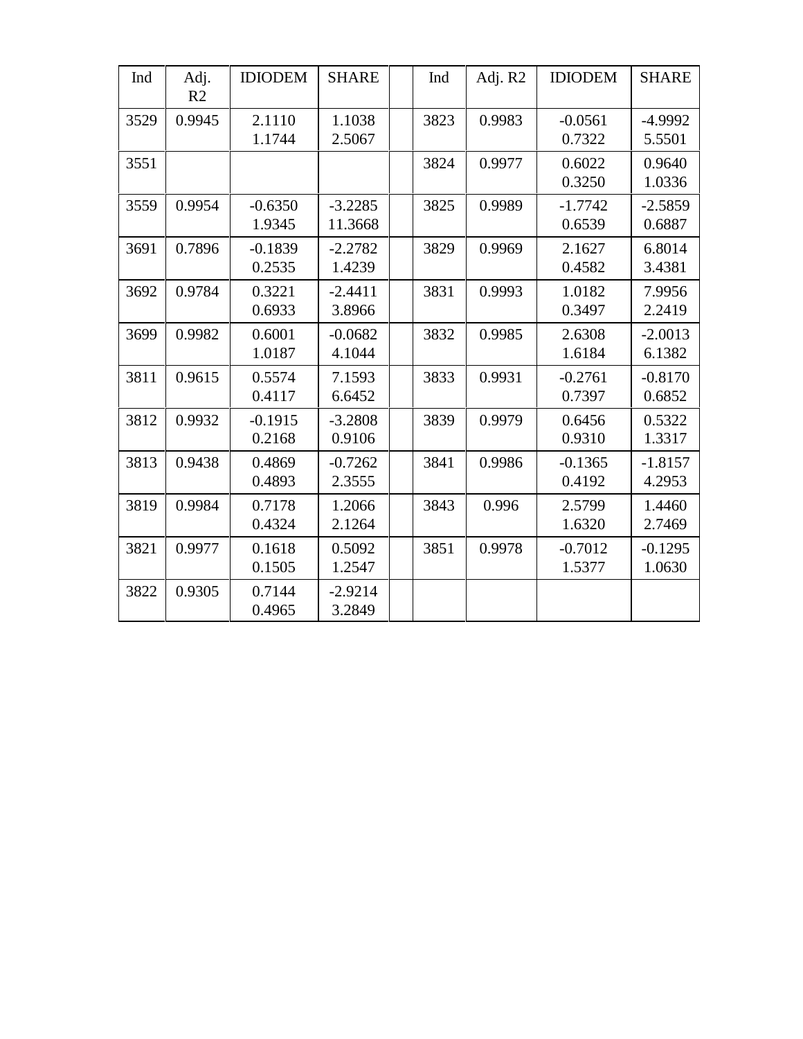| Ind | Adj. R2 | IDIODEM | SHARE | | Ind | Adj. R2 | IDIODEM | SHARE |
|---|---|---|---|---|---|---|---|---|
| 3529 | 0.9945 | 2.1110<br>1.1744 | 1.1038<br>2.5067 | | 3823 | 0.9983 | -0.0561<br>0.7322 | -4.9992<br>5.5501 |
| 3551 | | | | | 3824 | 0.9977 | 0.6022<br>0.3250 | 0.9640<br>1.0336 |
| 3559 | 0.9954 | -0.6350<br>1.9345 | -3.2285<br>11.3668 | | 3825 | 0.9989 | -1.7742<br>0.6539 | -2.5859<br>0.6887 |
| 3691 | 0.7896 | -0.1839<br>0.2535 | -2.2782<br>1.4239 | | 3829 | 0.9969 | 2.1627<br>0.4582 | 6.8014<br>3.4381 |
| 3692 | 0.9784 | 0.3221<br>0.6933 | -2.4411<br>3.8966 | | 3831 | 0.9993 | 1.0182<br>0.3497 | 7.9956<br>2.2419 |
| 3699 | 0.9982 | 0.6001<br>1.0187 | -0.0682<br>4.1044 | | 3832 | 0.9985 | 2.6308<br>1.6184 | -2.0013<br>6.1382 |
| 3811 | 0.9615 | 0.5574<br>0.4117 | 7.1593<br>6.6452 | | 3833 | 0.9931 | -0.2761<br>0.7397 | -0.8170<br>0.6852 |
| 3812 | 0.9932 | -0.1915<br>0.2168 | -3.2808<br>0.9106 | | 3839 | 0.9979 | 0.6456<br>0.9310 | 0.5322<br>1.3317 |
| 3813 | 0.9438 | 0.4869<br>0.4893 | -0.7262<br>2.3555 | | 3841 | 0.9986 | -0.1365<br>0.4192 | -1.8157<br>4.2953 |
| 3819 | 0.9984 | 0.7178<br>0.4324 | 1.2066<br>2.1264 | | 3843 | 0.996 | 2.5799<br>1.6320 | 1.4460<br>2.7469 |
| 3821 | 0.9977 | 0.1618<br>0.1505 | 0.5092<br>1.2547 | | 3851 | 0.9978 | -0.7012<br>1.5377 | -0.1295<br>1.0630 |
| 3822 | 0.9305 | 0.7144<br>0.4965 | -2.9214<br>3.2849 | | | | | |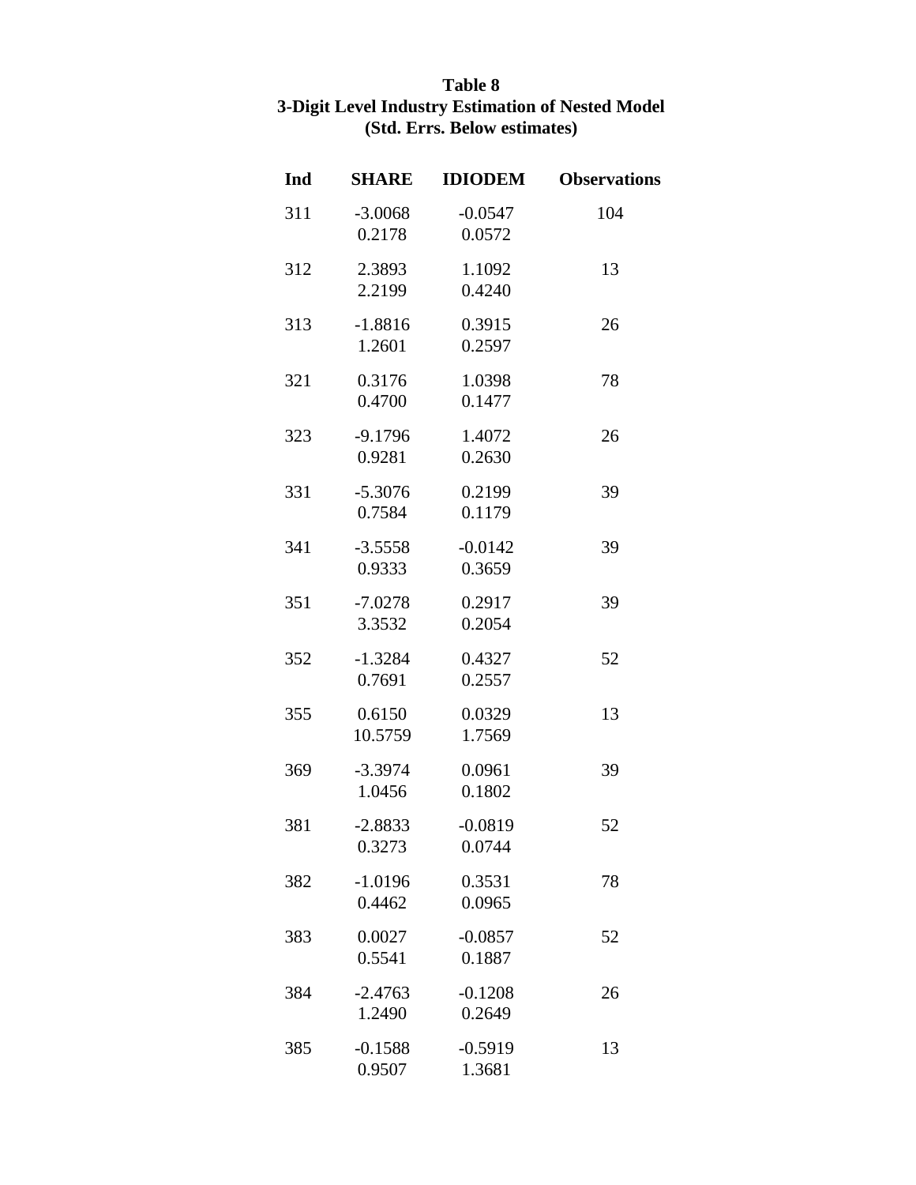**Table 8**
**3-Digit Level Industry Estimation of Nested Model**
**(Std. Errs. Below estimates)**

| Ind | SHARE | IDIODEM | Observations |
|---|---|---|---|
| 311 | -3.0068 | -0.0547 | 104 |
| | 0.2178 | 0.0572 | |
| 312 | 2.3893 | 1.1092 | 13 |
| | 2.2199 | 0.4240 | |
| 313 | -1.8816 | 0.3915 | 26 |
| | 1.2601 | 0.2597 | |
| 321 | 0.3176 | 1.0398 | 78 |
| | 0.4700 | 0.1477 | |
| 323 | -9.1796 | 1.4072 | 26 |
| | 0.9281 | 0.2630 | |
| 331 | -5.3076 | 0.2199 | 39 |
| | 0.7584 | 0.1179 | |
| 341 | -3.5558 | -0.0142 | 39 |
| | 0.9333 | 0.3659 | |
| 351 | -7.0278 | 0.2917 | 39 |
| | 3.3532 | 0.2054 | |
| 352 | -1.3284 | 0.4327 | 52 |
| | 0.7691 | 0.2557 | |
| 355 | 0.6150 | 0.0329 | 13 |
| | 10.5759 | 1.7569 | |
| 369 | -3.3974 | 0.0961 | 39 |
| | 1.0456 | 0.1802 | |
| 381 | -2.8833 | -0.0819 | 52 |
| | 0.3273 | 0.0744 | |
| 382 | -1.0196 | 0.3531 | 78 |
| | 0.4462 | 0.0965 | |
| 383 | 0.0027 | -0.0857 | 52 |
| | 0.5541 | 0.1887 | |
| 384 | -2.4763 | -0.1208 | 26 |
| | 1.2490 | 0.2649 | |
| 385 | -0.1588 | -0.5919 | 13 |
| | 0.9507 | 1.3681 | |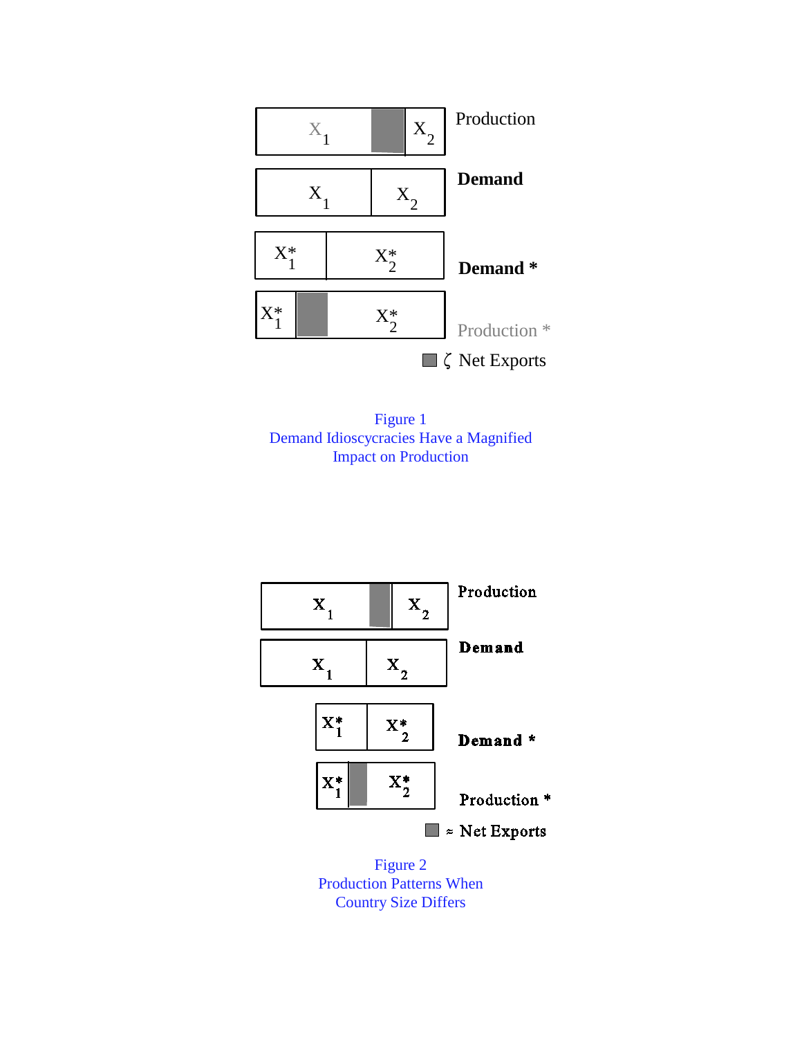| $X_1$ | | $X_2$ | Production |
|---|---|---|---|
| $X_1$ | | $X_2$ | **Demand** |
| $X_1^*$ | | $X_2^*$ | **Demand \*** |
| $X_1^*$ | | $X_2^*$ | Production \* |

■ ζ Net Exports

Figure 1
Demand Idioscycracies Have a Magnified Impact on Production

| $X_1$ | | $X_2$ | **Production** |
|---|---|---|---|
| $X_1$ | | $X_2$ | **Demand** |
| $X_1^*$ | | $X_2^*$ | **Demand \*** |
| $X_1^*$ | | $X_2^*$ | **Production \*** |

■ ≈ Net Exports

Figure 2
Production Patterns When Country Size Differs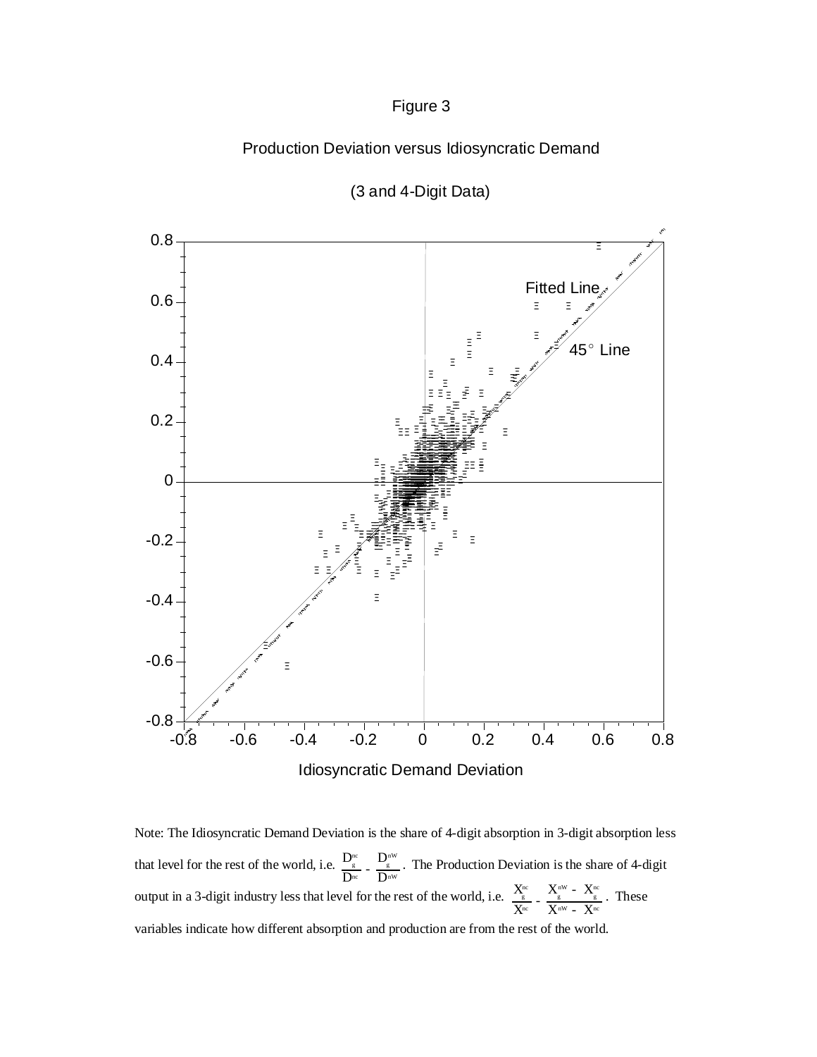Figure 3

Production Deviation versus Idiosyncratic Demand

(3 and 4-Digit Data)

Fitted Line

45° Line

Idiosyncratic Demand Deviation

Note: The Idiosyncratic Demand Deviation is the share of 4-digit absorption in 3-digit absorption less that level for the rest of the world, i.e. $\frac{D_g^{nc}}{D^{nc}} - \frac{D_g^{nW}}{D^{nW}}$. The Production Deviation is the share of 4-digit output in a 3-digit industry less that level for the rest of the world, i.e. $\frac{X_g^{nc}}{X^{nc}} - \frac{X_g^{nW} - X_g^{nc}}{X^{nW} - X^{nc}}$. These variables indicate how different absorption and production are from the rest of the world.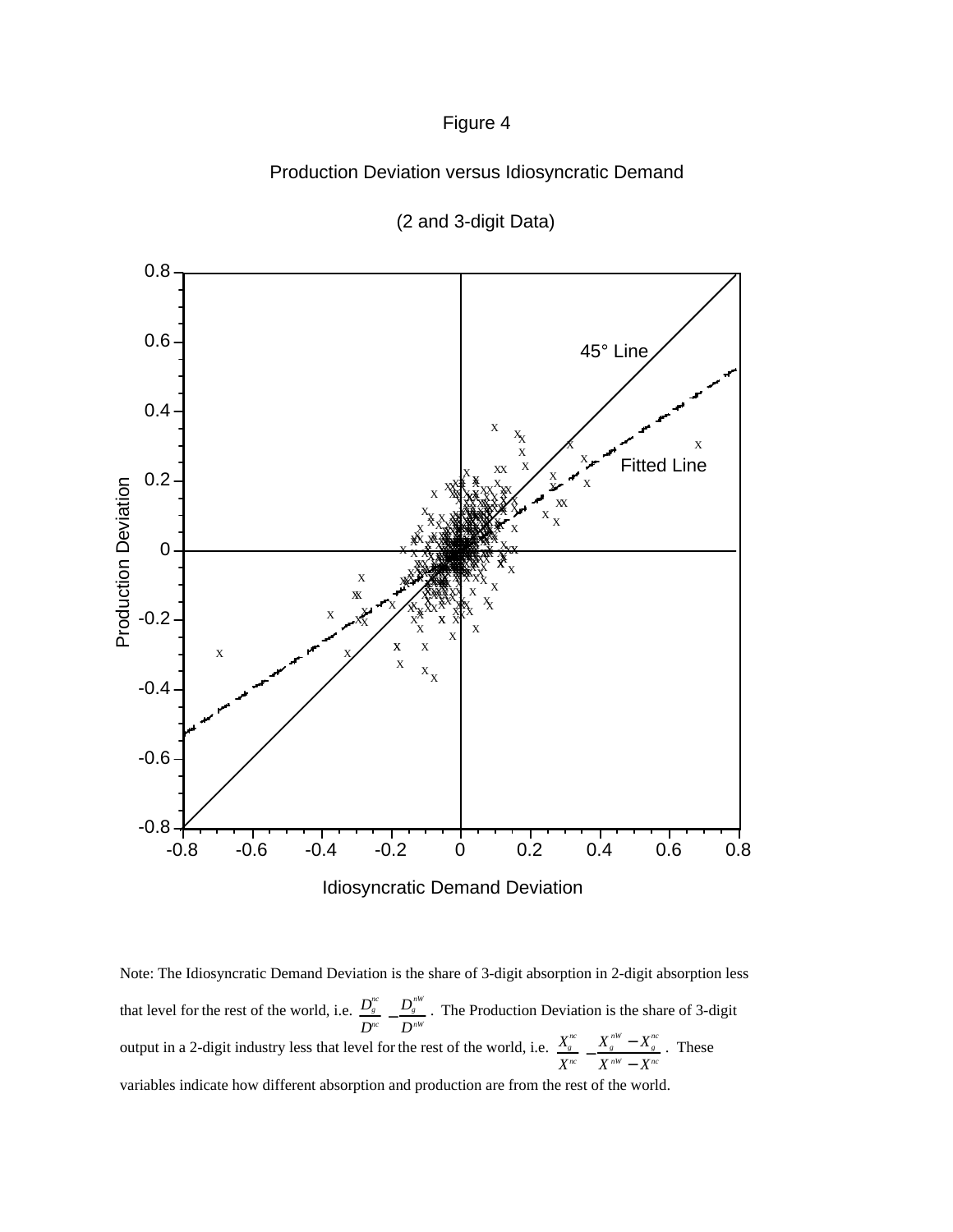Figure 4

Production Deviation versus Idiosyncratic Demand

(2 and 3-digit Data)

45° Line

Fitted Line

Production Deviation

0.8
0.6
0.4
0.2
0
-0.2
-0.4
-0.6
-0.8

-0.8 -0.6 -0.4 -0.2 0 0.2 0.4 0.6 0.8

Idiosyncratic Demand Deviation

Note: The Idiosyncratic Demand Deviation is the share of 3-digit absorption in 2-digit absorption less that level for the rest of the world, i.e. $\frac{D_g^{nc}}{D^{nc}} - \frac{D_g^{nW}}{D^{nW}}$. The Production Deviation is the share of 3-digit output in a 2-digit industry less that level for the rest of the world, i.e. $\frac{X_g^{nc}}{X^{nc}} - \frac{X_g^{nW} - X_g^{nc}}{X^{nW} - X^{nc}}$. These variables indicate how different absorption and production are from the rest of the world.